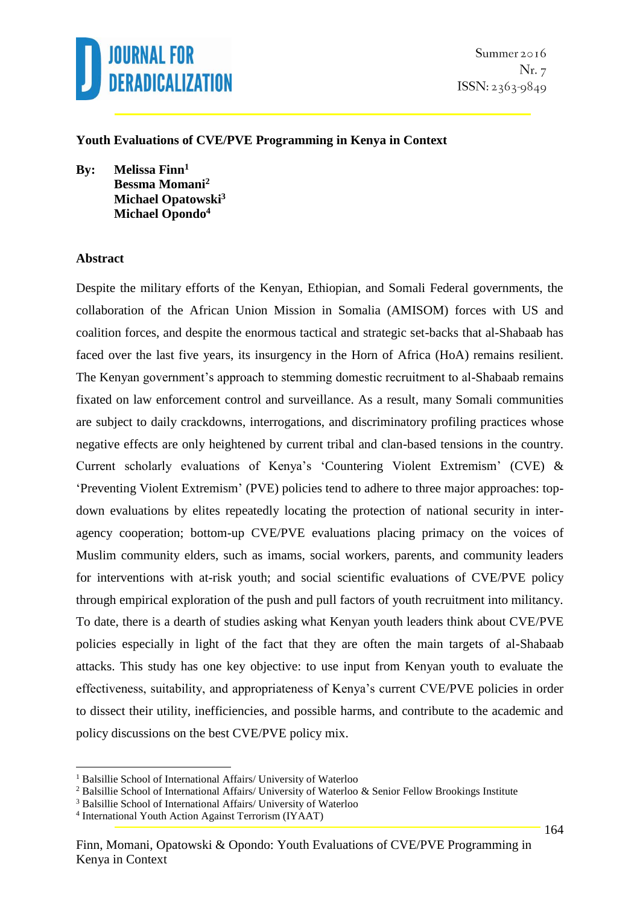# Youth Evaluations of CVE/PVE Programming in Kenya in Context

**By: Melissa Finn[1]**
**Bessma Momani[2]**
**Michael Opatowski[3]**
**Michael Opondo[4]**

## Abstract

Despite the military efforts of the Kenyan, Ethiopian, and Somali Federal governments, the collaboration of the African Union Mission in Somalia (AMISOM) forces with US and coalition forces, and despite the enormous tactical and strategic set-backs that al-Shabaab has faced over the last five years, its insurgency in the Horn of Africa (HoA) remains resilient. The Kenyan government's approach to stemming domestic recruitment to al-Shabaab remains fixated on law enforcement control and surveillance. As a result, many Somali communities are subject to daily crackdowns, interrogations, and discriminatory profiling practices whose negative effects are only heightened by current tribal and clan-based tensions in the country. Current scholarly evaluations of Kenya's 'Countering Violent Extremism' (CVE) & 'Preventing Violent Extremism' (PVE) policies tend to adhere to three major approaches: top-down evaluations by elites repeatedly locating the protection of national security in inter-agency cooperation; bottom-up CVE/PVE evaluations placing primacy on the voices of Muslim community elders, such as imams, social workers, parents, and community leaders for interventions with at-risk youth; and social scientific evaluations of CVE/PVE policy through empirical exploration of the push and pull factors of youth recruitment into militancy. To date, there is a dearth of studies asking what Kenyan youth leaders think about CVE/PVE policies especially in light of the fact that they are often the main targets of al-Shabaab attacks. This study has one key objective: to use input from Kenyan youth to evaluate the effectiveness, suitability, and appropriateness of Kenya's current CVE/PVE policies in order to dissect their utility, inefficiencies, and possible harms, and contribute to the academic and policy discussions on the best CVE/PVE policy mix.

---

[1] Balsillie School of International Affairs/ University of Waterloo

[2] Balsillie School of International Affairs/ University of Waterloo & Senior Fellow Brookings Institute

[3] Balsillie School of International Affairs/ University of Waterloo

[4] International Youth Action Against Terrorism (IYAAT)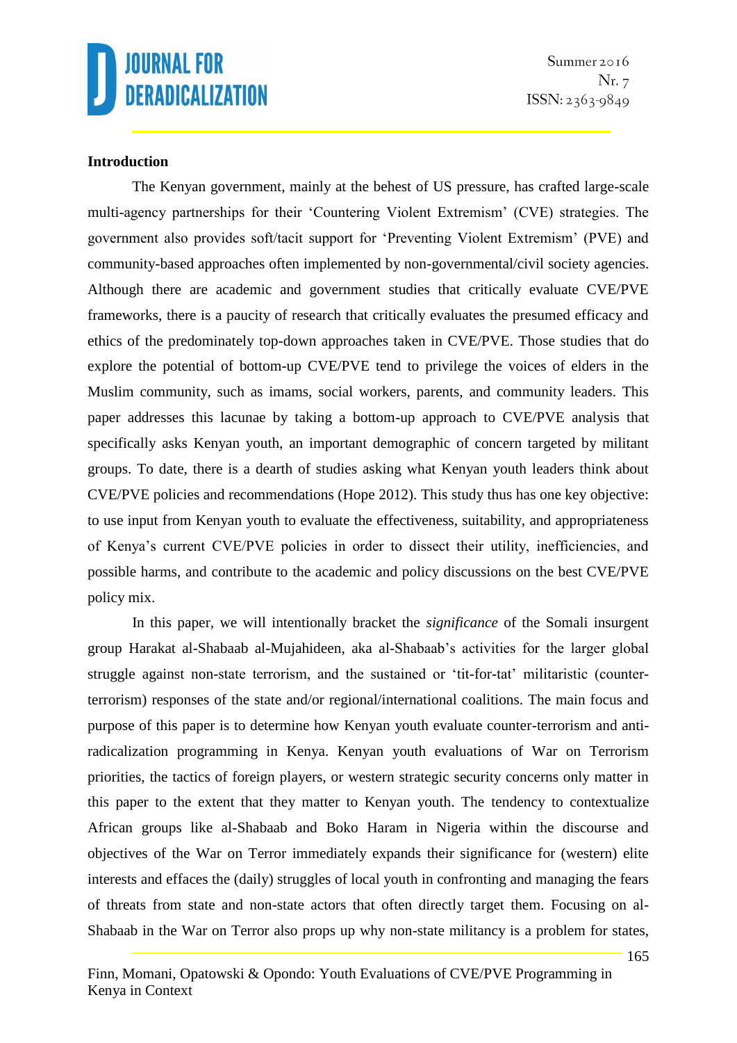**Introduction**

The Kenyan government, mainly at the behest of US pressure, has crafted large-scale multi-agency partnerships for their 'Countering Violent Extremism' (CVE) strategies. The government also provides soft/tacit support for 'Preventing Violent Extremism' (PVE) and community-based approaches often implemented by non-governmental/civil society agencies. Although there are academic and government studies that critically evaluate CVE/PVE frameworks, there is a paucity of research that critically evaluates the presumed efficacy and ethics of the predominately top-down approaches taken in CVE/PVE. Those studies that do explore the potential of bottom-up CVE/PVE tend to privilege the voices of elders in the Muslim community, such as imams, social workers, parents, and community leaders. This paper addresses this lacunae by taking a bottom-up approach to CVE/PVE analysis that specifically asks Kenyan youth, an important demographic of concern targeted by militant groups. To date, there is a dearth of studies asking what Kenyan youth leaders think about CVE/PVE policies and recommendations (Hope 2012). This study thus has one key objective: to use input from Kenyan youth to evaluate the effectiveness, suitability, and appropriateness of Kenya's current CVE/PVE policies in order to dissect their utility, inefficiencies, and possible harms, and contribute to the academic and policy discussions on the best CVE/PVE policy mix.

In this paper, we will intentionally bracket the *significance* of the Somali insurgent group Harakat al-Shabaab al-Mujahideen, aka al-Shabaab's activities for the larger global struggle against non-state terrorism, and the sustained or 'tit-for-tat' militaristic (counter-terrorism) responses of the state and/or regional/international coalitions. The main focus and purpose of this paper is to determine how Kenyan youth evaluate counter-terrorism and anti-radicalization programming in Kenya. Kenyan youth evaluations of War on Terrorism priorities, the tactics of foreign players, or western strategic security concerns only matter in this paper to the extent that they matter to Kenyan youth. The tendency to contextualize African groups like al-Shabaab and Boko Haram in Nigeria within the discourse and objectives of the War on Terror immediately expands their significance for (western) elite interests and effaces the (daily) struggles of local youth in confronting and managing the fears of threats from state and non-state actors that often directly target them. Focusing on al-Shabaab in the War on Terror also props up why non-state militancy is a problem for states,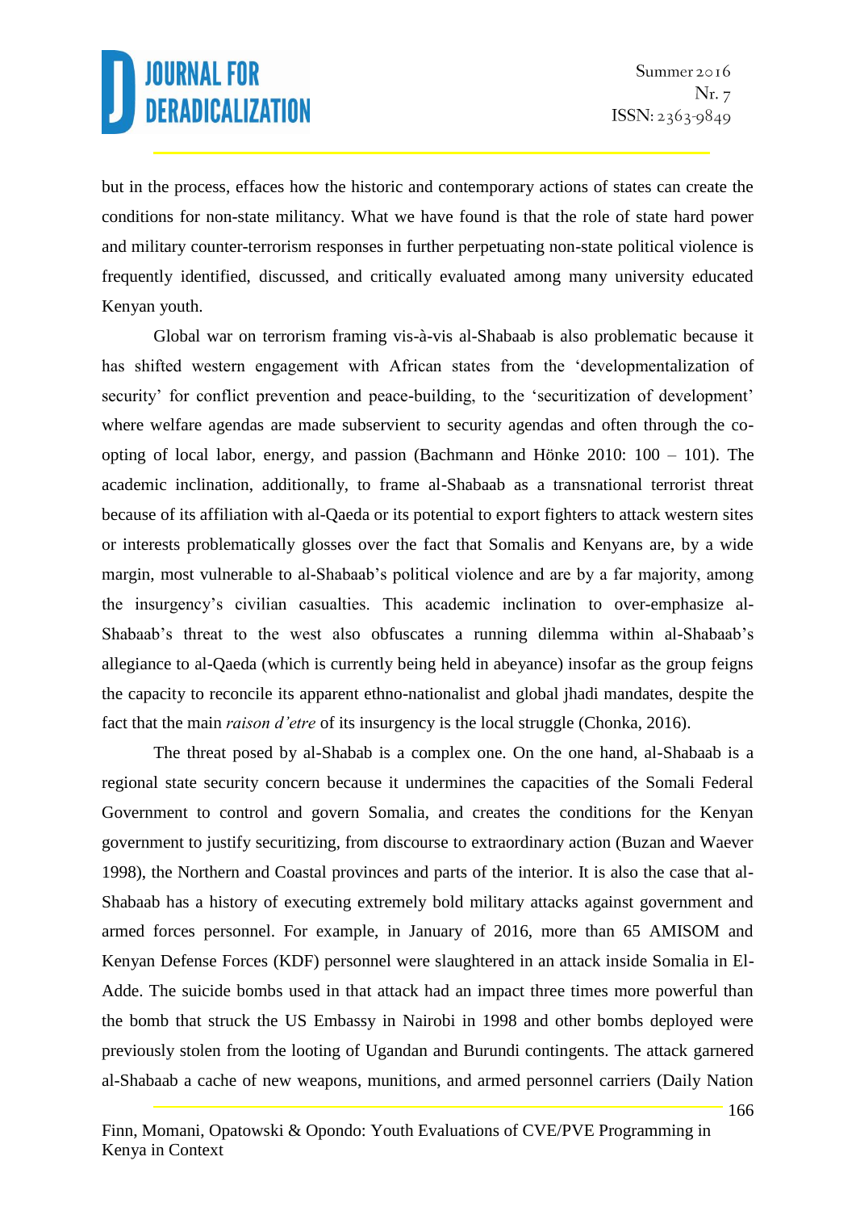but in the process, effaces how the historic and contemporary actions of states can create the conditions for non-state militancy. What we have found is that the role of state hard power and military counter-terrorism responses in further perpetuating non-state political violence is frequently identified, discussed, and critically evaluated among many university educated Kenyan youth.

Global war on terrorism framing vis-à-vis al-Shabaab is also problematic because it has shifted western engagement with African states from the 'developmentalization of security' for conflict prevention and peace-building, to the 'securitization of development' where welfare agendas are made subservient to security agendas and often through the co-opting of local labor, energy, and passion (Bachmann and Hönke 2010: 100 – 101). The academic inclination, additionally, to frame al-Shabaab as a transnational terrorist threat because of its affiliation with al-Qaeda or its potential to export fighters to attack western sites or interests problematically glosses over the fact that Somalis and Kenyans are, by a wide margin, most vulnerable to al-Shabaab's political violence and are by a far majority, among the insurgency's civilian casualties. This academic inclination to over-emphasize al-Shabaab's threat to the west also obfuscates a running dilemma within al-Shabaab's allegiance to al-Qaeda (which is currently being held in abeyance) insofar as the group feigns the capacity to reconcile its apparent ethno-nationalist and global jhadi mandates, despite the fact that the main *raison d'etre* of its insurgency is the local struggle (Chonka, 2016).

The threat posed by al-Shabab is a complex one. On the one hand, al-Shabaab is a regional state security concern because it undermines the capacities of the Somali Federal Government to control and govern Somalia, and creates the conditions for the Kenyan government to justify securitizing, from discourse to extraordinary action (Buzan and Waever 1998), the Northern and Coastal provinces and parts of the interior. It is also the case that al-Shabaab has a history of executing extremely bold military attacks against government and armed forces personnel. For example, in January of 2016, more than 65 AMISOM and Kenyan Defense Forces (KDF) personnel were slaughtered in an attack inside Somalia in El-Adde. The suicide bombs used in that attack had an impact three times more powerful than the bomb that struck the US Embassy in Nairobi in 1998 and other bombs deployed were previously stolen from the looting of Ugandan and Burundi contingents. The attack garnered al-Shabaab a cache of new weapons, munitions, and armed personnel carriers (Daily Nation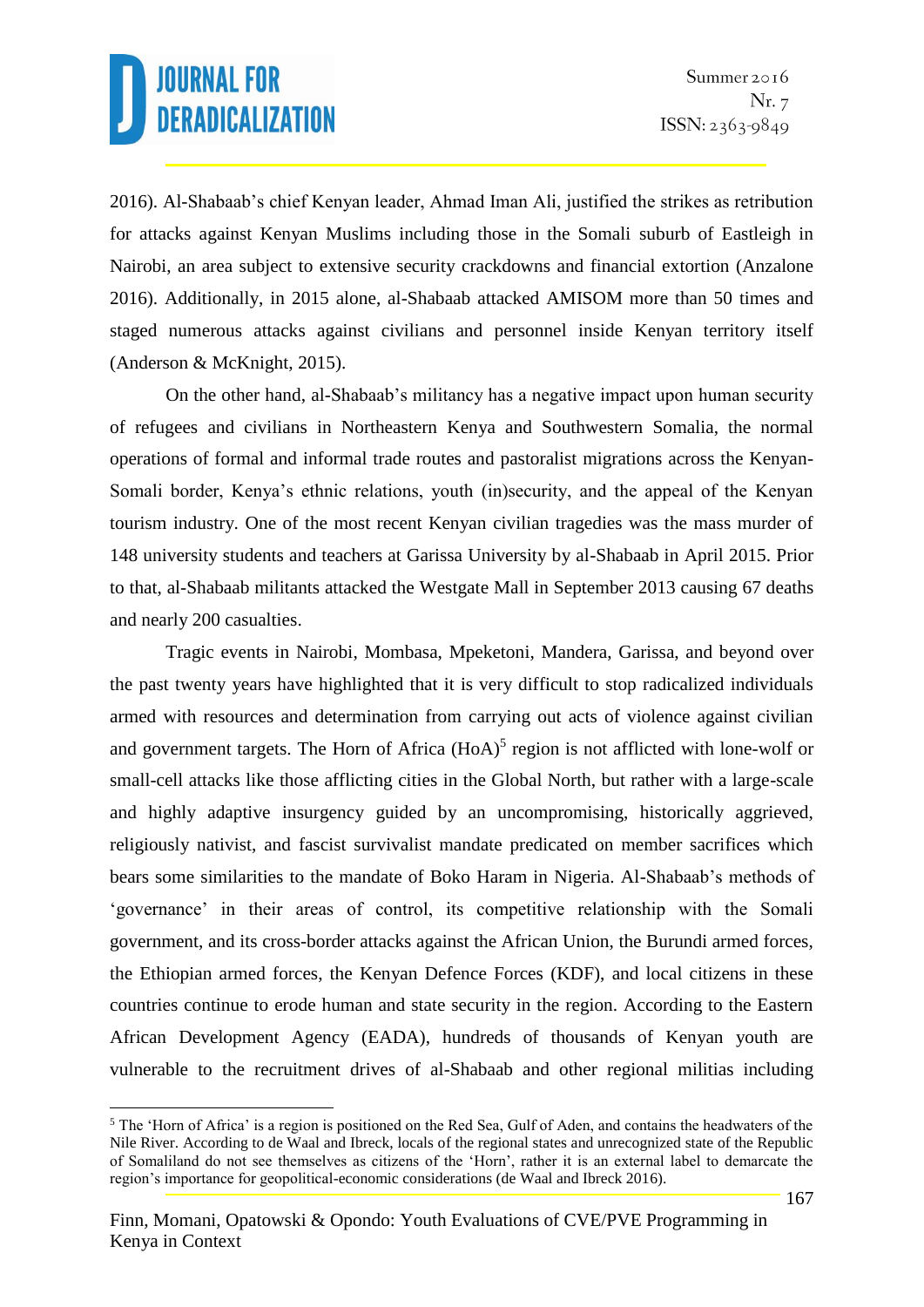2016). Al-Shabaab's chief Kenyan leader, Ahmad Iman Ali, justified the strikes as retribution for attacks against Kenyan Muslims including those in the Somali suburb of Eastleigh in Nairobi, an area subject to extensive security crackdowns and financial extortion (Anzalone 2016). Additionally, in 2015 alone, al-Shabaab attacked AMISOM more than 50 times and staged numerous attacks against civilians and personnel inside Kenyan territory itself (Anderson & McKnight, 2015).

On the other hand, al-Shabaab's militancy has a negative impact upon human security of refugees and civilians in Northeastern Kenya and Southwestern Somalia, the normal operations of formal and informal trade routes and pastoralist migrations across the Kenyan-Somali border, Kenya's ethnic relations, youth (in)security, and the appeal of the Kenyan tourism industry. One of the most recent Kenyan civilian tragedies was the mass murder of 148 university students and teachers at Garissa University by al-Shabaab in April 2015. Prior to that, al-Shabaab militants attacked the Westgate Mall in September 2013 causing 67 deaths and nearly 200 casualties.

Tragic events in Nairobi, Mombasa, Mpeketoni, Mandera, Garissa, and beyond over the past twenty years have highlighted that it is very difficult to stop radicalized individuals armed with resources and determination from carrying out acts of violence against civilian and government targets. The Horn of Africa (HoA)[5] region is not afflicted with lone-wolf or small-cell attacks like those afflicting cities in the Global North, but rather with a large-scale and highly adaptive insurgency guided by an uncompromising, historically aggrieved, religiously nativist, and fascist survivalist mandate predicated on member sacrifices which bears some similarities to the mandate of Boko Haram in Nigeria. Al-Shabaab's methods of 'governance' in their areas of control, its competitive relationship with the Somali government, and its cross-border attacks against the African Union, the Burundi armed forces, the Ethiopian armed forces, the Kenyan Defence Forces (KDF), and local citizens in these countries continue to erode human and state security in the region. According to the Eastern African Development Agency (EADA), hundreds of thousands of Kenyan youth are vulnerable to the recruitment drives of al-Shabaab and other regional militias including

[5] The 'Horn of Africa' is a region is positioned on the Red Sea, Gulf of Aden, and contains the headwaters of the Nile River. According to de Waal and Ibreck, locals of the regional states and unrecognized state of the Republic of Somaliland do not see themselves as citizens of the 'Horn', rather it is an external label to demarcate the region's importance for geopolitical-economic considerations (de Waal and Ibreck 2016).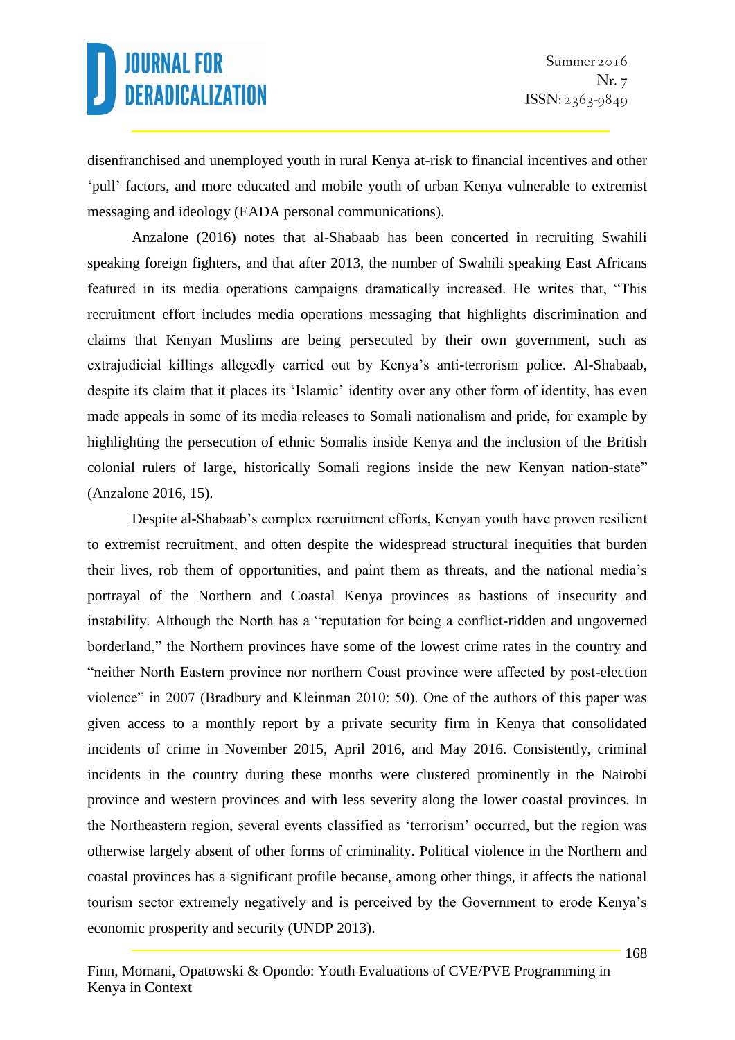disenfranchised and unemployed youth in rural Kenya at-risk to financial incentives and other 'pull' factors, and more educated and mobile youth of urban Kenya vulnerable to extremist messaging and ideology (EADA personal communications).

Anzalone (2016) notes that al-Shabaab has been concerted in recruiting Swahili speaking foreign fighters, and that after 2013, the number of Swahili speaking East Africans featured in its media operations campaigns dramatically increased. He writes that, "This recruitment effort includes media operations messaging that highlights discrimination and claims that Kenyan Muslims are being persecuted by their own government, such as extrajudicial killings allegedly carried out by Kenya's anti-terrorism police. Al-Shabaab, despite its claim that it places its 'Islamic' identity over any other form of identity, has even made appeals in some of its media releases to Somali nationalism and pride, for example by highlighting the persecution of ethnic Somalis inside Kenya and the inclusion of the British colonial rulers of large, historically Somali regions inside the new Kenyan nation-state" (Anzalone 2016, 15).

Despite al-Shabaab's complex recruitment efforts, Kenyan youth have proven resilient to extremist recruitment, and often despite the widespread structural inequities that burden their lives, rob them of opportunities, and paint them as threats, and the national media's portrayal of the Northern and Coastal Kenya provinces as bastions of insecurity and instability. Although the North has a "reputation for being a conflict-ridden and ungoverned borderland," the Northern provinces have some of the lowest crime rates in the country and "neither North Eastern province nor northern Coast province were affected by post-election violence" in 2007 (Bradbury and Kleinman 2010: 50). One of the authors of this paper was given access to a monthly report by a private security firm in Kenya that consolidated incidents of crime in November 2015, April 2016, and May 2016. Consistently, criminal incidents in the country during these months were clustered prominently in the Nairobi province and western provinces and with less severity along the lower coastal provinces. In the Northeastern region, several events classified as 'terrorism' occurred, but the region was otherwise largely absent of other forms of criminality. Political violence in the Northern and coastal provinces has a significant profile because, among other things, it affects the national tourism sector extremely negatively and is perceived by the Government to erode Kenya's economic prosperity and security (UNDP 2013).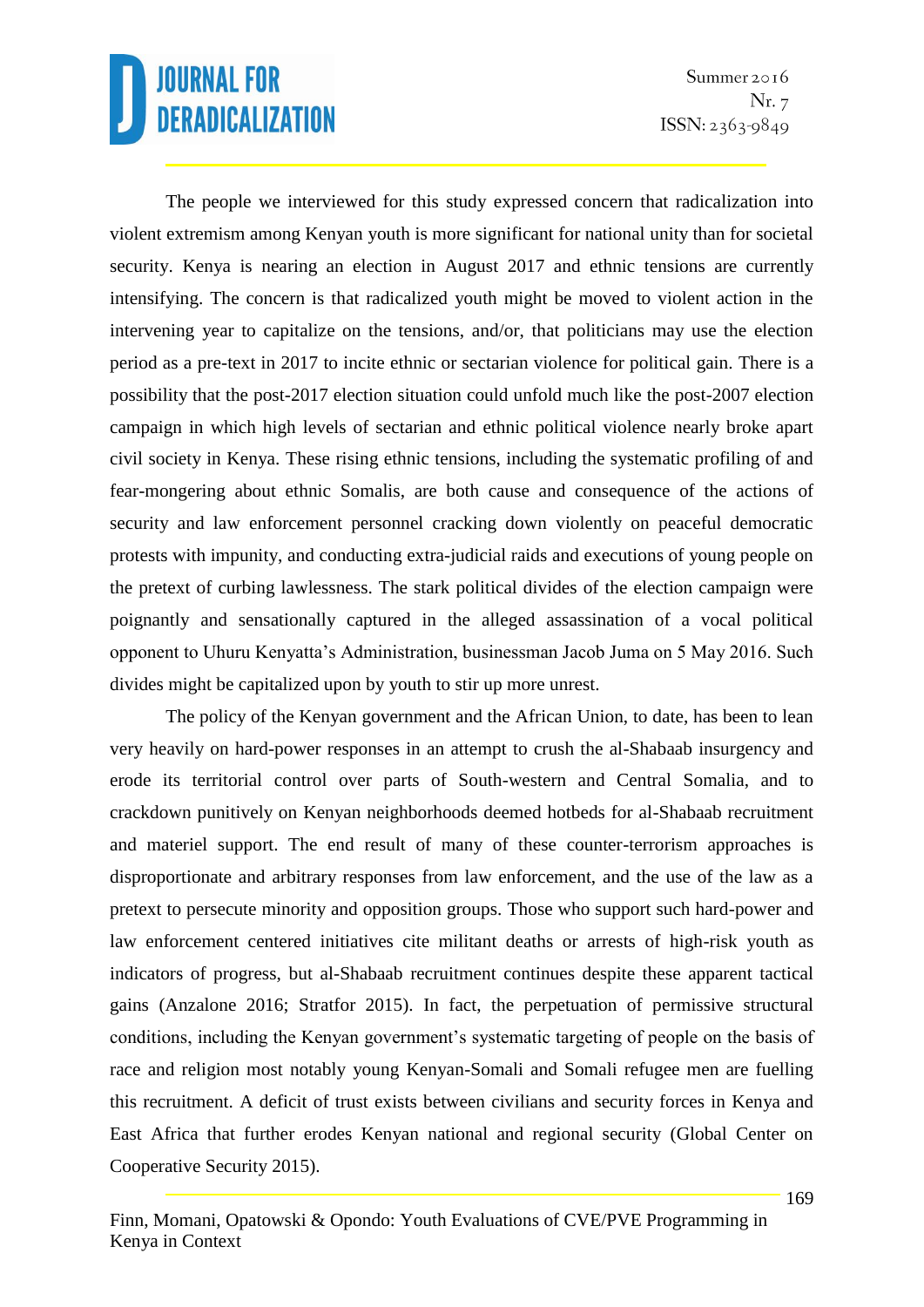The people we interviewed for this study expressed concern that radicalization into violent extremism among Kenyan youth is more significant for national unity than for societal security. Kenya is nearing an election in August 2017 and ethnic tensions are currently intensifying. The concern is that radicalized youth might be moved to violent action in the intervening year to capitalize on the tensions, and/or, that politicians may use the election period as a pre-text in 2017 to incite ethnic or sectarian violence for political gain. There is a possibility that the post-2017 election situation could unfold much like the post-2007 election campaign in which high levels of sectarian and ethnic political violence nearly broke apart civil society in Kenya. These rising ethnic tensions, including the systematic profiling of and fear-mongering about ethnic Somalis, are both cause and consequence of the actions of security and law enforcement personnel cracking down violently on peaceful democratic protests with impunity, and conducting extra-judicial raids and executions of young people on the pretext of curbing lawlessness. The stark political divides of the election campaign were poignantly and sensationally captured in the alleged assassination of a vocal political opponent to Uhuru Kenyatta's Administration, businessman Jacob Juma on 5 May 2016. Such divides might be capitalized upon by youth to stir up more unrest.

The policy of the Kenyan government and the African Union, to date, has been to lean very heavily on hard-power responses in an attempt to crush the al-Shabaab insurgency and erode its territorial control over parts of South-western and Central Somalia, and to crackdown punitively on Kenyan neighborhoods deemed hotbeds for al-Shabaab recruitment and materiel support. The end result of many of these counter-terrorism approaches is disproportionate and arbitrary responses from law enforcement, and the use of the law as a pretext to persecute minority and opposition groups. Those who support such hard-power and law enforcement centered initiatives cite militant deaths or arrests of high-risk youth as indicators of progress, but al-Shabaab recruitment continues despite these apparent tactical gains (Anzalone 2016; Stratfor 2015). In fact, the perpetuation of permissive structural conditions, including the Kenyan government's systematic targeting of people on the basis of race and religion most notably young Kenyan-Somali and Somali refugee men are fuelling this recruitment. A deficit of trust exists between civilians and security forces in Kenya and East Africa that further erodes Kenyan national and regional security (Global Center on Cooperative Security 2015).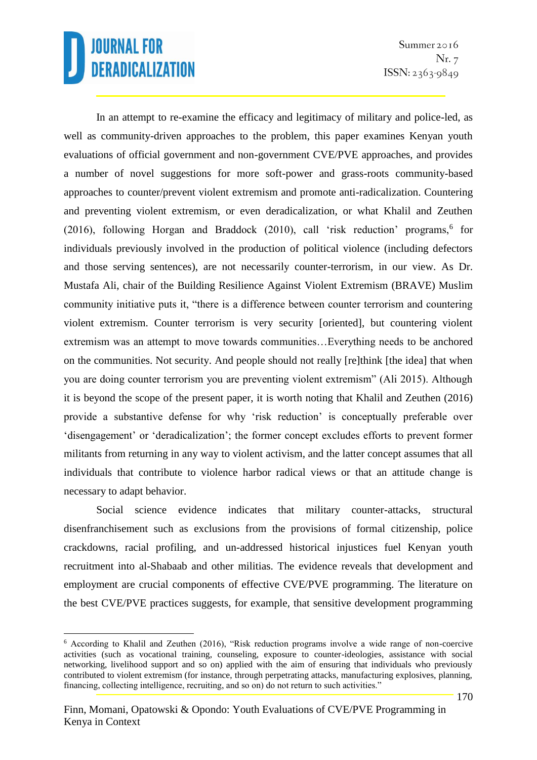In an attempt to re-examine the efficacy and legitimacy of military and police-led, as well as community-driven approaches to the problem, this paper examines Kenyan youth evaluations of official government and non-government CVE/PVE approaches, and provides a number of novel suggestions for more soft-power and grass-roots community-based approaches to counter/prevent violent extremism and promote anti-radicalization. Countering and preventing violent extremism, or even deradicalization, or what Khalil and Zeuthen (2016), following Horgan and Braddock (2010), call 'risk reduction' programs,[6] for individuals previously involved in the production of political violence (including defectors and those serving sentences), are not necessarily counter-terrorism, in our view. As Dr. Mustafa Ali, chair of the Building Resilience Against Violent Extremism (BRAVE) Muslim community initiative puts it, "there is a difference between counter terrorism and countering violent extremism. Counter terrorism is very security [oriented], but countering violent extremism was an attempt to move towards communities…Everything needs to be anchored on the communities. Not security. And people should not really [re]think [the idea] that when you are doing counter terrorism you are preventing violent extremism" (Ali 2015). Although it is beyond the scope of the present paper, it is worth noting that Khalil and Zeuthen (2016) provide a substantive defense for why 'risk reduction' is conceptually preferable over 'disengagement' or 'deradicalization'; the former concept excludes efforts to prevent former militants from returning in any way to violent activism, and the latter concept assumes that all individuals that contribute to violence harbor radical views or that an attitude change is necessary to adapt behavior.

Social science evidence indicates that military counter-attacks, structural disenfranchisement such as exclusions from the provisions of formal citizenship, police crackdowns, racial profiling, and un-addressed historical injustices fuel Kenyan youth recruitment into al-Shabaab and other militias. The evidence reveals that development and employment are crucial components of effective CVE/PVE programming. The literature on the best CVE/PVE practices suggests, for example, that sensitive development programming

---

[6] According to Khalil and Zeuthen (2016), "Risk reduction programs involve a wide range of non-coercive activities (such as vocational training, counseling, exposure to counter-ideologies, assistance with social networking, livelihood support and so on) applied with the aim of ensuring that individuals who previously contributed to violent extremism (for instance, through perpetrating attacks, manufacturing explosives, planning, financing, collecting intelligence, recruiting, and so on) do not return to such activities."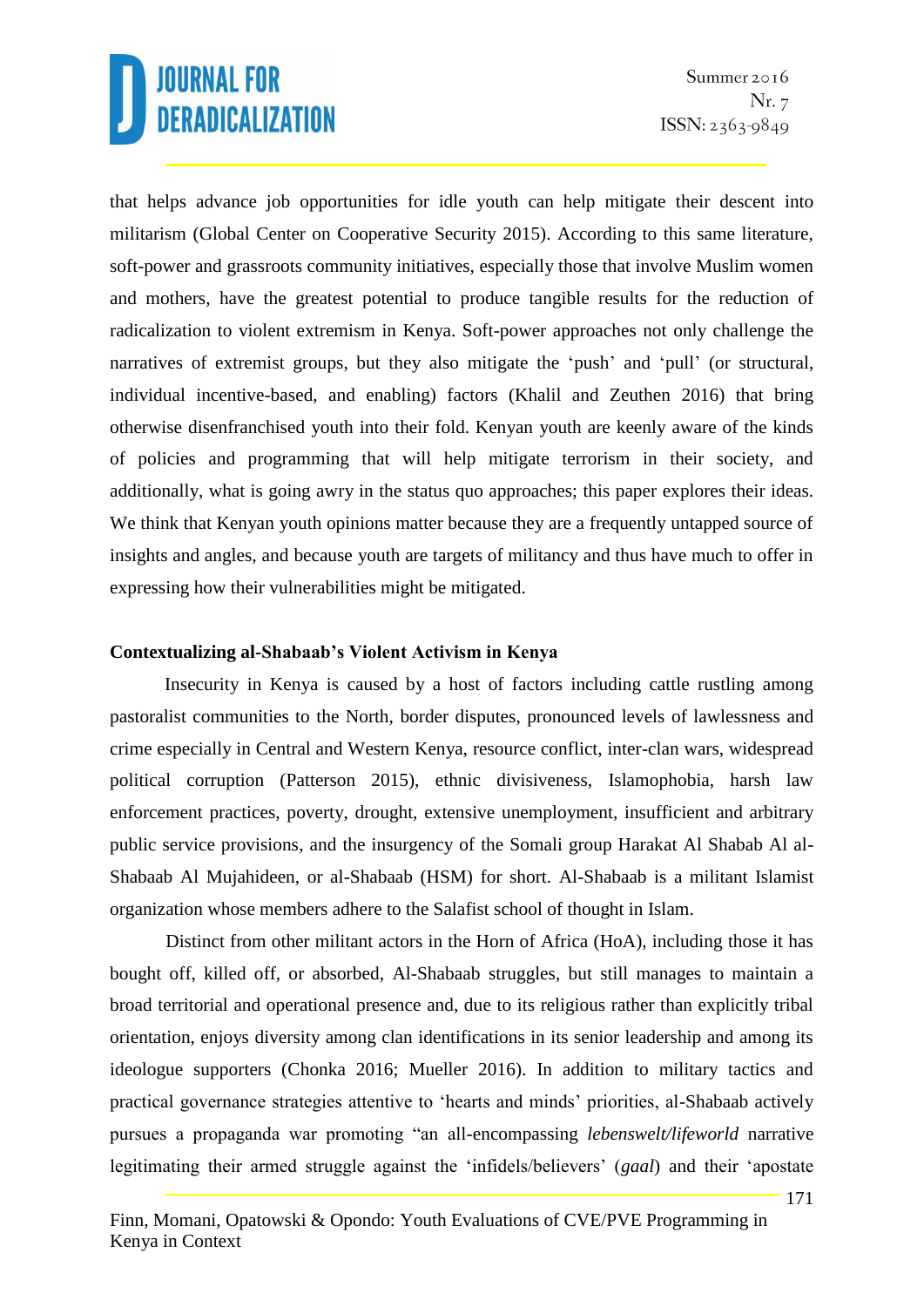that helps advance job opportunities for idle youth can help mitigate their descent into militarism (Global Center on Cooperative Security 2015). According to this same literature, soft-power and grassroots community initiatives, especially those that involve Muslim women and mothers, have the greatest potential to produce tangible results for the reduction of radicalization to violent extremism in Kenya. Soft-power approaches not only challenge the narratives of extremist groups, but they also mitigate the 'push' and 'pull' (or structural, individual incentive-based, and enabling) factors (Khalil and Zeuthen 2016) that bring otherwise disenfranchised youth into their fold. Kenyan youth are keenly aware of the kinds of policies and programming that will help mitigate terrorism in their society, and additionally, what is going awry in the status quo approaches; this paper explores their ideas. We think that Kenyan youth opinions matter because they are a frequently untapped source of insights and angles, and because youth are targets of militancy and thus have much to offer in expressing how their vulnerabilities might be mitigated.

**Contextualizing al-Shabaab's Violent Activism in Kenya**

Insecurity in Kenya is caused by a host of factors including cattle rustling among pastoralist communities to the North, border disputes, pronounced levels of lawlessness and crime especially in Central and Western Kenya, resource conflict, inter-clan wars, widespread political corruption (Patterson 2015), ethnic divisiveness, Islamophobia, harsh law enforcement practices, poverty, drought, extensive unemployment, insufficient and arbitrary public service provisions, and the insurgency of the Somali group Harakat Al Shabab Al al-Shabaab Al Mujahideen, or al-Shabaab (HSM) for short. Al-Shabaab is a militant Islamist organization whose members adhere to the Salafist school of thought in Islam.

Distinct from other militant actors in the Horn of Africa (HoA), including those it has bought off, killed off, or absorbed, Al-Shabaab struggles, but still manages to maintain a broad territorial and operational presence and, due to its religious rather than explicitly tribal orientation, enjoys diversity among clan identifications in its senior leadership and among its ideologue supporters (Chonka 2016; Mueller 2016). In addition to military tactics and practical governance strategies attentive to 'hearts and minds' priorities, al-Shabaab actively pursues a propaganda war promoting "an all-encompassing *lebenswelt/lifeworld* narrative legitimating their armed struggle against the 'infidels/believers' (*gaal*) and their 'apostate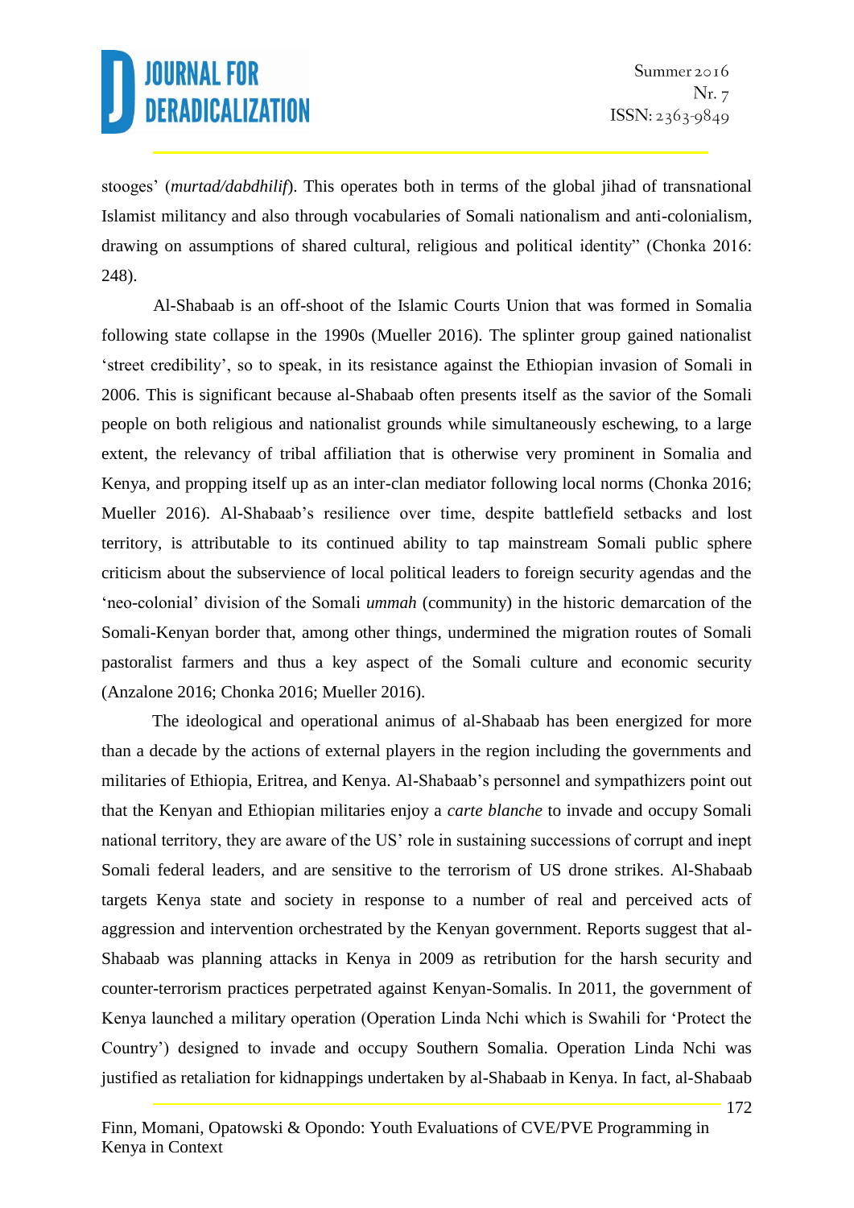stooges' (*murtad/dabdhilif*). This operates both in terms of the global jihad of transnational Islamist militancy and also through vocabularies of Somali nationalism and anti-colonialism, drawing on assumptions of shared cultural, religious and political identity" (Chonka 2016: 248).

Al-Shabaab is an off-shoot of the Islamic Courts Union that was formed in Somalia following state collapse in the 1990s (Mueller 2016). The splinter group gained nationalist 'street credibility', so to speak, in its resistance against the Ethiopian invasion of Somali in 2006. This is significant because al-Shabaab often presents itself as the savior of the Somali people on both religious and nationalist grounds while simultaneously eschewing, to a large extent, the relevancy of tribal affiliation that is otherwise very prominent in Somalia and Kenya, and propping itself up as an inter-clan mediator following local norms (Chonka 2016; Mueller 2016). Al-Shabaab's resilience over time, despite battlefield setbacks and lost territory, is attributable to its continued ability to tap mainstream Somali public sphere criticism about the subservience of local political leaders to foreign security agendas and the 'neo-colonial' division of the Somali *ummah* (community) in the historic demarcation of the Somali-Kenyan border that, among other things, undermined the migration routes of Somali pastoralist farmers and thus a key aspect of the Somali culture and economic security (Anzalone 2016; Chonka 2016; Mueller 2016).

The ideological and operational animus of al-Shabaab has been energized for more than a decade by the actions of external players in the region including the governments and militaries of Ethiopia, Eritrea, and Kenya. Al-Shabaab's personnel and sympathizers point out that the Kenyan and Ethiopian militaries enjoy a *carte blanche* to invade and occupy Somali national territory, they are aware of the US' role in sustaining successions of corrupt and inept Somali federal leaders, and are sensitive to the terrorism of US drone strikes. Al-Shabaab targets Kenya state and society in response to a number of real and perceived acts of aggression and intervention orchestrated by the Kenyan government. Reports suggest that al-Shabaab was planning attacks in Kenya in 2009 as retribution for the harsh security and counter-terrorism practices perpetrated against Kenyan-Somalis. In 2011, the government of Kenya launched a military operation (Operation Linda Nchi which is Swahili for 'Protect the Country') designed to invade and occupy Southern Somalia. Operation Linda Nchi was justified as retaliation for kidnappings undertaken by al-Shabaab in Kenya. In fact, al-Shabaab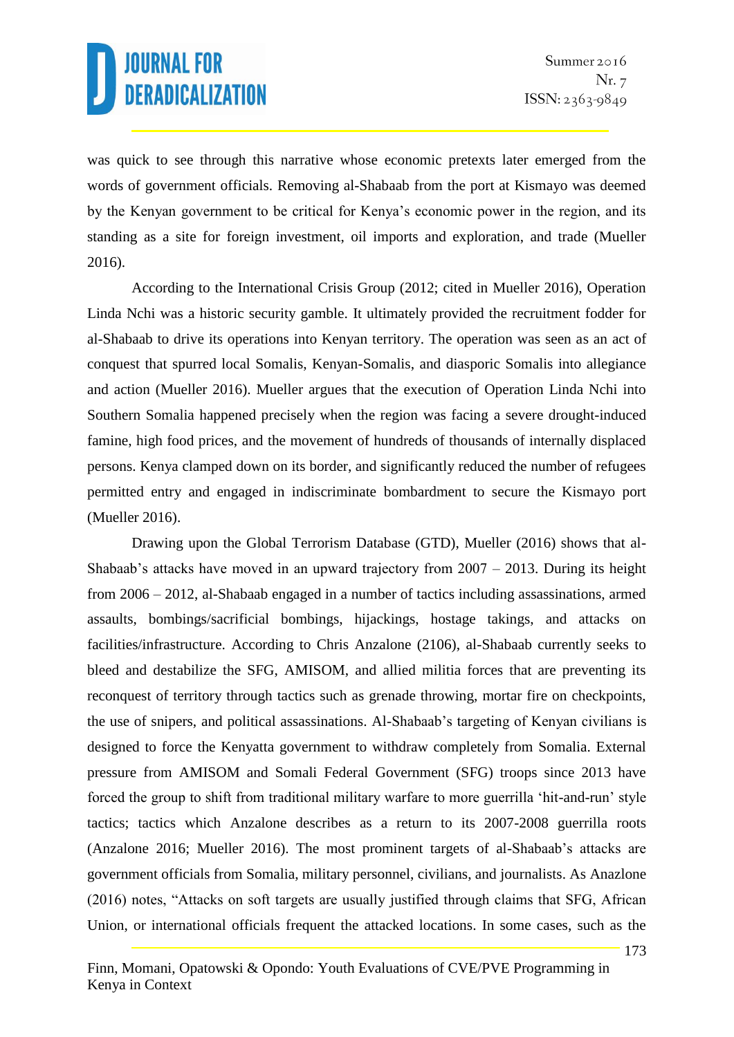was quick to see through this narrative whose economic pretexts later emerged from the words of government officials. Removing al-Shabaab from the port at Kismayo was deemed by the Kenyan government to be critical for Kenya's economic power in the region, and its standing as a site for foreign investment, oil imports and exploration, and trade (Mueller 2016).

According to the International Crisis Group (2012; cited in Mueller 2016), Operation Linda Nchi was a historic security gamble. It ultimately provided the recruitment fodder for al-Shabaab to drive its operations into Kenyan territory. The operation was seen as an act of conquest that spurred local Somalis, Kenyan-Somalis, and diasporic Somalis into allegiance and action (Mueller 2016). Mueller argues that the execution of Operation Linda Nchi into Southern Somalia happened precisely when the region was facing a severe drought-induced famine, high food prices, and the movement of hundreds of thousands of internally displaced persons. Kenya clamped down on its border, and significantly reduced the number of refugees permitted entry and engaged in indiscriminate bombardment to secure the Kismayo port (Mueller 2016).

Drawing upon the Global Terrorism Database (GTD), Mueller (2016) shows that al-Shabaab's attacks have moved in an upward trajectory from 2007 – 2013. During its height from 2006 – 2012, al-Shabaab engaged in a number of tactics including assassinations, armed assaults, bombings/sacrificial bombings, hijackings, hostage takings, and attacks on facilities/infrastructure. According to Chris Anzalone (2106), al-Shabaab currently seeks to bleed and destabilize the SFG, AMISOM, and allied militia forces that are preventing its reconquest of territory through tactics such as grenade throwing, mortar fire on checkpoints, the use of snipers, and political assassinations. Al-Shabaab's targeting of Kenyan civilians is designed to force the Kenyatta government to withdraw completely from Somalia. External pressure from AMISOM and Somali Federal Government (SFG) troops since 2013 have forced the group to shift from traditional military warfare to more guerrilla 'hit-and-run' style tactics; tactics which Anzalone describes as a return to its 2007-2008 guerrilla roots (Anzalone 2016; Mueller 2016). The most prominent targets of al-Shabaab's attacks are government officials from Somalia, military personnel, civilians, and journalists. As Anazlone (2016) notes, "Attacks on soft targets are usually justified through claims that SFG, African Union, or international officials frequent the attacked locations. In some cases, such as the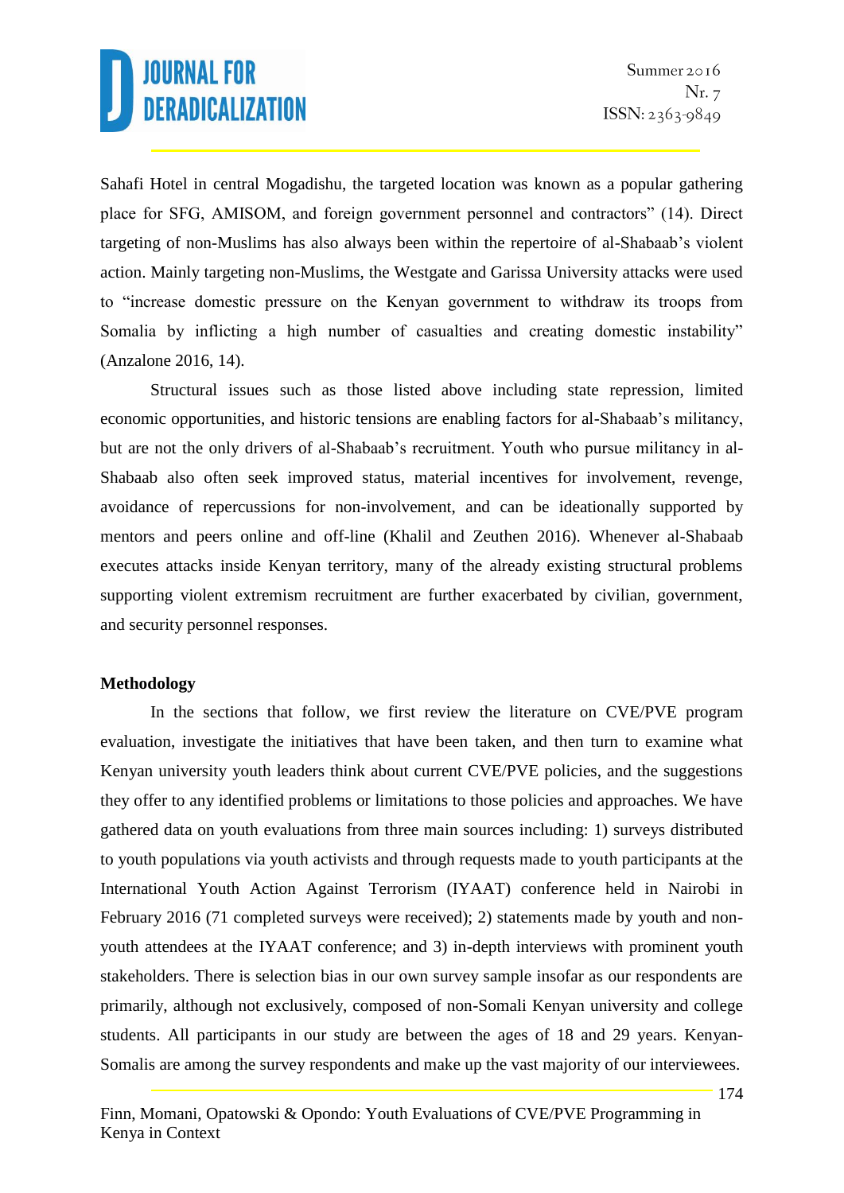Sahafi Hotel in central Mogadishu, the targeted location was known as a popular gathering place for SFG, AMISOM, and foreign government personnel and contractors" (14). Direct targeting of non-Muslims has also always been within the repertoire of al-Shabaab's violent action. Mainly targeting non-Muslims, the Westgate and Garissa University attacks were used to "increase domestic pressure on the Kenyan government to withdraw its troops from Somalia by inflicting a high number of casualties and creating domestic instability" (Anzalone 2016, 14).

Structural issues such as those listed above including state repression, limited economic opportunities, and historic tensions are enabling factors for al-Shabaab's militancy, but are not the only drivers of al-Shabaab's recruitment. Youth who pursue militancy in al-Shabaab also often seek improved status, material incentives for involvement, revenge, avoidance of repercussions for non-involvement, and can be ideationally supported by mentors and peers online and off-line (Khalil and Zeuthen 2016). Whenever al-Shabaab executes attacks inside Kenyan territory, many of the already existing structural problems supporting violent extremism recruitment are further exacerbated by civilian, government, and security personnel responses.

## Methodology

In the sections that follow, we first review the literature on CVE/PVE program evaluation, investigate the initiatives that have been taken, and then turn to examine what Kenyan university youth leaders think about current CVE/PVE policies, and the suggestions they offer to any identified problems or limitations to those policies and approaches. We have gathered data on youth evaluations from three main sources including: 1) surveys distributed to youth populations via youth activists and through requests made to youth participants at the International Youth Action Against Terrorism (IYAAT) conference held in Nairobi in February 2016 (71 completed surveys were received); 2) statements made by youth and non-youth attendees at the IYAAT conference; and 3) in-depth interviews with prominent youth stakeholders. There is selection bias in our own survey sample insofar as our respondents are primarily, although not exclusively, composed of non-Somali Kenyan university and college students. All participants in our study are between the ages of 18 and 29 years. Kenyan-Somalis are among the survey respondents and make up the vast majority of our interviewees.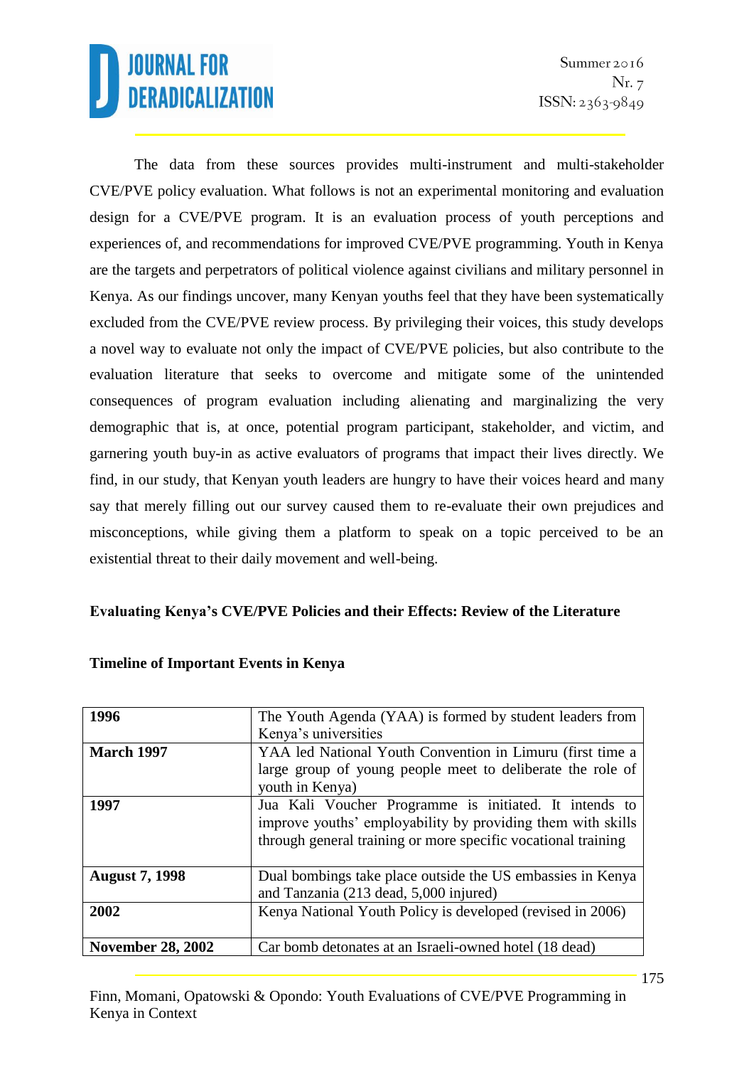The data from these sources provides multi-instrument and multi-stakeholder CVE/PVE policy evaluation. What follows is not an experimental monitoring and evaluation design for a CVE/PVE program. It is an evaluation process of youth perceptions and experiences of, and recommendations for improved CVE/PVE programming. Youth in Kenya are the targets and perpetrators of political violence against civilians and military personnel in Kenya. As our findings uncover, many Kenyan youths feel that they have been systematically excluded from the CVE/PVE review process. By privileging their voices, this study develops a novel way to evaluate not only the impact of CVE/PVE policies, but also contribute to the evaluation literature that seeks to overcome and mitigate some of the unintended consequences of program evaluation including alienating and marginalizing the very demographic that is, at once, potential program participant, stakeholder, and victim, and garnering youth buy-in as active evaluators of programs that impact their lives directly. We find, in our study, that Kenyan youth leaders are hungry to have their voices heard and many say that merely filling out our survey caused them to re-evaluate their own prejudices and misconceptions, while giving them a platform to speak on a topic perceived to be an existential threat to their daily movement and well-being.

## Evaluating Kenya's CVE/PVE Policies and their Effects: Review of the Literature

### Timeline of Important Events in Kenya

| | |
|---|---|
| **1996** | The Youth Agenda (YAA) is formed by student leaders from Kenya's universities |
| **March 1997** | YAA led National Youth Convention in Limuru (first time a large group of young people meet to deliberate the role of youth in Kenya) |
| **1997** | Jua Kali Voucher Programme is initiated. It intends to improve youths' employability by providing them with skills through general training or more specific vocational training |
| **August 7, 1998** | Dual bombings take place outside the US embassies in Kenya and Tanzania (213 dead, 5,000 injured) |
| **2002** | Kenya National Youth Policy is developed (revised in 2006) |
| **November 28, 2002** | Car bomb detonates at an Israeli-owned hotel (18 dead) |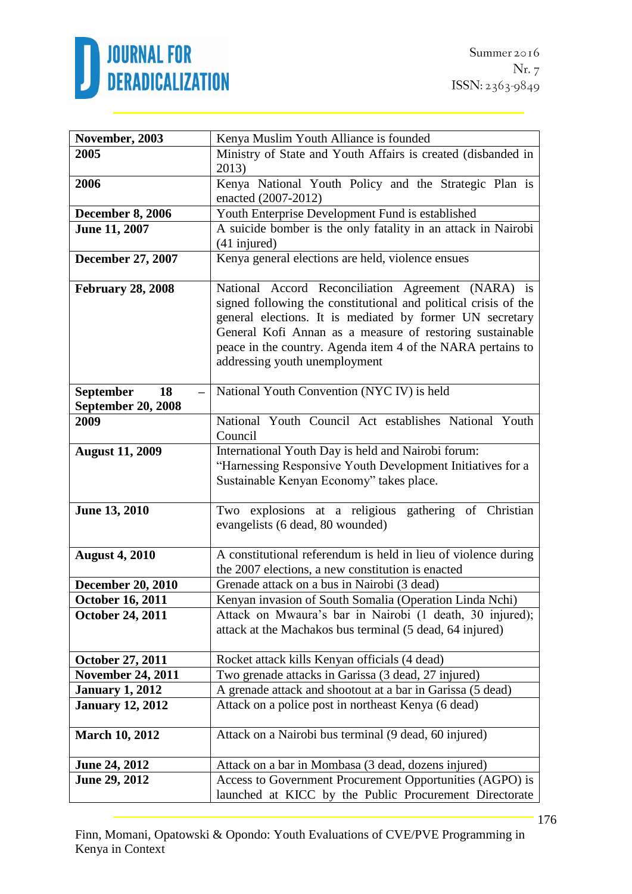| November, 2003 | Kenya Muslim Youth Alliance is founded |
|---|---|
| 2005 | Ministry of State and Youth Affairs is created (disbanded in 2013) |
| 2006 | Kenya National Youth Policy and the Strategic Plan is enacted (2007-2012) |
| December 8, 2006 | Youth Enterprise Development Fund is established |
| June 11, 2007 | A suicide bomber is the only fatality in an attack in Nairobi (41 injured) |
| December 27, 2007 | Kenya general elections are held, violence ensues |
| February 28, 2008 | National Accord Reconciliation Agreement (NARA) is signed following the constitutional and political crisis of the general elections. It is mediated by former UN secretary General Kofi Annan as a measure of restoring sustainable peace in the country. Agenda item 4 of the NARA pertains to addressing youth unemployment |
| September 18 – September 20, 2008 | National Youth Convention (NYC IV) is held |
| 2009 | National Youth Council Act establishes National Youth Council |
| August 11, 2009 | International Youth Day is held and Nairobi forum: "Harnessing Responsive Youth Development Initiatives for a Sustainable Kenyan Economy" takes place. |
| June 13, 2010 | Two explosions at a religious gathering of Christian evangelists (6 dead, 80 wounded) |
| August 4, 2010 | A constitutional referendum is held in lieu of violence during the 2007 elections, a new constitution is enacted |
| December 20, 2010 | Grenade attack on a bus in Nairobi (3 dead) |
| October 16, 2011 | Kenyan invasion of South Somalia (Operation Linda Nchi) |
| October 24, 2011 | Attack on Mwaura's bar in Nairobi (1 death, 30 injured); attack at the Machakos bus terminal (5 dead, 64 injured) |
| October 27, 2011 | Rocket attack kills Kenyan officials (4 dead) |
| November 24, 2011 | Two grenade attacks in Garissa (3 dead, 27 injured) |
| January 1, 2012 | A grenade attack and shootout at a bar in Garissa (5 dead) |
| January 12, 2012 | Attack on a police post in northeast Kenya (6 dead) |
| March 10, 2012 | Attack on a Nairobi bus terminal (9 dead, 60 injured) |
| June 24, 2012 | Attack on a bar in Mombasa (3 dead, dozens injured) |
| June 29, 2012 | Access to Government Procurement Opportunities (AGPO) is launched at KICC by the Public Procurement Directorate |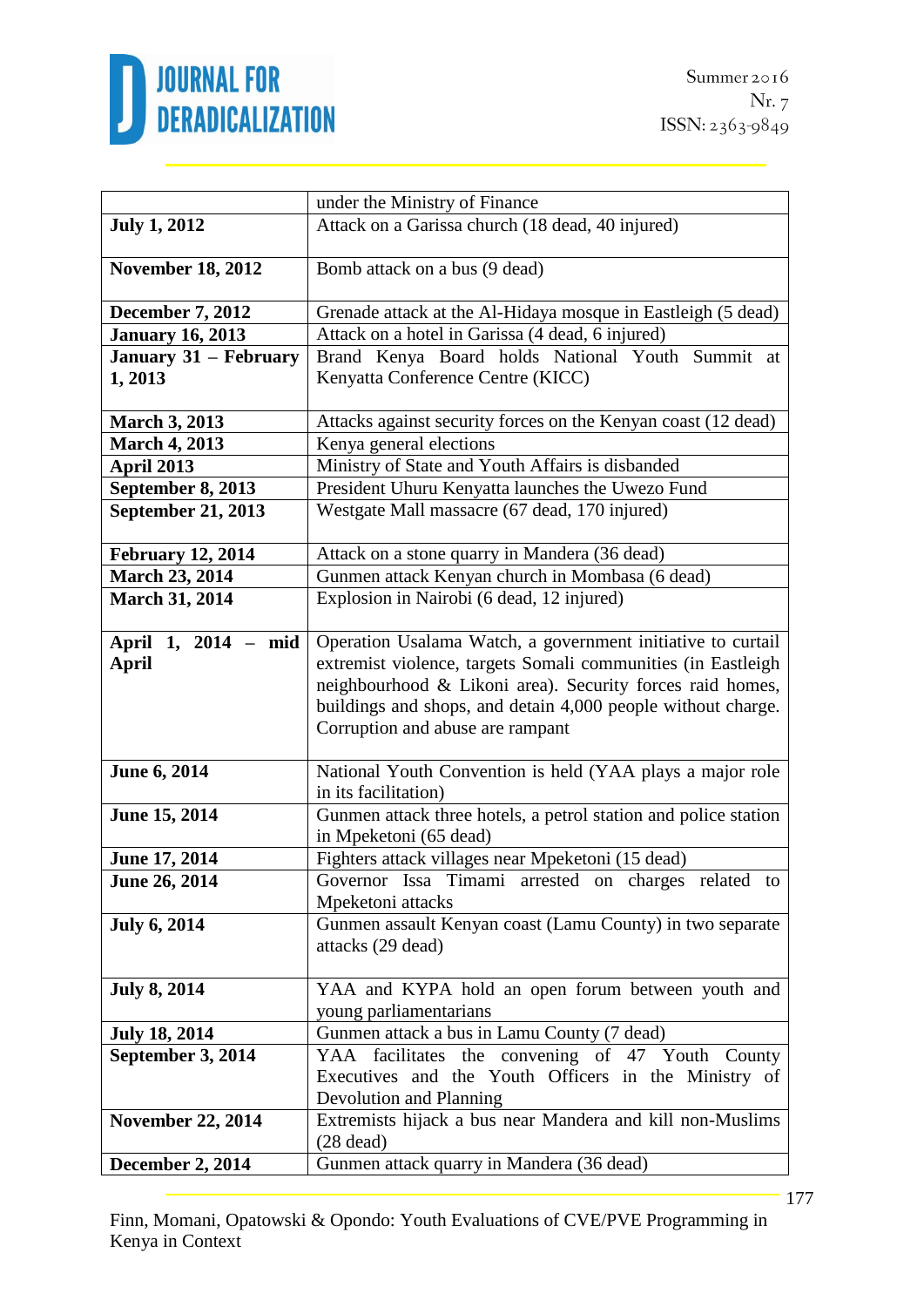| | |
|---|---|
| | under the Ministry of Finance |
| **July 1, 2012** | Attack on a Garissa church (18 dead, 40 injured) |
| **November 18, 2012** | Bomb attack on a bus (9 dead) |
| **December 7, 2012** | Grenade attack at the Al-Hidaya mosque in Eastleigh (5 dead) |
| **January 16, 2013** | Attack on a hotel in Garissa (4 dead, 6 injured) |
| **January 31 – February 1, 2013** | Brand Kenya Board holds National Youth Summit at Kenyatta Conference Centre (KICC) |
| **March 3, 2013** | Attacks against security forces on the Kenyan coast (12 dead) |
| **March 4, 2013** | Kenya general elections |
| **April 2013** | Ministry of State and Youth Affairs is disbanded |
| **September 8, 2013** | President Uhuru Kenyatta launches the Uwezo Fund |
| **September 21, 2013** | Westgate Mall massacre (67 dead, 170 injured) |
| **February 12, 2014** | Attack on a stone quarry in Mandera (36 dead) |
| **March 23, 2014** | Gunmen attack Kenyan church in Mombasa (6 dead) |
| **March 31, 2014** | Explosion in Nairobi (6 dead, 12 injured) |
| **April 1, 2014 – mid April** | Operation Usalama Watch, a government initiative to curtail extremist violence, targets Somali communities (in Eastleigh neighbourhood & Likoni area). Security forces raid homes, buildings and shops, and detain 4,000 people without charge. Corruption and abuse are rampant |
| **June 6, 2014** | National Youth Convention is held (YAA plays a major role in its facilitation) |
| **June 15, 2014** | Gunmen attack three hotels, a petrol station and police station in Mpeketoni (65 dead) |
| **June 17, 2014** | Fighters attack villages near Mpeketoni (15 dead) |
| **June 26, 2014** | Governor Issa Timami arrested on charges related to Mpeketoni attacks |
| **July 6, 2014** | Gunmen assault Kenyan coast (Lamu County) in two separate attacks (29 dead) |
| **July 8, 2014** | YAA and KYPA hold an open forum between youth and young parliamentarians |
| **July 18, 2014** | Gunmen attack a bus in Lamu County (7 dead) |
| **September 3, 2014** | YAA facilitates the convening of 47 Youth County Executives and the Youth Officers in the Ministry of Devolution and Planning |
| **November 22, 2014** | Extremists hijack a bus near Mandera and kill non-Muslims (28 dead) |
| **December 2, 2014** | Gunmen attack quarry in Mandera (36 dead) |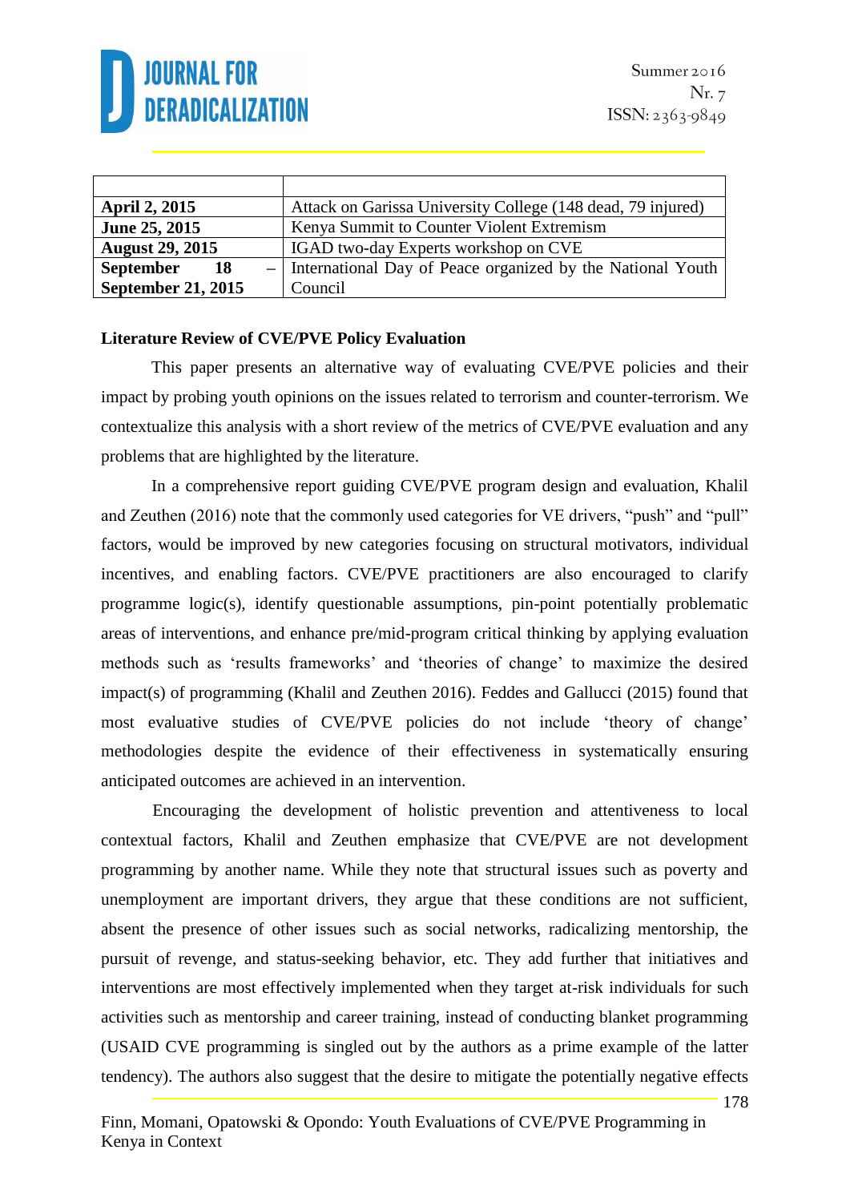| | |
|---|---|
| **April 2, 2015** | Attack on Garissa University College (148 dead, 79 injured) |
| **June 25, 2015** | Kenya Summit to Counter Violent Extremism |
| **August 29, 2015** | IGAD two-day Experts workshop on CVE |
| **September 18 – September 21, 2015** | International Day of Peace organized by the National Youth Council |

**Literature Review of CVE/PVE Policy Evaluation**

This paper presents an alternative way of evaluating CVE/PVE policies and their impact by probing youth opinions on the issues related to terrorism and counter-terrorism. We contextualize this analysis with a short review of the metrics of CVE/PVE evaluation and any problems that are highlighted by the literature.

In a comprehensive report guiding CVE/PVE program design and evaluation, Khalil and Zeuthen (2016) note that the commonly used categories for VE drivers, "push" and "pull" factors, would be improved by new categories focusing on structural motivators, individual incentives, and enabling factors. CVE/PVE practitioners are also encouraged to clarify programme logic(s), identify questionable assumptions, pin-point potentially problematic areas of interventions, and enhance pre/mid-program critical thinking by applying evaluation methods such as 'results frameworks' and 'theories of change' to maximize the desired impact(s) of programming (Khalil and Zeuthen 2016). Feddes and Gallucci (2015) found that most evaluative studies of CVE/PVE policies do not include 'theory of change' methodologies despite the evidence of their effectiveness in systematically ensuring anticipated outcomes are achieved in an intervention.

Encouraging the development of holistic prevention and attentiveness to local contextual factors, Khalil and Zeuthen emphasize that CVE/PVE are not development programming by another name. While they note that structural issues such as poverty and unemployment are important drivers, they argue that these conditions are not sufficient, absent the presence of other issues such as social networks, radicalizing mentorship, the pursuit of revenge, and status-seeking behavior, etc. They add further that initiatives and interventions are most effectively implemented when they target at-risk individuals for such activities such as mentorship and career training, instead of conducting blanket programming (USAID CVE programming is singled out by the authors as a prime example of the latter tendency). The authors also suggest that the desire to mitigate the potentially negative effects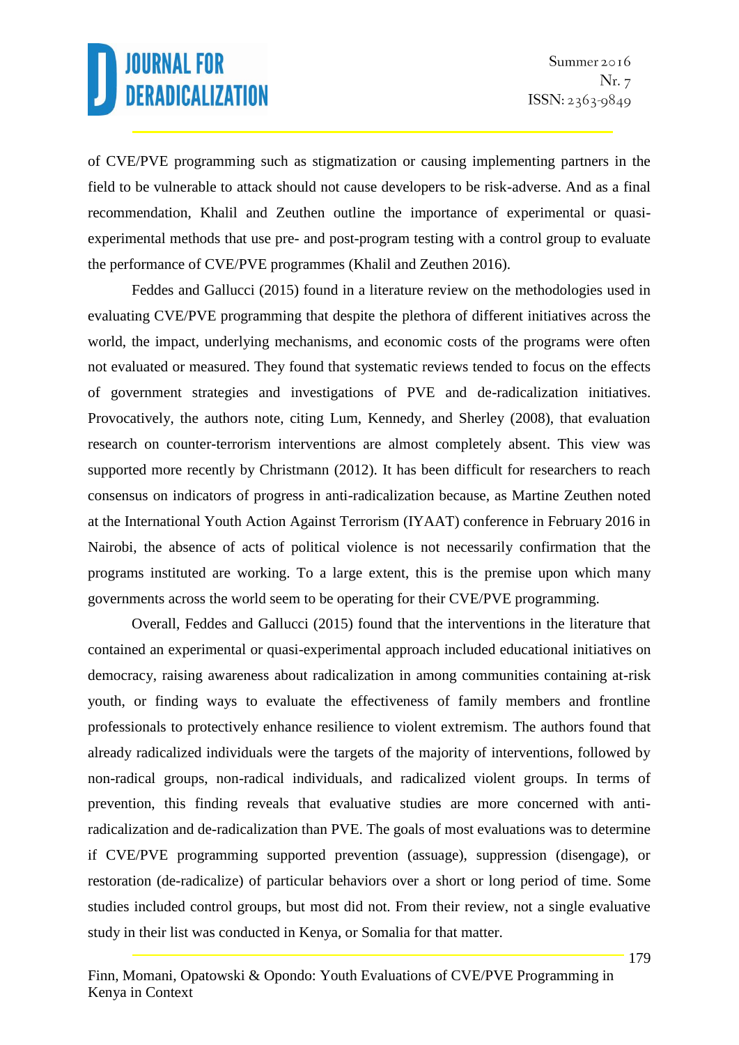of CVE/PVE programming such as stigmatization or causing implementing partners in the field to be vulnerable to attack should not cause developers to be risk-adverse. And as a final recommendation, Khalil and Zeuthen outline the importance of experimental or quasi-experimental methods that use pre- and post-program testing with a control group to evaluate the performance of CVE/PVE programmes (Khalil and Zeuthen 2016).

Feddes and Gallucci (2015) found in a literature review on the methodologies used in evaluating CVE/PVE programming that despite the plethora of different initiatives across the world, the impact, underlying mechanisms, and economic costs of the programs were often not evaluated or measured. They found that systematic reviews tended to focus on the effects of government strategies and investigations of PVE and de-radicalization initiatives. Provocatively, the authors note, citing Lum, Kennedy, and Sherley (2008), that evaluation research on counter-terrorism interventions are almost completely absent. This view was supported more recently by Christmann (2012). It has been difficult for researchers to reach consensus on indicators of progress in anti-radicalization because, as Martine Zeuthen noted at the International Youth Action Against Terrorism (IYAAT) conference in February 2016 in Nairobi, the absence of acts of political violence is not necessarily confirmation that the programs instituted are working. To a large extent, this is the premise upon which many governments across the world seem to be operating for their CVE/PVE programming.

Overall, Feddes and Gallucci (2015) found that the interventions in the literature that contained an experimental or quasi-experimental approach included educational initiatives on democracy, raising awareness about radicalization in among communities containing at-risk youth, or finding ways to evaluate the effectiveness of family members and frontline professionals to protectively enhance resilience to violent extremism. The authors found that already radicalized individuals were the targets of the majority of interventions, followed by non-radical groups, non-radical individuals, and radicalized violent groups. In terms of prevention, this finding reveals that evaluative studies are more concerned with anti-radicalization and de-radicalization than PVE. The goals of most evaluations was to determine if CVE/PVE programming supported prevention (assuage), suppression (disengage), or restoration (de-radicalize) of particular behaviors over a short or long period of time. Some studies included control groups, but most did not. From their review, not a single evaluative study in their list was conducted in Kenya, or Somalia for that matter.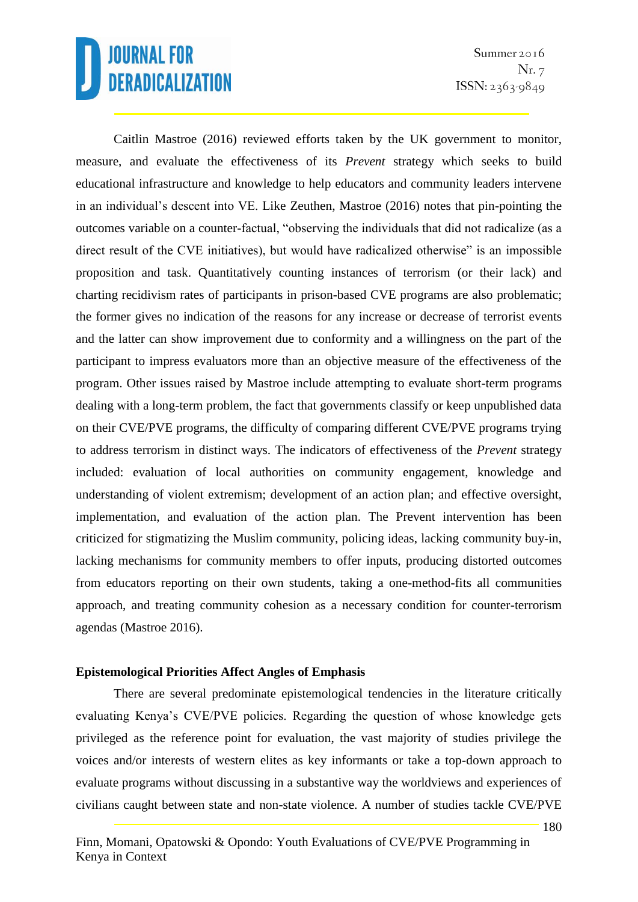Caitlin Mastroe (2016) reviewed efforts taken by the UK government to monitor, measure, and evaluate the effectiveness of its *Prevent* strategy which seeks to build educational infrastructure and knowledge to help educators and community leaders intervene in an individual's descent into VE. Like Zeuthen, Mastroe (2016) notes that pin-pointing the outcomes variable on a counter-factual, "observing the individuals that did not radicalize (as a direct result of the CVE initiatives), but would have radicalized otherwise" is an impossible proposition and task. Quantitatively counting instances of terrorism (or their lack) and charting recidivism rates of participants in prison-based CVE programs are also problematic; the former gives no indication of the reasons for any increase or decrease of terrorist events and the latter can show improvement due to conformity and a willingness on the part of the participant to impress evaluators more than an objective measure of the effectiveness of the program. Other issues raised by Mastroe include attempting to evaluate short-term programs dealing with a long-term problem, the fact that governments classify or keep unpublished data on their CVE/PVE programs, the difficulty of comparing different CVE/PVE programs trying to address terrorism in distinct ways. The indicators of effectiveness of the *Prevent* strategy included: evaluation of local authorities on community engagement, knowledge and understanding of violent extremism; development of an action plan; and effective oversight, implementation, and evaluation of the action plan. The Prevent intervention has been criticized for stigmatizing the Muslim community, policing ideas, lacking community buy-in, lacking mechanisms for community members to offer inputs, producing distorted outcomes from educators reporting on their own students, taking a one-method-fits all communities approach, and treating community cohesion as a necessary condition for counter-terrorism agendas (Mastroe 2016).

**Epistemological Priorities Affect Angles of Emphasis**

There are several predominate epistemological tendencies in the literature critically evaluating Kenya's CVE/PVE policies. Regarding the question of whose knowledge gets privileged as the reference point for evaluation, the vast majority of studies privilege the voices and/or interests of western elites as key informants or take a top-down approach to evaluate programs without discussing in a substantive way the worldviews and experiences of civilians caught between state and non-state violence. A number of studies tackle CVE/PVE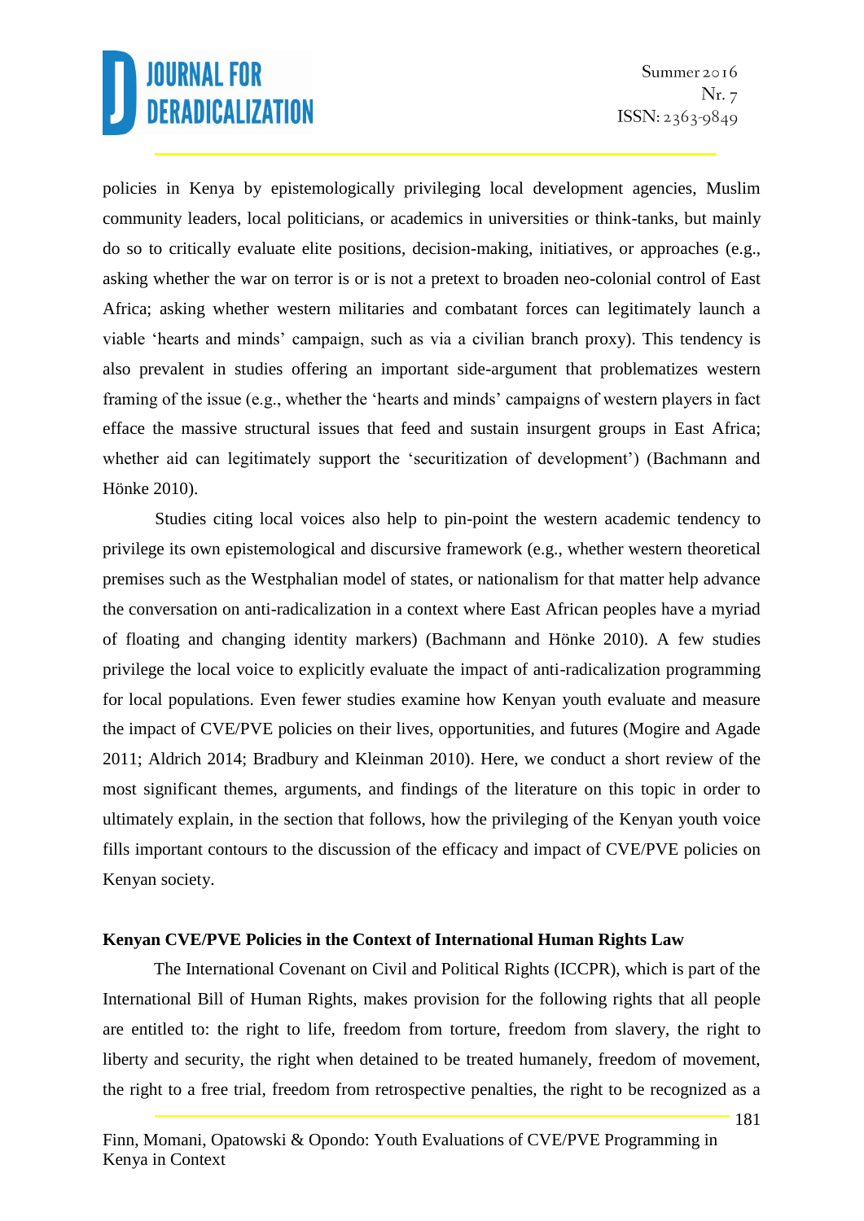policies in Kenya by epistemologically privileging local development agencies, Muslim community leaders, local politicians, or academics in universities or think-tanks, but mainly do so to critically evaluate elite positions, decision-making, initiatives, or approaches (e.g., asking whether the war on terror is or is not a pretext to broaden neo-colonial control of East Africa; asking whether western militaries and combatant forces can legitimately launch a viable 'hearts and minds' campaign, such as via a civilian branch proxy). This tendency is also prevalent in studies offering an important side-argument that problematizes western framing of the issue (e.g., whether the 'hearts and minds' campaigns of western players in fact efface the massive structural issues that feed and sustain insurgent groups in East Africa; whether aid can legitimately support the 'securitization of development') (Bachmann and Hönke 2010).

Studies citing local voices also help to pin-point the western academic tendency to privilege its own epistemological and discursive framework (e.g., whether western theoretical premises such as the Westphalian model of states, or nationalism for that matter help advance the conversation on anti-radicalization in a context where East African peoples have a myriad of floating and changing identity markers) (Bachmann and Hönke 2010). A few studies privilege the local voice to explicitly evaluate the impact of anti-radicalization programming for local populations. Even fewer studies examine how Kenyan youth evaluate and measure the impact of CVE/PVE policies on their lives, opportunities, and futures (Mogire and Agade 2011; Aldrich 2014; Bradbury and Kleinman 2010). Here, we conduct a short review of the most significant themes, arguments, and findings of the literature on this topic in order to ultimately explain, in the section that follows, how the privileging of the Kenyan youth voice fills important contours to the discussion of the efficacy and impact of CVE/PVE policies on Kenyan society.

### Kenyan CVE/PVE Policies in the Context of International Human Rights Law

The International Covenant on Civil and Political Rights (ICCPR), which is part of the International Bill of Human Rights, makes provision for the following rights that all people are entitled to: the right to life, freedom from torture, freedom from slavery, the right to liberty and security, the right when detained to be treated humanely, freedom of movement, the right to a free trial, freedom from retrospective penalties, the right to be recognized as a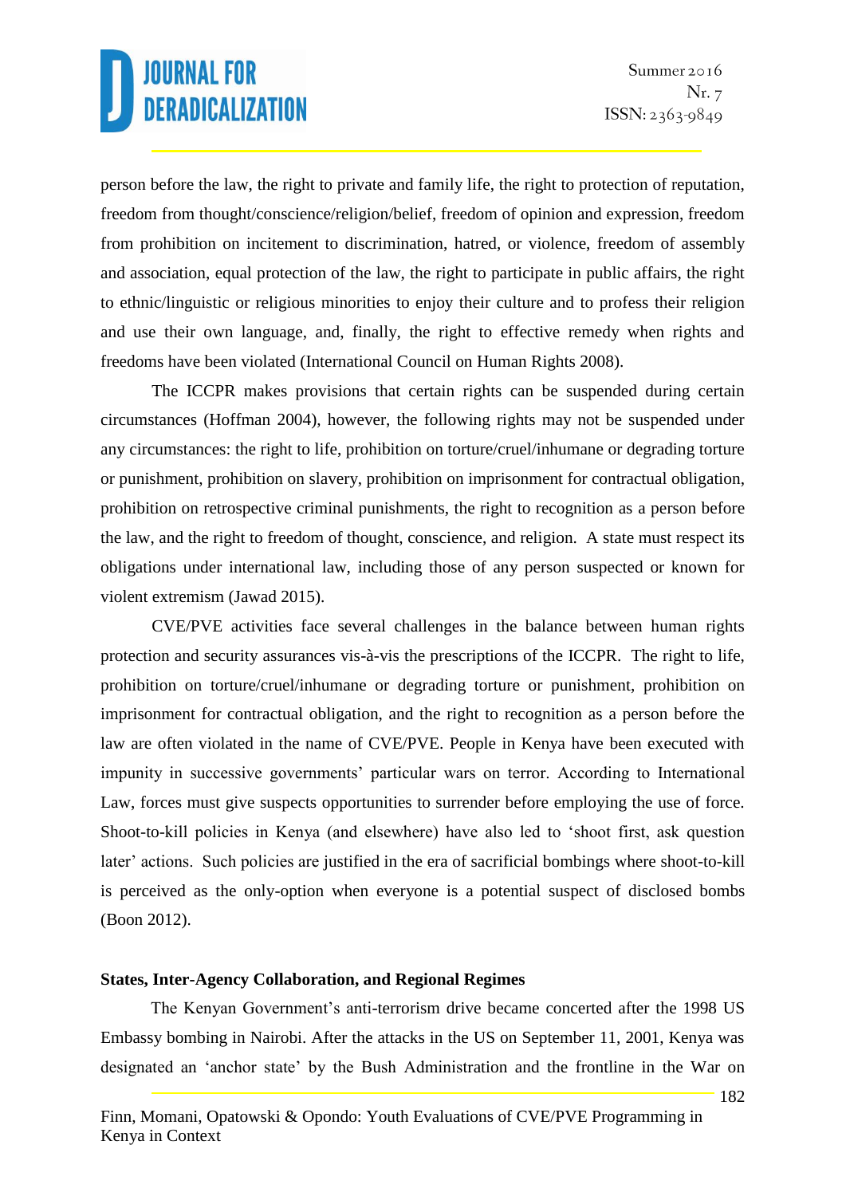person before the law, the right to private and family life, the right to protection of reputation, freedom from thought/conscience/religion/belief, freedom of opinion and expression, freedom from prohibition on incitement to discrimination, hatred, or violence, freedom of assembly and association, equal protection of the law, the right to participate in public affairs, the right to ethnic/linguistic or religious minorities to enjoy their culture and to profess their religion and use their own language, and, finally, the right to effective remedy when rights and freedoms have been violated (International Council on Human Rights 2008).

The ICCPR makes provisions that certain rights can be suspended during certain circumstances (Hoffman 2004), however, the following rights may not be suspended under any circumstances: the right to life, prohibition on torture/cruel/inhumane or degrading torture or punishment, prohibition on slavery, prohibition on imprisonment for contractual obligation, prohibition on retrospective criminal punishments, the right to recognition as a person before the law, and the right to freedom of thought, conscience, and religion. A state must respect its obligations under international law, including those of any person suspected or known for violent extremism (Jawad 2015).

CVE/PVE activities face several challenges in the balance between human rights protection and security assurances vis-à-vis the prescriptions of the ICCPR. The right to life, prohibition on torture/cruel/inhumane or degrading torture or punishment, prohibition on imprisonment for contractual obligation, and the right to recognition as a person before the law are often violated in the name of CVE/PVE. People in Kenya have been executed with impunity in successive governments' particular wars on terror. According to International Law, forces must give suspects opportunities to surrender before employing the use of force. Shoot-to-kill policies in Kenya (and elsewhere) have also led to 'shoot first, ask question later' actions. Such policies are justified in the era of sacrificial bombings where shoot-to-kill is perceived as the only-option when everyone is a potential suspect of disclosed bombs (Boon 2012).

**States, Inter-Agency Collaboration, and Regional Regimes**

The Kenyan Government's anti-terrorism drive became concerted after the 1998 US Embassy bombing in Nairobi. After the attacks in the US on September 11, 2001, Kenya was designated an 'anchor state' by the Bush Administration and the frontline in the War on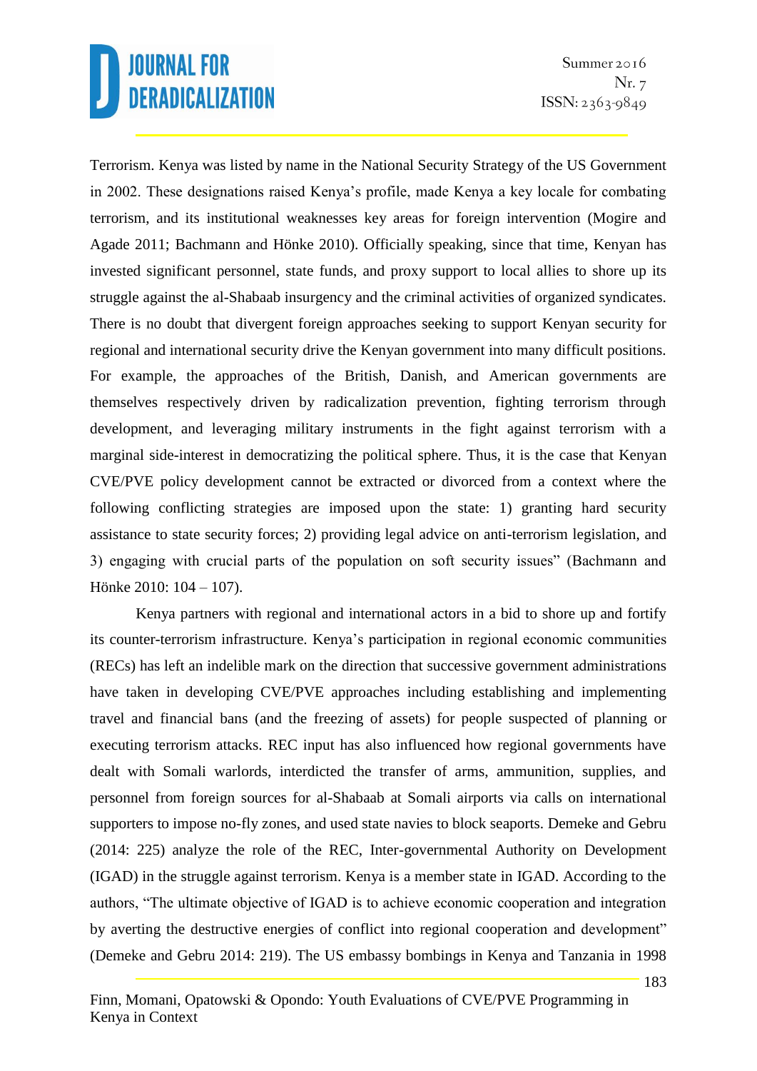Terrorism. Kenya was listed by name in the National Security Strategy of the US Government in 2002. These designations raised Kenya's profile, made Kenya a key locale for combating terrorism, and its institutional weaknesses key areas for foreign intervention (Mogire and Agade 2011; Bachmann and Hönke 2010). Officially speaking, since that time, Kenyan has invested significant personnel, state funds, and proxy support to local allies to shore up its struggle against the al-Shabaab insurgency and the criminal activities of organized syndicates. There is no doubt that divergent foreign approaches seeking to support Kenyan security for regional and international security drive the Kenyan government into many difficult positions. For example, the approaches of the British, Danish, and American governments are themselves respectively driven by radicalization prevention, fighting terrorism through development, and leveraging military instruments in the fight against terrorism with a marginal side-interest in democratizing the political sphere. Thus, it is the case that Kenyan CVE/PVE policy development cannot be extracted or divorced from a context where the following conflicting strategies are imposed upon the state: 1) granting hard security assistance to state security forces; 2) providing legal advice on anti-terrorism legislation, and 3) engaging with crucial parts of the population on soft security issues" (Bachmann and Hönke 2010: 104 – 107).

Kenya partners with regional and international actors in a bid to shore up and fortify its counter-terrorism infrastructure. Kenya's participation in regional economic communities (RECs) has left an indelible mark on the direction that successive government administrations have taken in developing CVE/PVE approaches including establishing and implementing travel and financial bans (and the freezing of assets) for people suspected of planning or executing terrorism attacks. REC input has also influenced how regional governments have dealt with Somali warlords, interdicted the transfer of arms, ammunition, supplies, and personnel from foreign sources for al-Shabaab at Somali airports via calls on international supporters to impose no-fly zones, and used state navies to block seaports. Demeke and Gebru (2014: 225) analyze the role of the REC, Inter-governmental Authority on Development (IGAD) in the struggle against terrorism. Kenya is a member state in IGAD. According to the authors, "The ultimate objective of IGAD is to achieve economic cooperation and integration by averting the destructive energies of conflict into regional cooperation and development" (Demeke and Gebru 2014: 219). The US embassy bombings in Kenya and Tanzania in 1998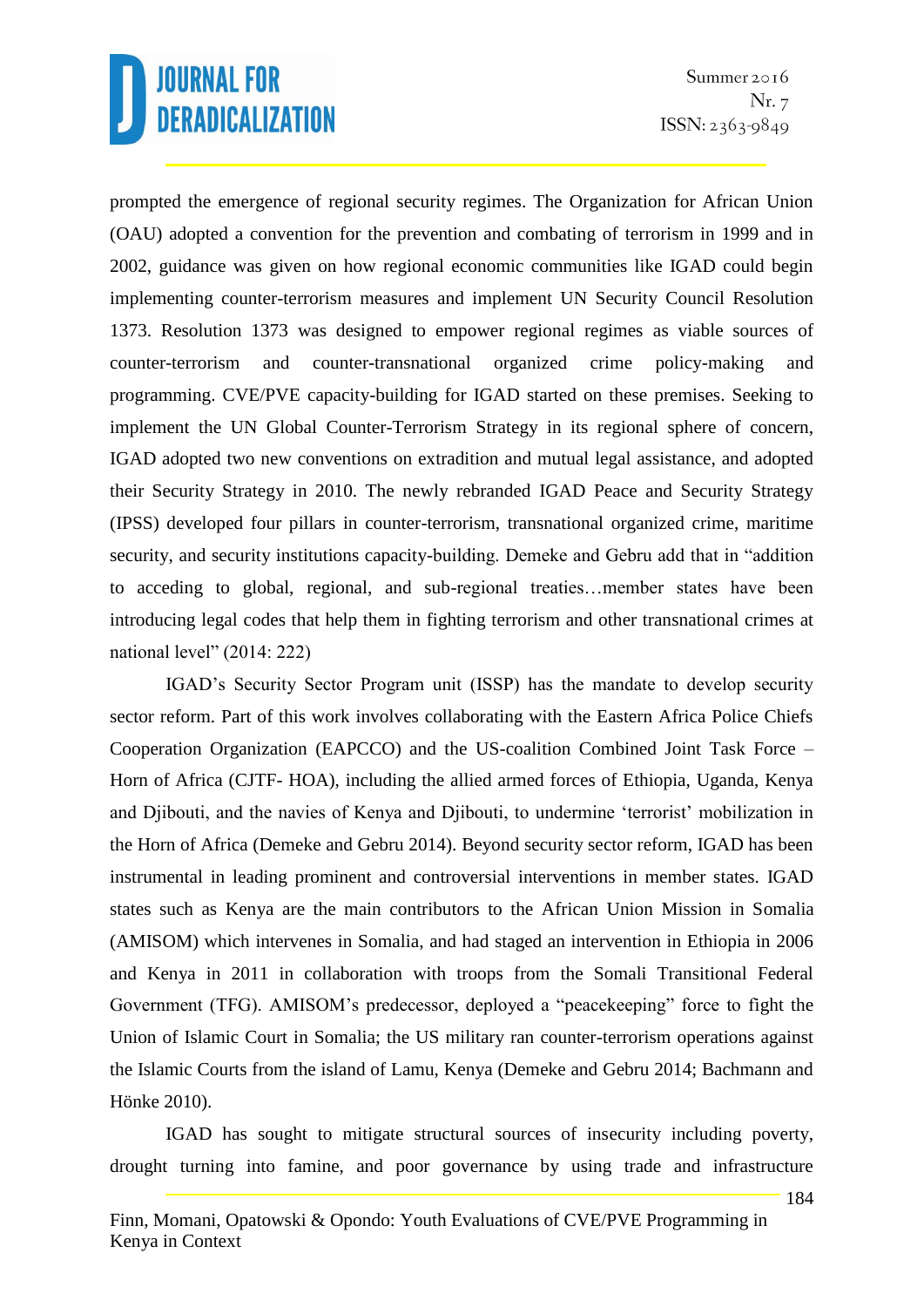prompted the emergence of regional security regimes. The Organization for African Union (OAU) adopted a convention for the prevention and combating of terrorism in 1999 and in 2002, guidance was given on how regional economic communities like IGAD could begin implementing counter-terrorism measures and implement UN Security Council Resolution 1373. Resolution 1373 was designed to empower regional regimes as viable sources of counter-terrorism and counter-transnational organized crime policy-making and programming. CVE/PVE capacity-building for IGAD started on these premises. Seeking to implement the UN Global Counter-Terrorism Strategy in its regional sphere of concern, IGAD adopted two new conventions on extradition and mutual legal assistance, and adopted their Security Strategy in 2010. The newly rebranded IGAD Peace and Security Strategy (IPSS) developed four pillars in counter-terrorism, transnational organized crime, maritime security, and security institutions capacity-building. Demeke and Gebru add that in "addition to acceding to global, regional, and sub-regional treaties…member states have been introducing legal codes that help them in fighting terrorism and other transnational crimes at national level" (2014: 222)

IGAD's Security Sector Program unit (ISSP) has the mandate to develop security sector reform. Part of this work involves collaborating with the Eastern Africa Police Chiefs Cooperation Organization (EAPCCO) and the US-coalition Combined Joint Task Force – Horn of Africa (CJTF- HOA), including the allied armed forces of Ethiopia, Uganda, Kenya and Djibouti, and the navies of Kenya and Djibouti, to undermine 'terrorist' mobilization in the Horn of Africa (Demeke and Gebru 2014). Beyond security sector reform, IGAD has been instrumental in leading prominent and controversial interventions in member states. IGAD states such as Kenya are the main contributors to the African Union Mission in Somalia (AMISOM) which intervenes in Somalia, and had staged an intervention in Ethiopia in 2006 and Kenya in 2011 in collaboration with troops from the Somali Transitional Federal Government (TFG). AMISOM's predecessor, deployed a "peacekeeping" force to fight the Union of Islamic Court in Somalia; the US military ran counter-terrorism operations against the Islamic Courts from the island of Lamu, Kenya (Demeke and Gebru 2014; Bachmann and Hönke 2010).

IGAD has sought to mitigate structural sources of insecurity including poverty, drought turning into famine, and poor governance by using trade and infrastructure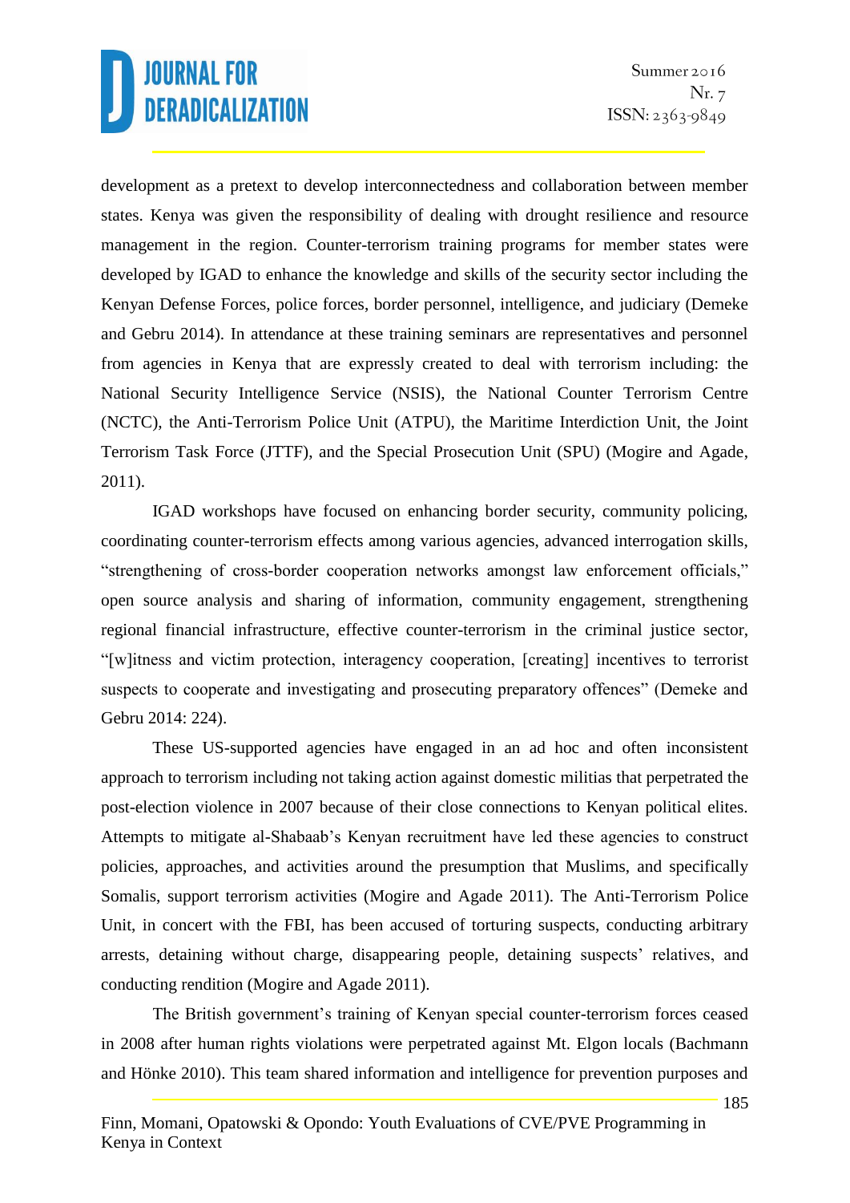development as a pretext to develop interconnectedness and collaboration between member states. Kenya was given the responsibility of dealing with drought resilience and resource management in the region. Counter-terrorism training programs for member states were developed by IGAD to enhance the knowledge and skills of the security sector including the Kenyan Defense Forces, police forces, border personnel, intelligence, and judiciary (Demeke and Gebru 2014). In attendance at these training seminars are representatives and personnel from agencies in Kenya that are expressly created to deal with terrorism including: the National Security Intelligence Service (NSIS), the National Counter Terrorism Centre (NCTC), the Anti-Terrorism Police Unit (ATPU), the Maritime Interdiction Unit, the Joint Terrorism Task Force (JTTF), and the Special Prosecution Unit (SPU) (Mogire and Agade, 2011).

IGAD workshops have focused on enhancing border security, community policing, coordinating counter-terrorism effects among various agencies, advanced interrogation skills, "strengthening of cross-border cooperation networks amongst law enforcement officials," open source analysis and sharing of information, community engagement, strengthening regional financial infrastructure, effective counter-terrorism in the criminal justice sector, "[w]itness and victim protection, interagency cooperation, [creating] incentives to terrorist suspects to cooperate and investigating and prosecuting preparatory offences" (Demeke and Gebru 2014: 224).

These US-supported agencies have engaged in an ad hoc and often inconsistent approach to terrorism including not taking action against domestic militias that perpetrated the post-election violence in 2007 because of their close connections to Kenyan political elites. Attempts to mitigate al-Shabaab's Kenyan recruitment have led these agencies to construct policies, approaches, and activities around the presumption that Muslims, and specifically Somalis, support terrorism activities (Mogire and Agade 2011). The Anti-Terrorism Police Unit, in concert with the FBI, has been accused of torturing suspects, conducting arbitrary arrests, detaining without charge, disappearing people, detaining suspects' relatives, and conducting rendition (Mogire and Agade 2011).

The British government's training of Kenyan special counter-terrorism forces ceased in 2008 after human rights violations were perpetrated against Mt. Elgon locals (Bachmann and Hönke 2010). This team shared information and intelligence for prevention purposes and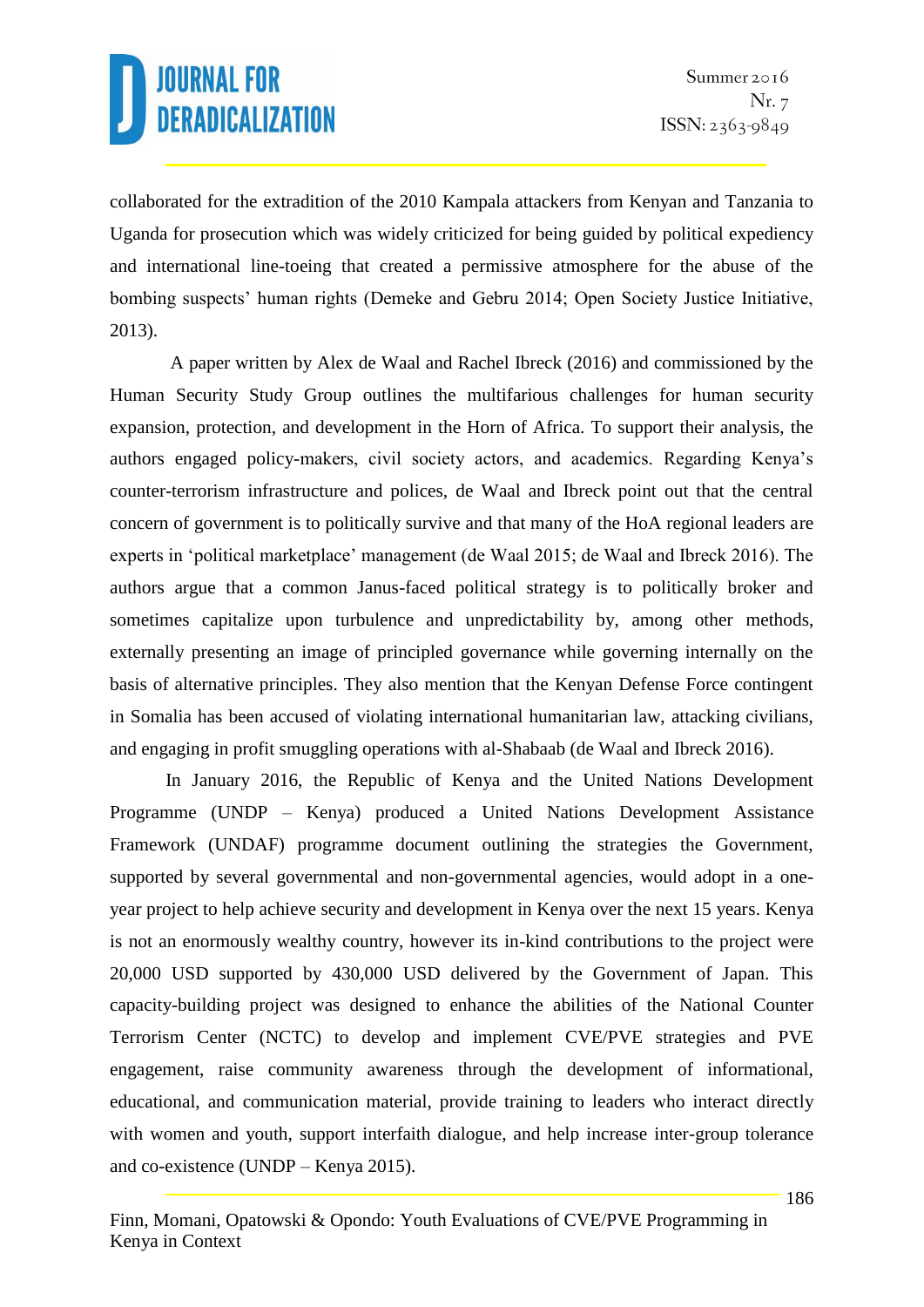collaborated for the extradition of the 2010 Kampala attackers from Kenyan and Tanzania to Uganda for prosecution which was widely criticized for being guided by political expediency and international line-toeing that created a permissive atmosphere for the abuse of the bombing suspects' human rights (Demeke and Gebru 2014; Open Society Justice Initiative, 2013).

A paper written by Alex de Waal and Rachel Ibreck (2016) and commissioned by the Human Security Study Group outlines the multifarious challenges for human security expansion, protection, and development in the Horn of Africa. To support their analysis, the authors engaged policy-makers, civil society actors, and academics. Regarding Kenya's counter-terrorism infrastructure and polices, de Waal and Ibreck point out that the central concern of government is to politically survive and that many of the HoA regional leaders are experts in 'political marketplace' management (de Waal 2015; de Waal and Ibreck 2016). The authors argue that a common Janus-faced political strategy is to politically broker and sometimes capitalize upon turbulence and unpredictability by, among other methods, externally presenting an image of principled governance while governing internally on the basis of alternative principles. They also mention that the Kenyan Defense Force contingent in Somalia has been accused of violating international humanitarian law, attacking civilians, and engaging in profit smuggling operations with al-Shabaab (de Waal and Ibreck 2016).

In January 2016, the Republic of Kenya and the United Nations Development Programme (UNDP – Kenya) produced a United Nations Development Assistance Framework (UNDAF) programme document outlining the strategies the Government, supported by several governmental and non-governmental agencies, would adopt in a one-year project to help achieve security and development in Kenya over the next 15 years. Kenya is not an enormously wealthy country, however its in-kind contributions to the project were 20,000 USD supported by 430,000 USD delivered by the Government of Japan. This capacity-building project was designed to enhance the abilities of the National Counter Terrorism Center (NCTC) to develop and implement CVE/PVE strategies and PVE engagement, raise community awareness through the development of informational, educational, and communication material, provide training to leaders who interact directly with women and youth, support interfaith dialogue, and help increase inter-group tolerance and co-existence (UNDP – Kenya 2015).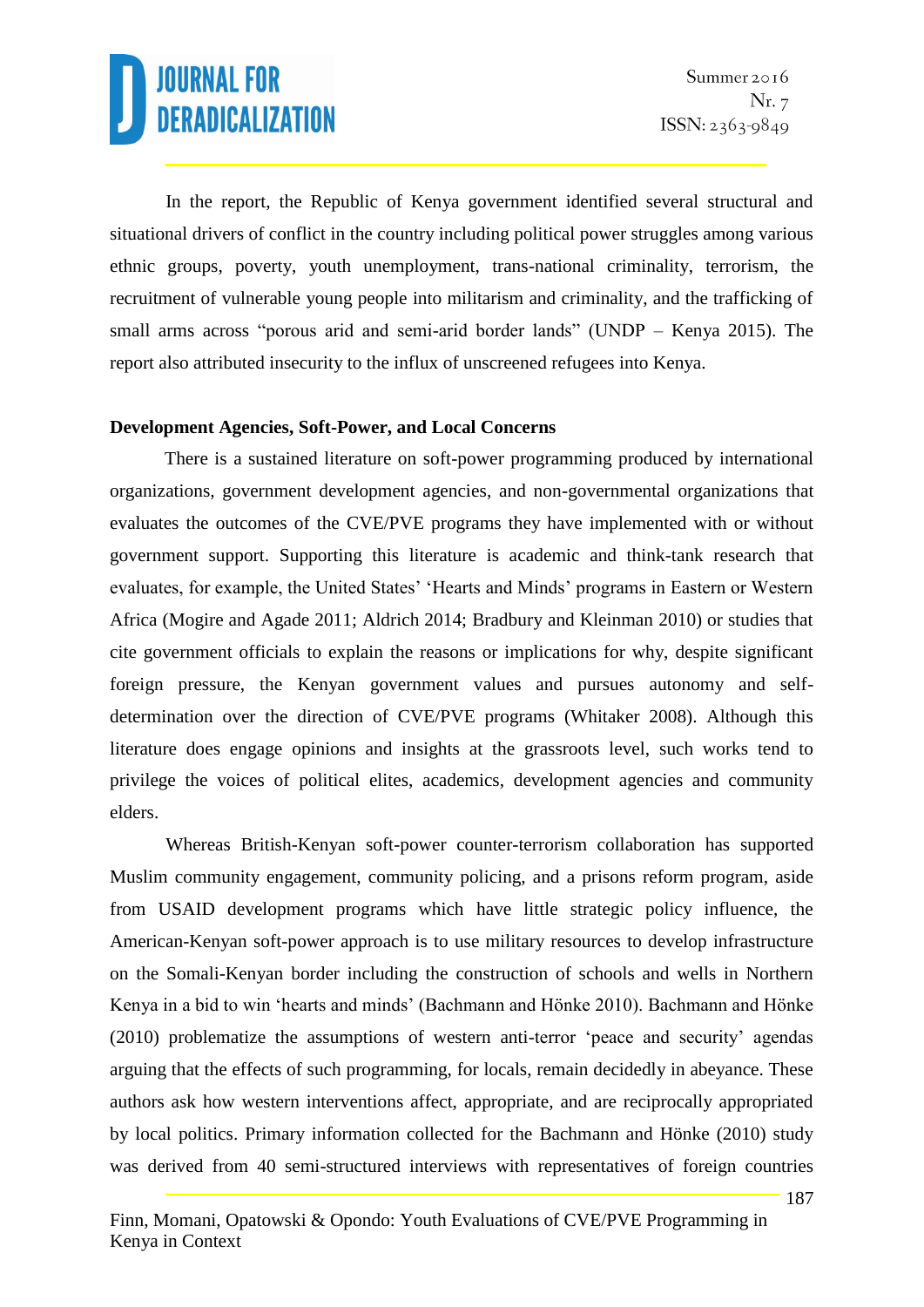In the report, the Republic of Kenya government identified several structural and situational drivers of conflict in the country including political power struggles among various ethnic groups, poverty, youth unemployment, trans-national criminality, terrorism, the recruitment of vulnerable young people into militarism and criminality, and the trafficking of small arms across "porous arid and semi-arid border lands" (UNDP – Kenya 2015). The report also attributed insecurity to the influx of unscreened refugees into Kenya.

**Development Agencies, Soft-Power, and Local Concerns**

There is a sustained literature on soft-power programming produced by international organizations, government development agencies, and non-governmental organizations that evaluates the outcomes of the CVE/PVE programs they have implemented with or without government support. Supporting this literature is academic and think-tank research that evaluates, for example, the United States' 'Hearts and Minds' programs in Eastern or Western Africa (Mogire and Agade 2011; Aldrich 2014; Bradbury and Kleinman 2010) or studies that cite government officials to explain the reasons or implications for why, despite significant foreign pressure, the Kenyan government values and pursues autonomy and self-determination over the direction of CVE/PVE programs (Whitaker 2008). Although this literature does engage opinions and insights at the grassroots level, such works tend to privilege the voices of political elites, academics, development agencies and community elders.

Whereas British-Kenyan soft-power counter-terrorism collaboration has supported Muslim community engagement, community policing, and a prisons reform program, aside from USAID development programs which have little strategic policy influence, the American-Kenyan soft-power approach is to use military resources to develop infrastructure on the Somali-Kenyan border including the construction of schools and wells in Northern Kenya in a bid to win 'hearts and minds' (Bachmann and Hönke 2010). Bachmann and Hönke (2010) problematize the assumptions of western anti-terror 'peace and security' agendas arguing that the effects of such programming, for locals, remain decidedly in abeyance. These authors ask how western interventions affect, appropriate, and are reciprocally appropriated by local politics. Primary information collected for the Bachmann and Hönke (2010) study was derived from 40 semi-structured interviews with representatives of foreign countries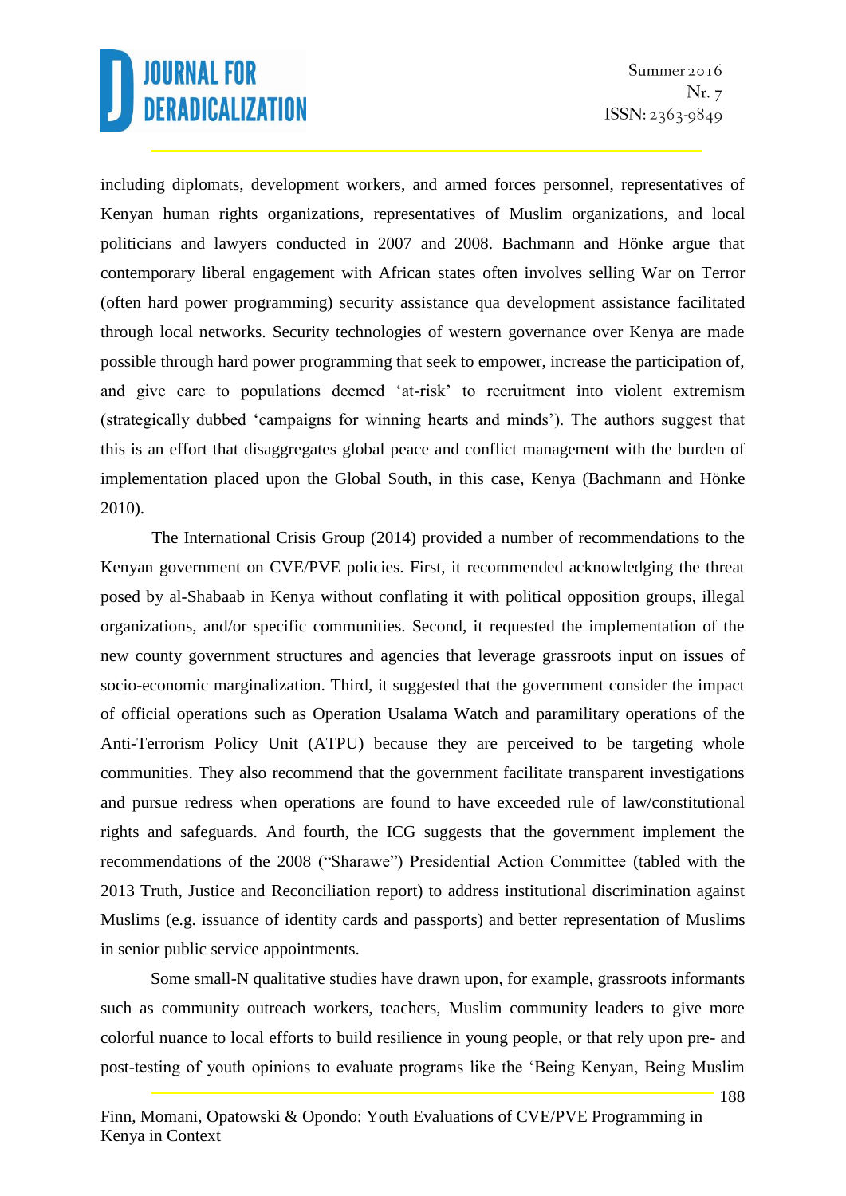including diplomats, development workers, and armed forces personnel, representatives of Kenyan human rights organizations, representatives of Muslim organizations, and local politicians and lawyers conducted in 2007 and 2008. Bachmann and Hönke argue that contemporary liberal engagement with African states often involves selling War on Terror (often hard power programming) security assistance qua development assistance facilitated through local networks. Security technologies of western governance over Kenya are made possible through hard power programming that seek to empower, increase the participation of, and give care to populations deemed 'at-risk' to recruitment into violent extremism (strategically dubbed 'campaigns for winning hearts and minds'). The authors suggest that this is an effort that disaggregates global peace and conflict management with the burden of implementation placed upon the Global South, in this case, Kenya (Bachmann and Hönke 2010).

The International Crisis Group (2014) provided a number of recommendations to the Kenyan government on CVE/PVE policies. First, it recommended acknowledging the threat posed by al-Shabaab in Kenya without conflating it with political opposition groups, illegal organizations, and/or specific communities. Second, it requested the implementation of the new county government structures and agencies that leverage grassroots input on issues of socio-economic marginalization. Third, it suggested that the government consider the impact of official operations such as Operation Usalama Watch and paramilitary operations of the Anti-Terrorism Policy Unit (ATPU) because they are perceived to be targeting whole communities. They also recommend that the government facilitate transparent investigations and pursue redress when operations are found to have exceeded rule of law/constitutional rights and safeguards. And fourth, the ICG suggests that the government implement the recommendations of the 2008 ("Sharawe") Presidential Action Committee (tabled with the 2013 Truth, Justice and Reconciliation report) to address institutional discrimination against Muslims (e.g. issuance of identity cards and passports) and better representation of Muslims in senior public service appointments.

Some small-N qualitative studies have drawn upon, for example, grassroots informants such as community outreach workers, teachers, Muslim community leaders to give more colorful nuance to local efforts to build resilience in young people, or that rely upon pre- and post-testing of youth opinions to evaluate programs like the 'Being Kenyan, Being Muslim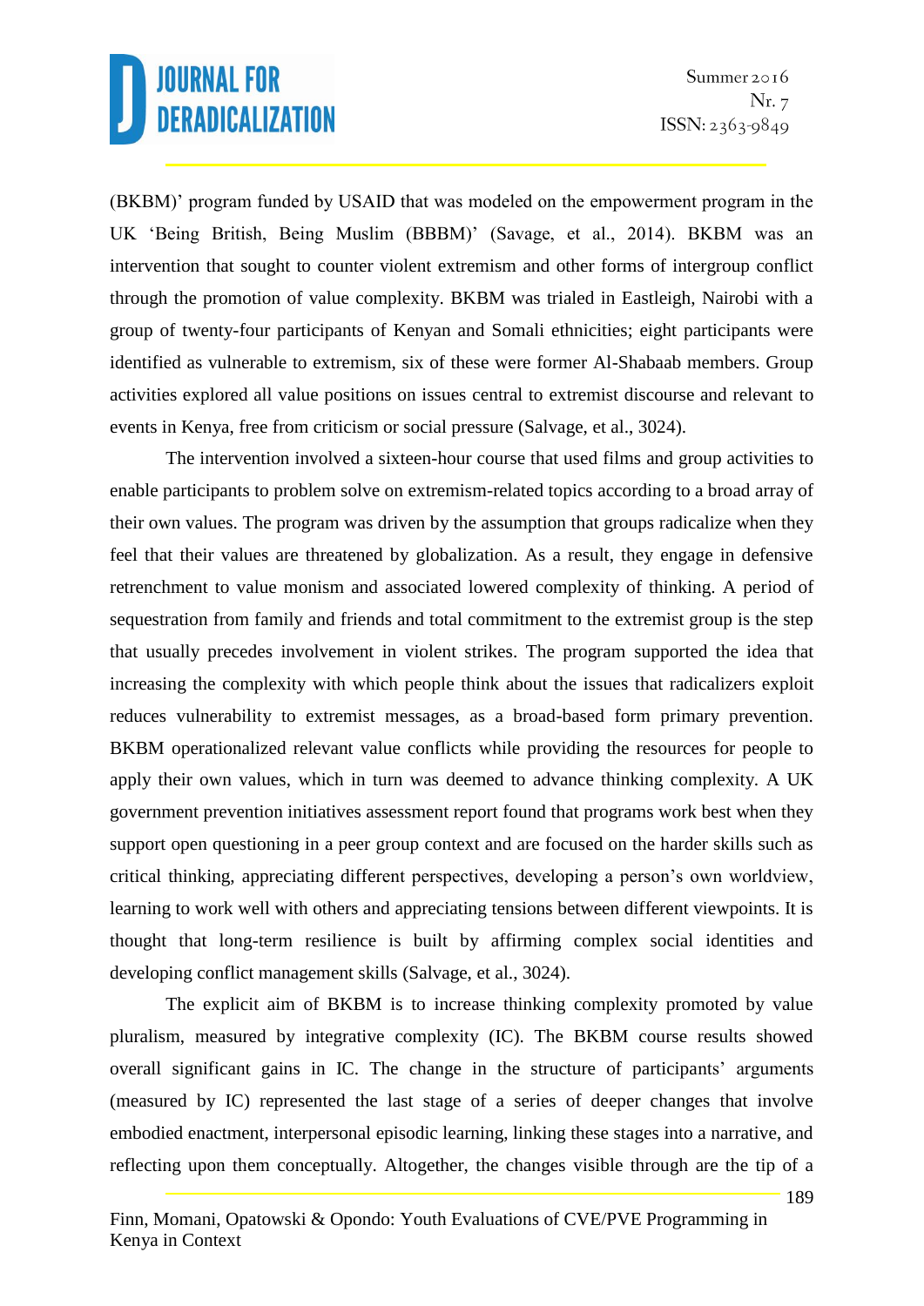(BKBM)' program funded by USAID that was modeled on the empowerment program in the UK 'Being British, Being Muslim (BBBM)' (Savage, et al., 2014). BKBM was an intervention that sought to counter violent extremism and other forms of intergroup conflict through the promotion of value complexity. BKBM was trialed in Eastleigh, Nairobi with a group of twenty-four participants of Kenyan and Somali ethnicities; eight participants were identified as vulnerable to extremism, six of these were former Al-Shabaab members. Group activities explored all value positions on issues central to extremist discourse and relevant to events in Kenya, free from criticism or social pressure (Salvage, et al., 3024).

The intervention involved a sixteen-hour course that used films and group activities to enable participants to problem solve on extremism-related topics according to a broad array of their own values. The program was driven by the assumption that groups radicalize when they feel that their values are threatened by globalization. As a result, they engage in defensive retrenchment to value monism and associated lowered complexity of thinking. A period of sequestration from family and friends and total commitment to the extremist group is the step that usually precedes involvement in violent strikes. The program supported the idea that increasing the complexity with which people think about the issues that radicalizers exploit reduces vulnerability to extremist messages, as a broad-based form primary prevention. BKBM operationalized relevant value conflicts while providing the resources for people to apply their own values, which in turn was deemed to advance thinking complexity. A UK government prevention initiatives assessment report found that programs work best when they support open questioning in a peer group context and are focused on the harder skills such as critical thinking, appreciating different perspectives, developing a person's own worldview, learning to work well with others and appreciating tensions between different viewpoints. It is thought that long-term resilience is built by affirming complex social identities and developing conflict management skills (Salvage, et al., 3024).

The explicit aim of BKBM is to increase thinking complexity promoted by value pluralism, measured by integrative complexity (IC). The BKBM course results showed overall significant gains in IC. The change in the structure of participants' arguments (measured by IC) represented the last stage of a series of deeper changes that involve embodied enactment, interpersonal episodic learning, linking these stages into a narrative, and reflecting upon them conceptually. Altogether, the changes visible through are the tip of a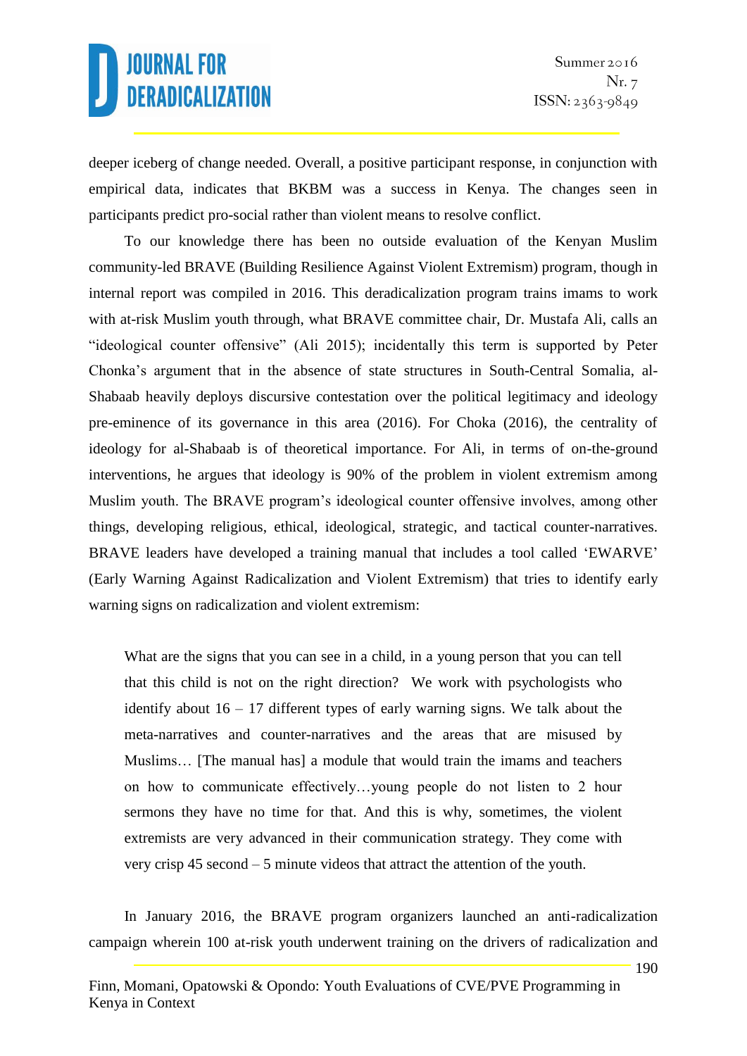deeper iceberg of change needed. Overall, a positive participant response, in conjunction with empirical data, indicates that BKBM was a success in Kenya. The changes seen in participants predict pro-social rather than violent means to resolve conflict.

To our knowledge there has been no outside evaluation of the Kenyan Muslim community-led BRAVE (Building Resilience Against Violent Extremism) program, though in internal report was compiled in 2016. This deradicalization program trains imams to work with at-risk Muslim youth through, what BRAVE committee chair, Dr. Mustafa Ali, calls an "ideological counter offensive" (Ali 2015); incidentally this term is supported by Peter Chonka's argument that in the absence of state structures in South-Central Somalia, al-Shabaab heavily deploys discursive contestation over the political legitimacy and ideology pre-eminence of its governance in this area (2016). For Choka (2016), the centrality of ideology for al-Shabaab is of theoretical importance. For Ali, in terms of on-the-ground interventions, he argues that ideology is 90% of the problem in violent extremism among Muslim youth. The BRAVE program's ideological counter offensive involves, among other things, developing religious, ethical, ideological, strategic, and tactical counter-narratives. BRAVE leaders have developed a training manual that includes a tool called 'EWARVE' (Early Warning Against Radicalization and Violent Extremism) that tries to identify early warning signs on radicalization and violent extremism:

> What are the signs that you can see in a child, in a young person that you can tell that this child is not on the right direction? We work with psychologists who identify about 16 – 17 different types of early warning signs. We talk about the meta-narratives and counter-narratives and the areas that are misused by Muslims… [The manual has] a module that would train the imams and teachers on how to communicate effectively…young people do not listen to 2 hour sermons they have no time for that. And this is why, sometimes, the violent extremists are very advanced in their communication strategy. They come with very crisp 45 second – 5 minute videos that attract the attention of the youth.

In January 2016, the BRAVE program organizers launched an anti-radicalization campaign wherein 100 at-risk youth underwent training on the drivers of radicalization and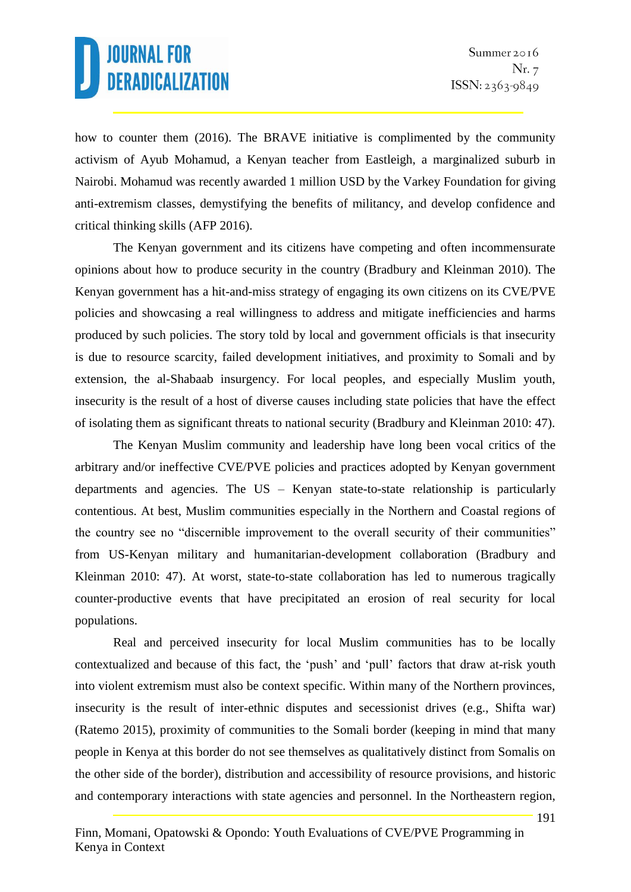how to counter them (2016). The BRAVE initiative is complimented by the community activism of Ayub Mohamud, a Kenyan teacher from Eastleigh, a marginalized suburb in Nairobi. Mohamud was recently awarded 1 million USD by the Varkey Foundation for giving anti-extremism classes, demystifying the benefits of militancy, and develop confidence and critical thinking skills (AFP 2016).

The Kenyan government and its citizens have competing and often incommensurate opinions about how to produce security in the country (Bradbury and Kleinman 2010). The Kenyan government has a hit-and-miss strategy of engaging its own citizens on its CVE/PVE policies and showcasing a real willingness to address and mitigate inefficiencies and harms produced by such policies. The story told by local and government officials is that insecurity is due to resource scarcity, failed development initiatives, and proximity to Somali and by extension, the al-Shabaab insurgency. For local peoples, and especially Muslim youth, insecurity is the result of a host of diverse causes including state policies that have the effect of isolating them as significant threats to national security (Bradbury and Kleinman 2010: 47).

The Kenyan Muslim community and leadership have long been vocal critics of the arbitrary and/or ineffective CVE/PVE policies and practices adopted by Kenyan government departments and agencies. The US – Kenyan state-to-state relationship is particularly contentious. At best, Muslim communities especially in the Northern and Coastal regions of the country see no "discernible improvement to the overall security of their communities" from US-Kenyan military and humanitarian-development collaboration (Bradbury and Kleinman 2010: 47). At worst, state-to-state collaboration has led to numerous tragically counter-productive events that have precipitated an erosion of real security for local populations.

Real and perceived insecurity for local Muslim communities has to be locally contextualized and because of this fact, the 'push' and 'pull' factors that draw at-risk youth into violent extremism must also be context specific. Within many of the Northern provinces, insecurity is the result of inter-ethnic disputes and secessionist drives (e.g., Shifta war) (Ratemo 2015), proximity of communities to the Somali border (keeping in mind that many people in Kenya at this border do not see themselves as qualitatively distinct from Somalis on the other side of the border), distribution and accessibility of resource provisions, and historic and contemporary interactions with state agencies and personnel. In the Northeastern region,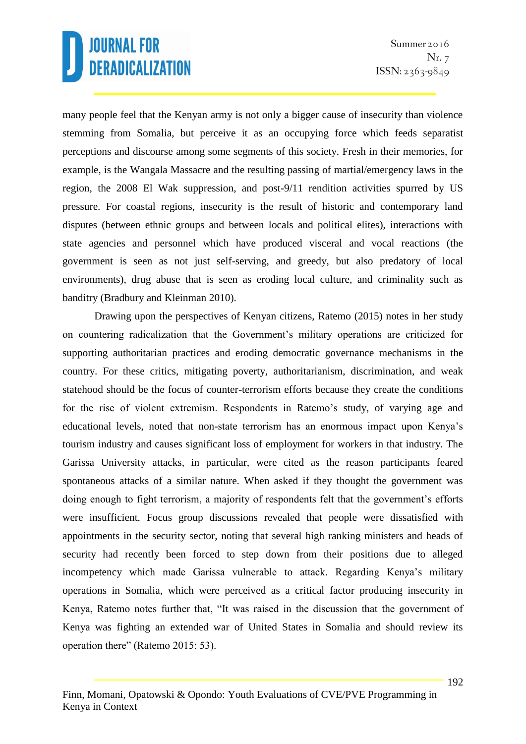many people feel that the Kenyan army is not only a bigger cause of insecurity than violence stemming from Somalia, but perceive it as an occupying force which feeds separatist perceptions and discourse among some segments of this society. Fresh in their memories, for example, is the Wangala Massacre and the resulting passing of martial/emergency laws in the region, the 2008 El Wak suppression, and post-9/11 rendition activities spurred by US pressure. For coastal regions, insecurity is the result of historic and contemporary land disputes (between ethnic groups and between locals and political elites), interactions with state agencies and personnel which have produced visceral and vocal reactions (the government is seen as not just self-serving, and greedy, but also predatory of local environments), drug abuse that is seen as eroding local culture, and criminality such as banditry (Bradbury and Kleinman 2010).

Drawing upon the perspectives of Kenyan citizens, Ratemo (2015) notes in her study on countering radicalization that the Government's military operations are criticized for supporting authoritarian practices and eroding democratic governance mechanisms in the country. For these critics, mitigating poverty, authoritarianism, discrimination, and weak statehood should be the focus of counter-terrorism efforts because they create the conditions for the rise of violent extremism. Respondents in Ratemo's study, of varying age and educational levels, noted that non-state terrorism has an enormous impact upon Kenya's tourism industry and causes significant loss of employment for workers in that industry. The Garissa University attacks, in particular, were cited as the reason participants feared spontaneous attacks of a similar nature. When asked if they thought the government was doing enough to fight terrorism, a majority of respondents felt that the government's efforts were insufficient. Focus group discussions revealed that people were dissatisfied with appointments in the security sector, noting that several high ranking ministers and heads of security had recently been forced to step down from their positions due to alleged incompetency which made Garissa vulnerable to attack. Regarding Kenya's military operations in Somalia, which were perceived as a critical factor producing insecurity in Kenya, Ratemo notes further that, "It was raised in the discussion that the government of Kenya was fighting an extended war of United States in Somalia and should review its operation there" (Ratemo 2015: 53).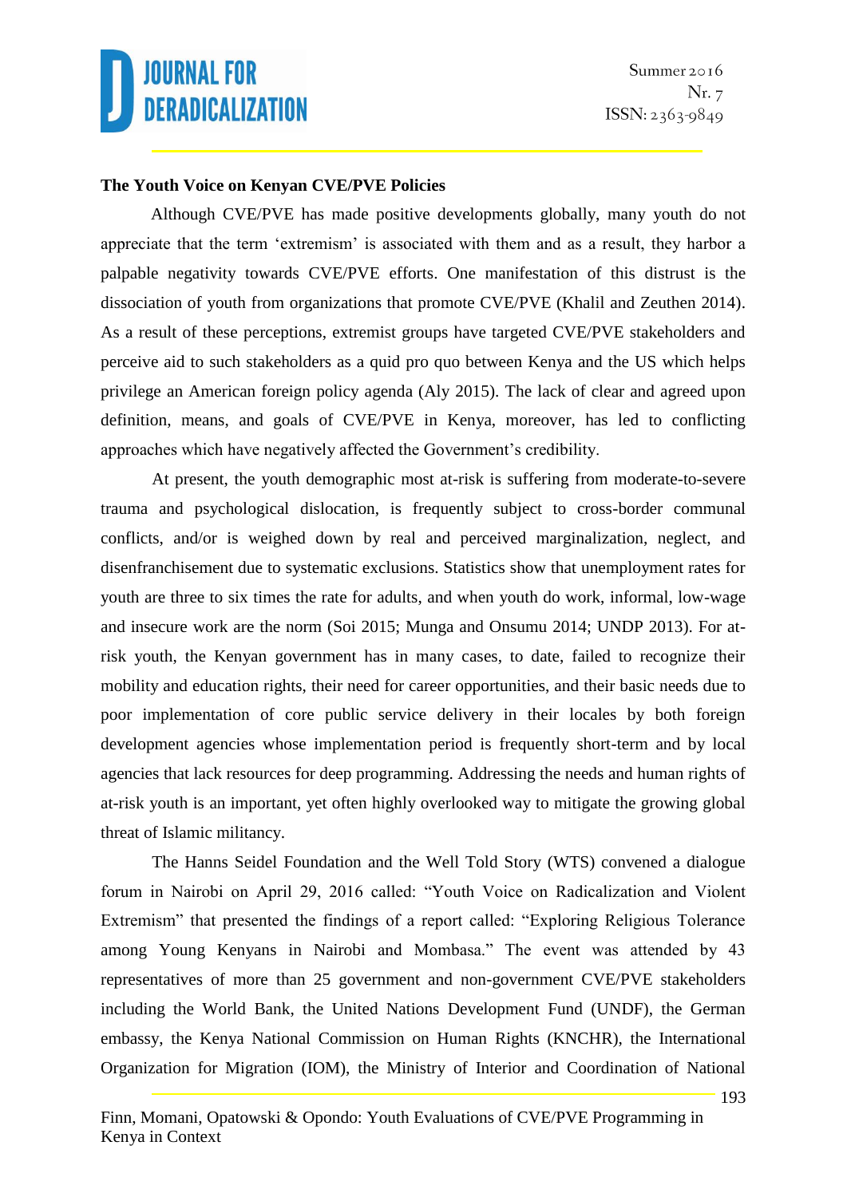**The Youth Voice on Kenyan CVE/PVE Policies**

Although CVE/PVE has made positive developments globally, many youth do not appreciate that the term 'extremism' is associated with them and as a result, they harbor a palpable negativity towards CVE/PVE efforts. One manifestation of this distrust is the dissociation of youth from organizations that promote CVE/PVE (Khalil and Zeuthen 2014). As a result of these perceptions, extremist groups have targeted CVE/PVE stakeholders and perceive aid to such stakeholders as a quid pro quo between Kenya and the US which helps privilege an American foreign policy agenda (Aly 2015). The lack of clear and agreed upon definition, means, and goals of CVE/PVE in Kenya, moreover, has led to conflicting approaches which have negatively affected the Government's credibility.

At present, the youth demographic most at-risk is suffering from moderate-to-severe trauma and psychological dislocation, is frequently subject to cross-border communal conflicts, and/or is weighed down by real and perceived marginalization, neglect, and disenfranchisement due to systematic exclusions. Statistics show that unemployment rates for youth are three to six times the rate for adults, and when youth do work, informal, low-wage and insecure work are the norm (Soi 2015; Munga and Onsumu 2014; UNDP 2013). For at-risk youth, the Kenyan government has in many cases, to date, failed to recognize their mobility and education rights, their need for career opportunities, and their basic needs due to poor implementation of core public service delivery in their locales by both foreign development agencies whose implementation period is frequently short-term and by local agencies that lack resources for deep programming. Addressing the needs and human rights of at-risk youth is an important, yet often highly overlooked way to mitigate the growing global threat of Islamic militancy.

The Hanns Seidel Foundation and the Well Told Story (WTS) convened a dialogue forum in Nairobi on April 29, 2016 called: "Youth Voice on Radicalization and Violent Extremism" that presented the findings of a report called: "Exploring Religious Tolerance among Young Kenyans in Nairobi and Mombasa." The event was attended by 43 representatives of more than 25 government and non-government CVE/PVE stakeholders including the World Bank, the United Nations Development Fund (UNDF), the German embassy, the Kenya National Commission on Human Rights (KNCHR), the International Organization for Migration (IOM), the Ministry of Interior and Coordination of National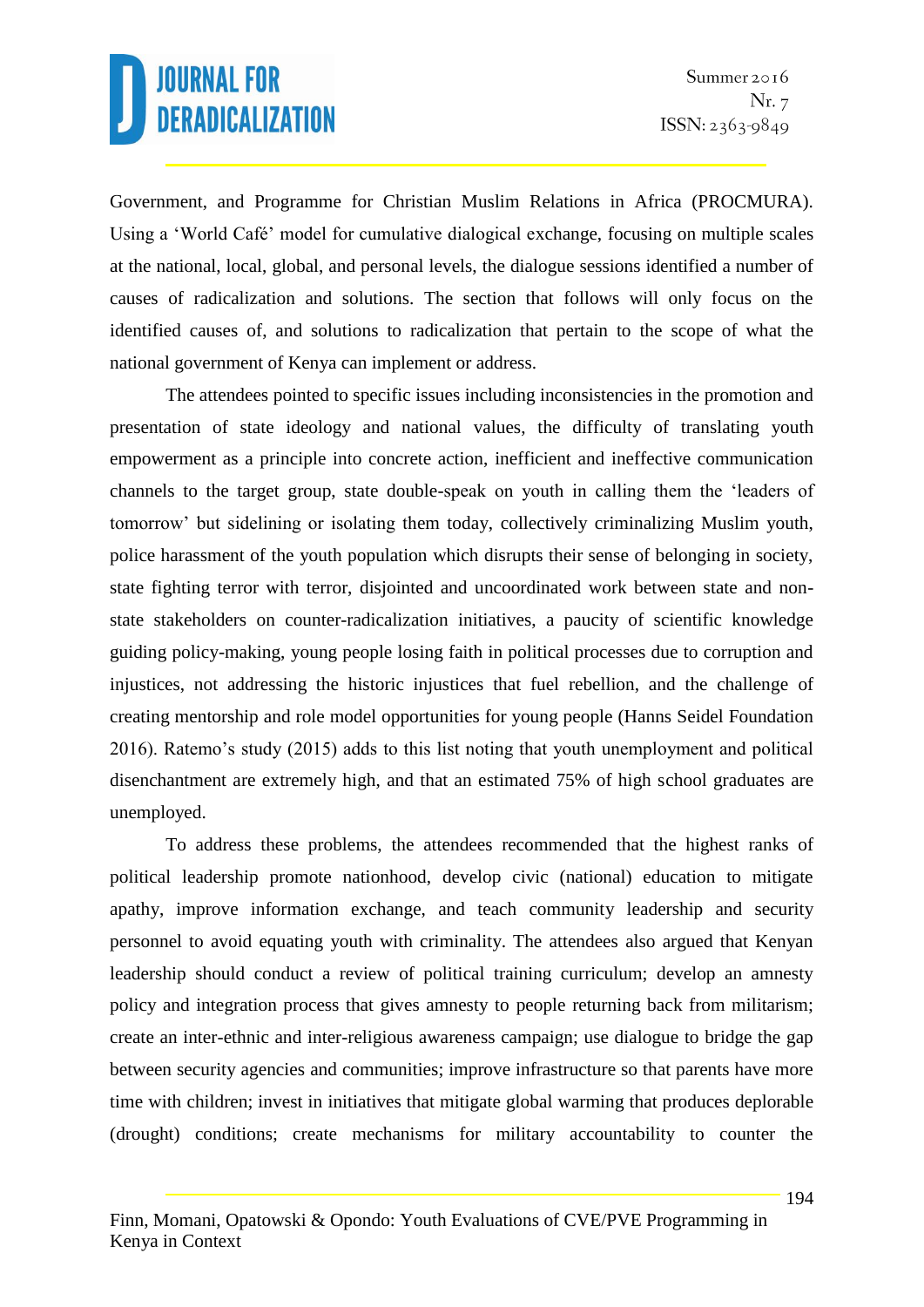Government, and Programme for Christian Muslim Relations in Africa (PROCMURA). Using a 'World Café' model for cumulative dialogical exchange, focusing on multiple scales at the national, local, global, and personal levels, the dialogue sessions identified a number of causes of radicalization and solutions. The section that follows will only focus on the identified causes of, and solutions to radicalization that pertain to the scope of what the national government of Kenya can implement or address.

The attendees pointed to specific issues including inconsistencies in the promotion and presentation of state ideology and national values, the difficulty of translating youth empowerment as a principle into concrete action, inefficient and ineffective communication channels to the target group, state double-speak on youth in calling them the 'leaders of tomorrow' but sidelining or isolating them today, collectively criminalizing Muslim youth, police harassment of the youth population which disrupts their sense of belonging in society, state fighting terror with terror, disjointed and uncoordinated work between state and non-state stakeholders on counter-radicalization initiatives, a paucity of scientific knowledge guiding policy-making, young people losing faith in political processes due to corruption and injustices, not addressing the historic injustices that fuel rebellion, and the challenge of creating mentorship and role model opportunities for young people (Hanns Seidel Foundation 2016). Ratemo's study (2015) adds to this list noting that youth unemployment and political disenchantment are extremely high, and that an estimated 75% of high school graduates are unemployed.

To address these problems, the attendees recommended that the highest ranks of political leadership promote nationhood, develop civic (national) education to mitigate apathy, improve information exchange, and teach community leadership and security personnel to avoid equating youth with criminality. The attendees also argued that Kenyan leadership should conduct a review of political training curriculum; develop an amnesty policy and integration process that gives amnesty to people returning back from militarism; create an inter-ethnic and inter-religious awareness campaign; use dialogue to bridge the gap between security agencies and communities; improve infrastructure so that parents have more time with children; invest in initiatives that mitigate global warming that produces deplorable (drought) conditions; create mechanisms for military accountability to counter the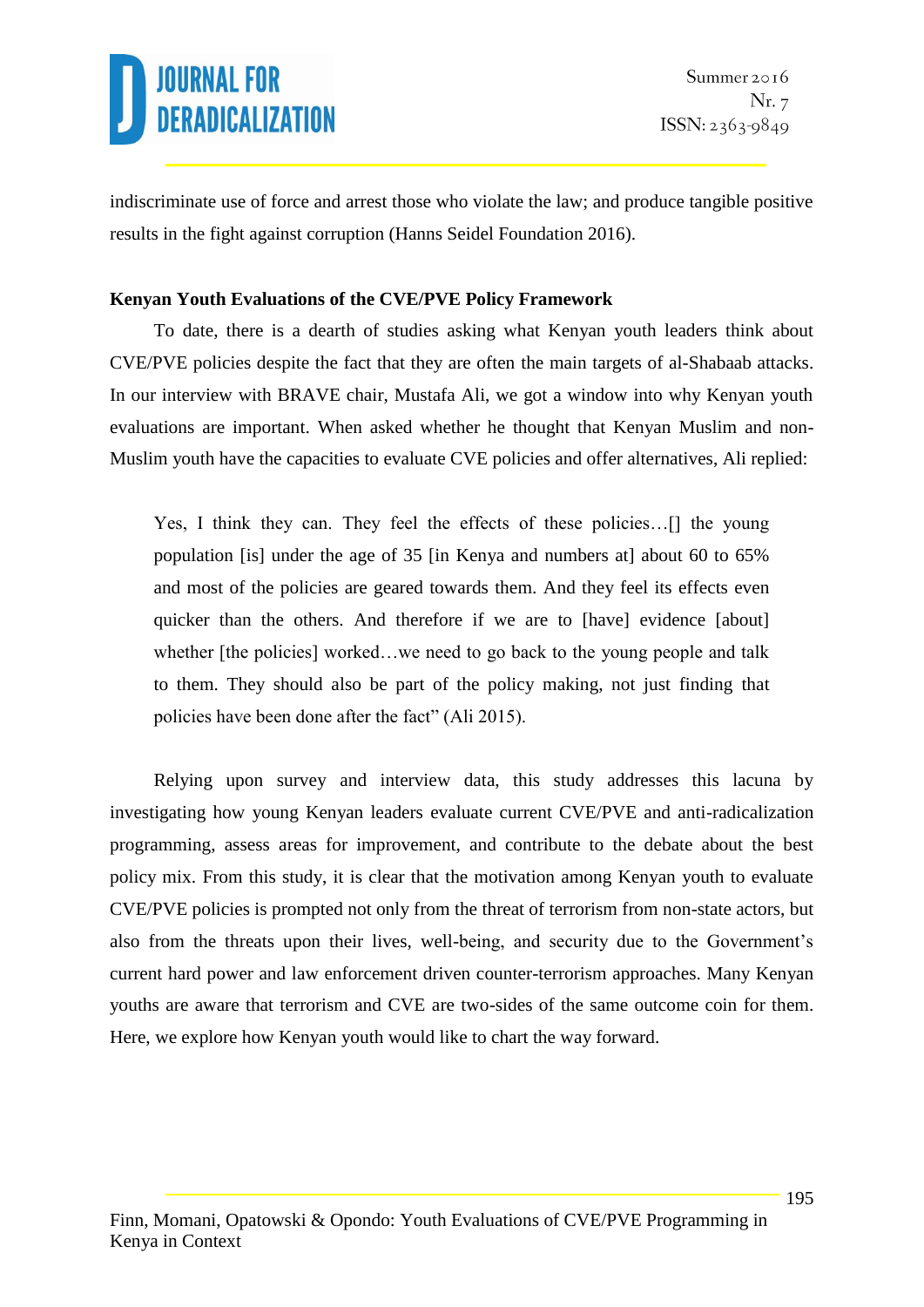indiscriminate use of force and arrest those who violate the law; and produce tangible positive results in the fight against corruption (Hanns Seidel Foundation 2016).

**Kenyan Youth Evaluations of the CVE/PVE Policy Framework**

To date, there is a dearth of studies asking what Kenyan youth leaders think about CVE/PVE policies despite the fact that they are often the main targets of al-Shabaab attacks. In our interview with BRAVE chair, Mustafa Ali, we got a window into why Kenyan youth evaluations are important. When asked whether he thought that Kenyan Muslim and non-Muslim youth have the capacities to evaluate CVE policies and offer alternatives, Ali replied:

> Yes, I think they can. They feel the effects of these policies…[] the young population [is] under the age of 35 [in Kenya and numbers at] about 60 to 65% and most of the policies are geared towards them. And they feel its effects even quicker than the others. And therefore if we are to [have] evidence [about] whether [the policies] worked…we need to go back to the young people and talk to them. They should also be part of the policy making, not just finding that policies have been done after the fact" (Ali 2015).

Relying upon survey and interview data, this study addresses this lacuna by investigating how young Kenyan leaders evaluate current CVE/PVE and anti-radicalization programming, assess areas for improvement, and contribute to the debate about the best policy mix. From this study, it is clear that the motivation among Kenyan youth to evaluate CVE/PVE policies is prompted not only from the threat of terrorism from non-state actors, but also from the threats upon their lives, well-being, and security due to the Government's current hard power and law enforcement driven counter-terrorism approaches. Many Kenyan youths are aware that terrorism and CVE are two-sides of the same outcome coin for them. Here, we explore how Kenyan youth would like to chart the way forward.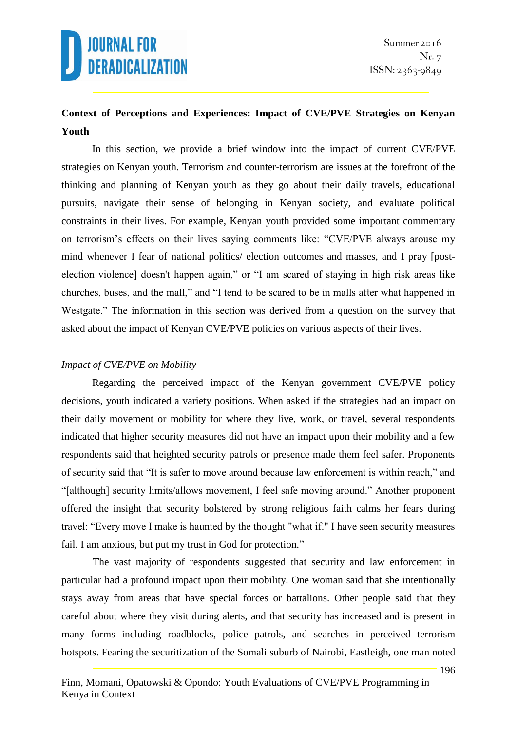## Context of Perceptions and Experiences: Impact of CVE/PVE Strategies on Kenyan Youth

In this section, we provide a brief window into the impact of current CVE/PVE strategies on Kenyan youth. Terrorism and counter-terrorism are issues at the forefront of the thinking and planning of Kenyan youth as they go about their daily travels, educational pursuits, navigate their sense of belonging in Kenyan society, and evaluate political constraints in their lives. For example, Kenyan youth provided some important commentary on terrorism's effects on their lives saying comments like: "CVE/PVE always arouse my mind whenever I fear of national politics/ election outcomes and masses, and I pray [post-election violence] doesn't happen again," or "I am scared of staying in high risk areas like churches, buses, and the mall," and "I tend to be scared to be in malls after what happened in Westgate." The information in this section was derived from a question on the survey that asked about the impact of Kenyan CVE/PVE policies on various aspects of their lives.

### *Impact of CVE/PVE on Mobility*

Regarding the perceived impact of the Kenyan government CVE/PVE policy decisions, youth indicated a variety positions. When asked if the strategies had an impact on their daily movement or mobility for where they live, work, or travel, several respondents indicated that higher security measures did not have an impact upon their mobility and a few respondents said that heighted security patrols or presence made them feel safer. Proponents of security said that "It is safer to move around because law enforcement is within reach," and "[although] security limits/allows movement, I feel safe moving around." Another proponent offered the insight that security bolstered by strong religious faith calms her fears during travel: "Every move I make is haunted by the thought "what if." I have seen security measures fail. I am anxious, but put my trust in God for protection."

The vast majority of respondents suggested that security and law enforcement in particular had a profound impact upon their mobility. One woman said that she intentionally stays away from areas that have special forces or battalions. Other people said that they careful about where they visit during alerts, and that security has increased and is present in many forms including roadblocks, police patrols, and searches in perceived terrorism hotspots. Fearing the securitization of the Somali suburb of Nairobi, Eastleigh, one man noted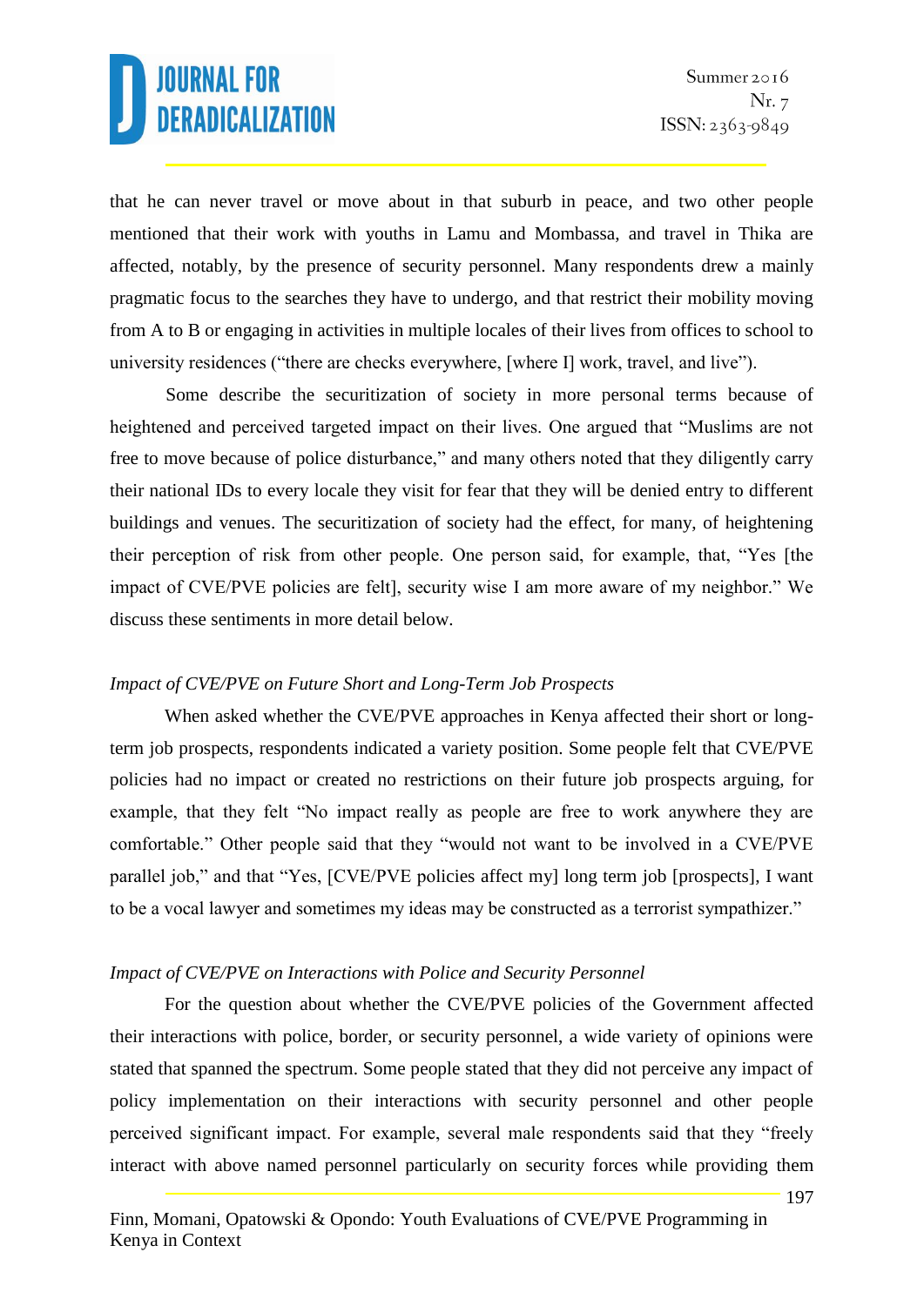that he can never travel or move about in that suburb in peace, and two other people mentioned that their work with youths in Lamu and Mombassa, and travel in Thika are affected, notably, by the presence of security personnel. Many respondents drew a mainly pragmatic focus to the searches they have to undergo, and that restrict their mobility moving from A to B or engaging in activities in multiple locales of their lives from offices to school to university residences ("there are checks everywhere, [where I] work, travel, and live").

Some describe the securitization of society in more personal terms because of heightened and perceived targeted impact on their lives. One argued that "Muslims are not free to move because of police disturbance," and many others noted that they diligently carry their national IDs to every locale they visit for fear that they will be denied entry to different buildings and venues. The securitization of society had the effect, for many, of heightening their perception of risk from other people. One person said, for example, that, "Yes [the impact of CVE/PVE policies are felt], security wise I am more aware of my neighbor." We discuss these sentiments in more detail below.

*Impact of CVE/PVE on Future Short and Long-Term Job Prospects*

When asked whether the CVE/PVE approaches in Kenya affected their short or long-term job prospects, respondents indicated a variety position. Some people felt that CVE/PVE policies had no impact or created no restrictions on their future job prospects arguing, for example, that they felt "No impact really as people are free to work anywhere they are comfortable." Other people said that they "would not want to be involved in a CVE/PVE parallel job," and that "Yes, [CVE/PVE policies affect my] long term job [prospects], I want to be a vocal lawyer and sometimes my ideas may be constructed as a terrorist sympathizer."

*Impact of CVE/PVE on Interactions with Police and Security Personnel*

For the question about whether the CVE/PVE policies of the Government affected their interactions with police, border, or security personnel, a wide variety of opinions were stated that spanned the spectrum. Some people stated that they did not perceive any impact of policy implementation on their interactions with security personnel and other people perceived significant impact. For example, several male respondents said that they "freely interact with above named personnel particularly on security forces while providing them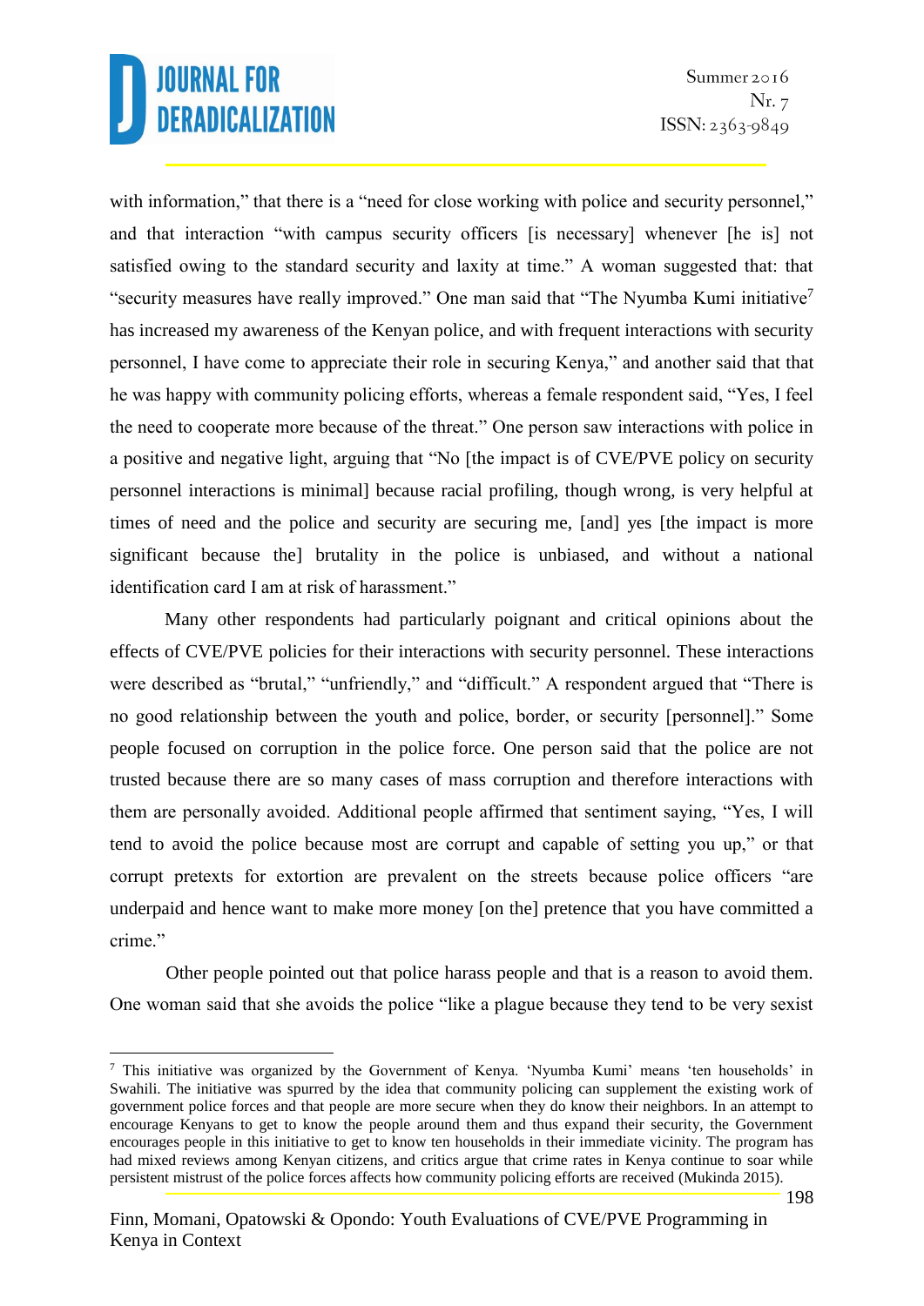with information," that there is a "need for close working with police and security personnel," and that interaction "with campus security officers [is necessary] whenever [he is] not satisfied owing to the standard security and laxity at time." A woman suggested that: that "security measures have really improved." One man said that "The Nyumba Kumi initiative[7] has increased my awareness of the Kenyan police, and with frequent interactions with security personnel, I have come to appreciate their role in securing Kenya," and another said that that he was happy with community policing efforts, whereas a female respondent said, "Yes, I feel the need to cooperate more because of the threat." One person saw interactions with police in a positive and negative light, arguing that "No [the impact is of CVE/PVE policy on security personnel interactions is minimal] because racial profiling, though wrong, is very helpful at times of need and the police and security are securing me, [and] yes [the impact is more significant because the] brutality in the police is unbiased, and without a national identification card I am at risk of harassment."

Many other respondents had particularly poignant and critical opinions about the effects of CVE/PVE policies for their interactions with security personnel. These interactions were described as "brutal," "unfriendly," and "difficult." A respondent argued that "There is no good relationship between the youth and police, border, or security [personnel]." Some people focused on corruption in the police force. One person said that the police are not trusted because there are so many cases of mass corruption and therefore interactions with them are personally avoided. Additional people affirmed that sentiment saying, "Yes, I will tend to avoid the police because most are corrupt and capable of setting you up," or that corrupt pretexts for extortion are prevalent on the streets because police officers "are underpaid and hence want to make more money [on the] pretence that you have committed a crime."

Other people pointed out that police harass people and that is a reason to avoid them. One woman said that she avoids the police "like a plague because they tend to be very sexist

---

[7] This initiative was organized by the Government of Kenya. 'Nyumba Kumi' means 'ten households' in Swahili. The initiative was spurred by the idea that community policing can supplement the existing work of government police forces and that people are more secure when they do know their neighbors. In an attempt to encourage Kenyans to get to know the people around them and thus expand their security, the Government encourages people in this initiative to get to know ten households in their immediate vicinity. The program has had mixed reviews among Kenyan citizens, and critics argue that crime rates in Kenya continue to soar while persistent mistrust of the police forces affects how community policing efforts are received (Mukinda 2015).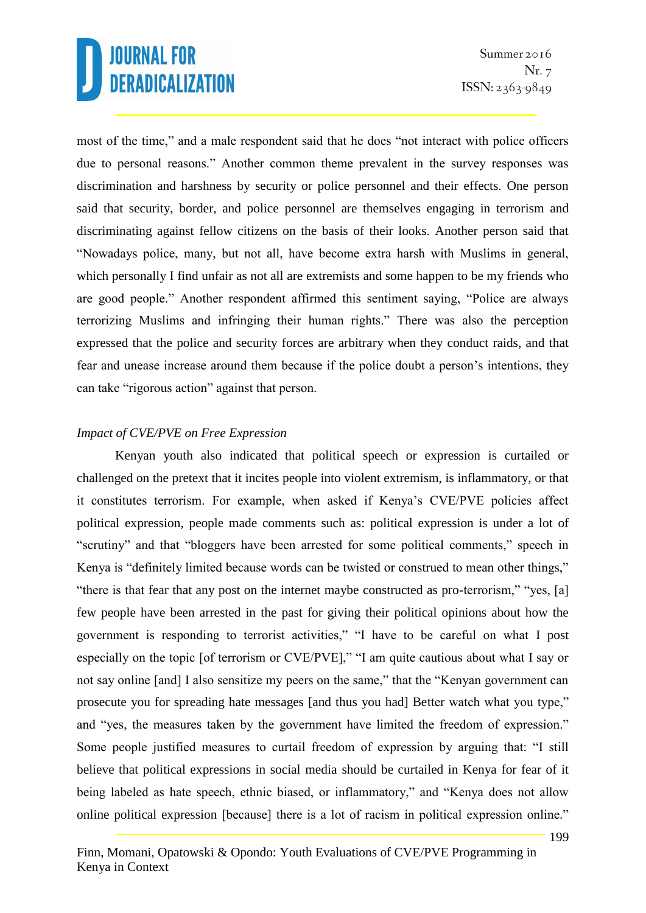most of the time," and a male respondent said that he does "not interact with police officers due to personal reasons." Another common theme prevalent in the survey responses was discrimination and harshness by security or police personnel and their effects. One person said that security, border, and police personnel are themselves engaging in terrorism and discriminating against fellow citizens on the basis of their looks. Another person said that "Nowadays police, many, but not all, have become extra harsh with Muslims in general, which personally I find unfair as not all are extremists and some happen to be my friends who are good people." Another respondent affirmed this sentiment saying, "Police are always terrorizing Muslims and infringing their human rights." There was also the perception expressed that the police and security forces are arbitrary when they conduct raids, and that fear and unease increase around them because if the police doubt a person's intentions, they can take "rigorous action" against that person.

*Impact of CVE/PVE on Free Expression*

Kenyan youth also indicated that political speech or expression is curtailed or challenged on the pretext that it incites people into violent extremism, is inflammatory, or that it constitutes terrorism. For example, when asked if Kenya's CVE/PVE policies affect political expression, people made comments such as: political expression is under a lot of "scrutiny" and that "bloggers have been arrested for some political comments," speech in Kenya is "definitely limited because words can be twisted or construed to mean other things," "there is that fear that any post on the internet maybe constructed as pro-terrorism," "yes, [a] few people have been arrested in the past for giving their political opinions about how the government is responding to terrorist activities," "I have to be careful on what I post especially on the topic [of terrorism or CVE/PVE]," "I am quite cautious about what I say or not say online [and] I also sensitize my peers on the same," that the "Kenyan government can prosecute you for spreading hate messages [and thus you had] Better watch what you type," and "yes, the measures taken by the government have limited the freedom of expression." Some people justified measures to curtail freedom of expression by arguing that: "I still believe that political expressions in social media should be curtailed in Kenya for fear of it being labeled as hate speech, ethnic biased, or inflammatory," and "Kenya does not allow online political expression [because] there is a lot of racism in political expression online."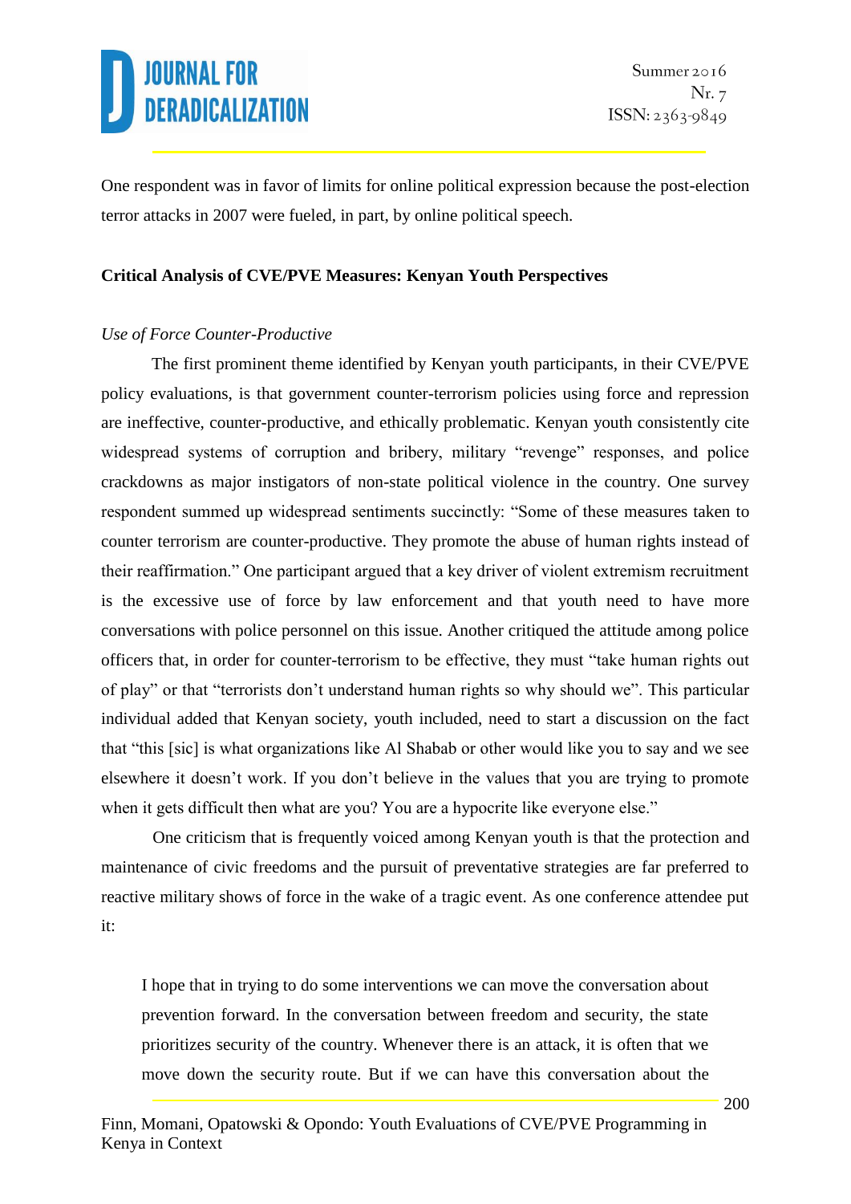One respondent was in favor of limits for online political expression because the post-election terror attacks in 2007 were fueled, in part, by online political speech.

**Critical Analysis of CVE/PVE Measures: Kenyan Youth Perspectives**

*Use of Force Counter-Productive*

The first prominent theme identified by Kenyan youth participants, in their CVE/PVE policy evaluations, is that government counter-terrorism policies using force and repression are ineffective, counter-productive, and ethically problematic. Kenyan youth consistently cite widespread systems of corruption and bribery, military "revenge" responses, and police crackdowns as major instigators of non-state political violence in the country. One survey respondent summed up widespread sentiments succinctly: "Some of these measures taken to counter terrorism are counter-productive. They promote the abuse of human rights instead of their reaffirmation." One participant argued that a key driver of violent extremism recruitment is the excessive use of force by law enforcement and that youth need to have more conversations with police personnel on this issue. Another critiqued the attitude among police officers that, in order for counter-terrorism to be effective, they must "take human rights out of play" or that "terrorists don't understand human rights so why should we". This particular individual added that Kenyan society, youth included, need to start a discussion on the fact that "this [sic] is what organizations like Al Shabab or other would like you to say and we see elsewhere it doesn't work. If you don't believe in the values that you are trying to promote when it gets difficult then what are you? You are a hypocrite like everyone else."

One criticism that is frequently voiced among Kenyan youth is that the protection and maintenance of civic freedoms and the pursuit of preventative strategies are far preferred to reactive military shows of force in the wake of a tragic event. As one conference attendee put it:

> I hope that in trying to do some interventions we can move the conversation about prevention forward. In the conversation between freedom and security, the state prioritizes security of the country. Whenever there is an attack, it is often that we move down the security route. But if we can have this conversation about the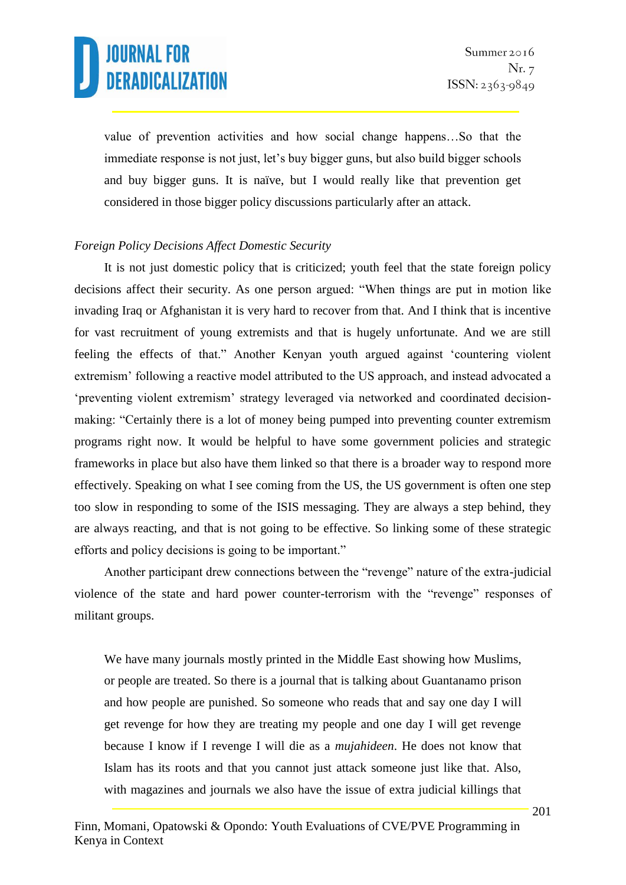value of prevention activities and how social change happens…So that the immediate response is not just, let's buy bigger guns, but also build bigger schools and buy bigger guns. It is naïve, but I would really like that prevention get considered in those bigger policy discussions particularly after an attack.

*Foreign Policy Decisions Affect Domestic Security*

It is not just domestic policy that is criticized; youth feel that the state foreign policy decisions affect their security. As one person argued: "When things are put in motion like invading Iraq or Afghanistan it is very hard to recover from that. And I think that is incentive for vast recruitment of young extremists and that is hugely unfortunate. And we are still feeling the effects of that." Another Kenyan youth argued against 'countering violent extremism' following a reactive model attributed to the US approach, and instead advocated a 'preventing violent extremism' strategy leveraged via networked and coordinated decision-making: "Certainly there is a lot of money being pumped into preventing counter extremism programs right now. It would be helpful to have some government policies and strategic frameworks in place but also have them linked so that there is a broader way to respond more effectively. Speaking on what I see coming from the US, the US government is often one step too slow in responding to some of the ISIS messaging. They are always a step behind, they are always reacting, and that is not going to be effective. So linking some of these strategic efforts and policy decisions is going to be important."

Another participant drew connections between the "revenge" nature of the extra-judicial violence of the state and hard power counter-terrorism with the "revenge" responses of militant groups.

> We have many journals mostly printed in the Middle East showing how Muslims, or people are treated. So there is a journal that is talking about Guantanamo prison and how people are punished. So someone who reads that and say one day I will get revenge for how they are treating my people and one day I will get revenge because I know if I revenge I will die as a *mujahideen*. He does not know that Islam has its roots and that you cannot just attack someone just like that. Also, with magazines and journals we also have the issue of extra judicial killings that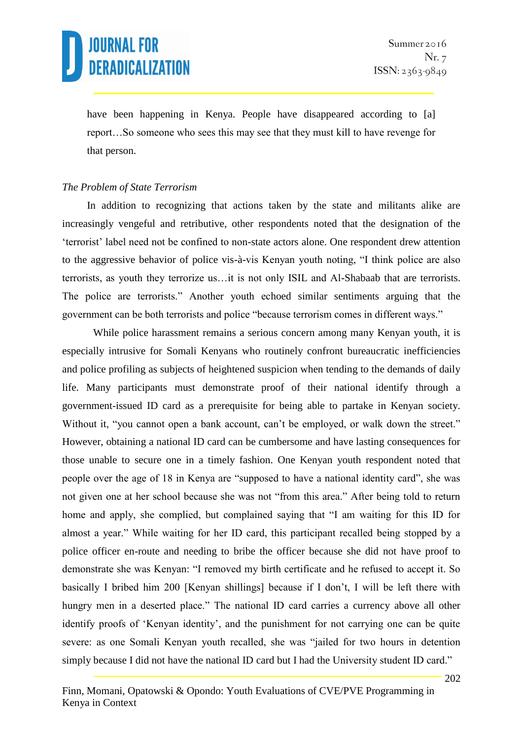have been happening in Kenya. People have disappeared according to [a] report…So someone who sees this may see that they must kill to have revenge for that person.

*The Problem of State Terrorism*

In addition to recognizing that actions taken by the state and militants alike are increasingly vengeful and retributive, other respondents noted that the designation of the 'terrorist' label need not be confined to non-state actors alone. One respondent drew attention to the aggressive behavior of police vis-à-vis Kenyan youth noting, "I think police are also terrorists, as youth they terrorize us…it is not only ISIL and Al-Shabaab that are terrorists. The police are terrorists." Another youth echoed similar sentiments arguing that the government can be both terrorists and police "because terrorism comes in different ways."

While police harassment remains a serious concern among many Kenyan youth, it is especially intrusive for Somali Kenyans who routinely confront bureaucratic inefficiencies and police profiling as subjects of heightened suspicion when tending to the demands of daily life. Many participants must demonstrate proof of their national identify through a government-issued ID card as a prerequisite for being able to partake in Kenyan society. Without it, "you cannot open a bank account, can't be employed, or walk down the street." However, obtaining a national ID card can be cumbersome and have lasting consequences for those unable to secure one in a timely fashion. One Kenyan youth respondent noted that people over the age of 18 in Kenya are "supposed to have a national identity card", she was not given one at her school because she was not "from this area." After being told to return home and apply, she complied, but complained saying that "I am waiting for this ID for almost a year." While waiting for her ID card, this participant recalled being stopped by a police officer en-route and needing to bribe the officer because she did not have proof to demonstrate she was Kenyan: "I removed my birth certificate and he refused to accept it. So basically I bribed him 200 [Kenyan shillings] because if I don't, I will be left there with hungry men in a deserted place." The national ID card carries a currency above all other identify proofs of 'Kenyan identity', and the punishment for not carrying one can be quite severe: as one Somali Kenyan youth recalled, she was "jailed for two hours in detention simply because I did not have the national ID card but I had the University student ID card."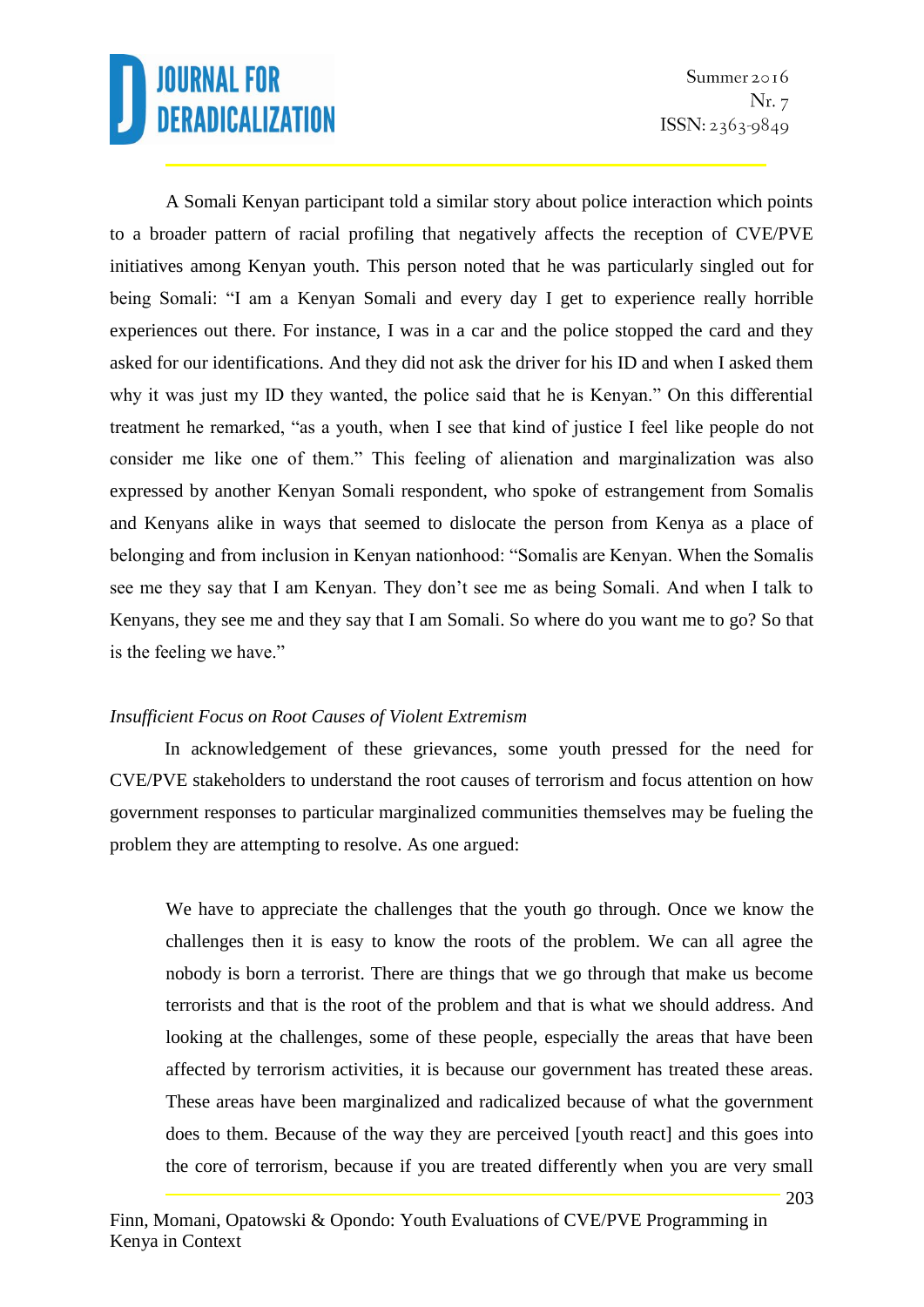A Somali Kenyan participant told a similar story about police interaction which points to a broader pattern of racial profiling that negatively affects the reception of CVE/PVE initiatives among Kenyan youth. This person noted that he was particularly singled out for being Somali: "I am a Kenyan Somali and every day I get to experience really horrible experiences out there. For instance, I was in a car and the police stopped the card and they asked for our identifications. And they did not ask the driver for his ID and when I asked them why it was just my ID they wanted, the police said that he is Kenyan." On this differential treatment he remarked, "as a youth, when I see that kind of justice I feel like people do not consider me like one of them." This feeling of alienation and marginalization was also expressed by another Kenyan Somali respondent, who spoke of estrangement from Somalis and Kenyans alike in ways that seemed to dislocate the person from Kenya as a place of belonging and from inclusion in Kenyan nationhood: "Somalis are Kenyan. When the Somalis see me they say that I am Kenyan. They don't see me as being Somali. And when I talk to Kenyans, they see me and they say that I am Somali. So where do you want me to go? So that is the feeling we have."

*Insufficient Focus on Root Causes of Violent Extremism*

In acknowledgement of these grievances, some youth pressed for the need for CVE/PVE stakeholders to understand the root causes of terrorism and focus attention on how government responses to particular marginalized communities themselves may be fueling the problem they are attempting to resolve. As one argued:

> We have to appreciate the challenges that the youth go through. Once we know the challenges then it is easy to know the roots of the problem. We can all agree the nobody is born a terrorist. There are things that we go through that make us become terrorists and that is the root of the problem and that is what we should address. And looking at the challenges, some of these people, especially the areas that have been affected by terrorism activities, it is because our government has treated these areas. These areas have been marginalized and radicalized because of what the government does to them. Because of the way they are perceived [youth react] and this goes into the core of terrorism, because if you are treated differently when you are very small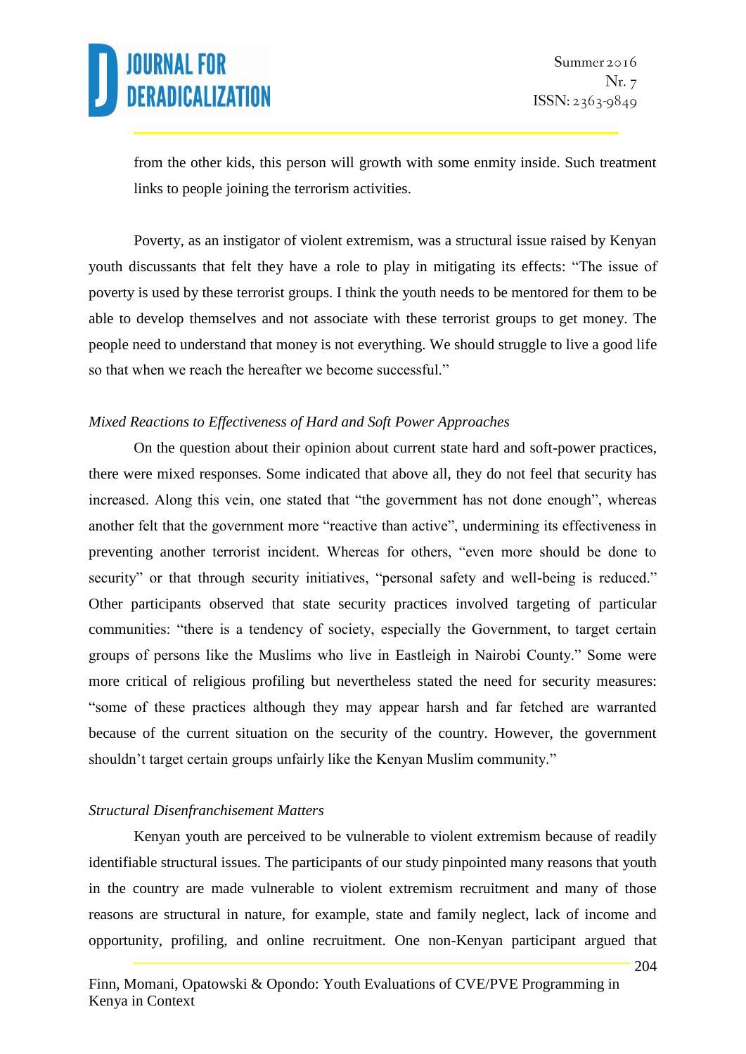from the other kids, this person will growth with some enmity inside. Such treatment links to people joining the terrorism activities.

Poverty, as an instigator of violent extremism, was a structural issue raised by Kenyan youth discussants that felt they have a role to play in mitigating its effects: "The issue of poverty is used by these terrorist groups. I think the youth needs to be mentored for them to be able to develop themselves and not associate with these terrorist groups to get money. The people need to understand that money is not everything. We should struggle to live a good life so that when we reach the hereafter we become successful."

*Mixed Reactions to Effectiveness of Hard and Soft Power Approaches*

On the question about their opinion about current state hard and soft-power practices, there were mixed responses. Some indicated that above all, they do not feel that security has increased. Along this vein, one stated that "the government has not done enough", whereas another felt that the government more "reactive than active", undermining its effectiveness in preventing another terrorist incident. Whereas for others, "even more should be done to security" or that through security initiatives, "personal safety and well-being is reduced." Other participants observed that state security practices involved targeting of particular communities: "there is a tendency of society, especially the Government, to target certain groups of persons like the Muslims who live in Eastleigh in Nairobi County." Some were more critical of religious profiling but nevertheless stated the need for security measures: "some of these practices although they may appear harsh and far fetched are warranted because of the current situation on the security of the country. However, the government shouldn't target certain groups unfairly like the Kenyan Muslim community."

*Structural Disenfranchisement Matters*

Kenyan youth are perceived to be vulnerable to violent extremism because of readily identifiable structural issues. The participants of our study pinpointed many reasons that youth in the country are made vulnerable to violent extremism recruitment and many of those reasons are structural in nature, for example, state and family neglect, lack of income and opportunity, profiling, and online recruitment. One non-Kenyan participant argued that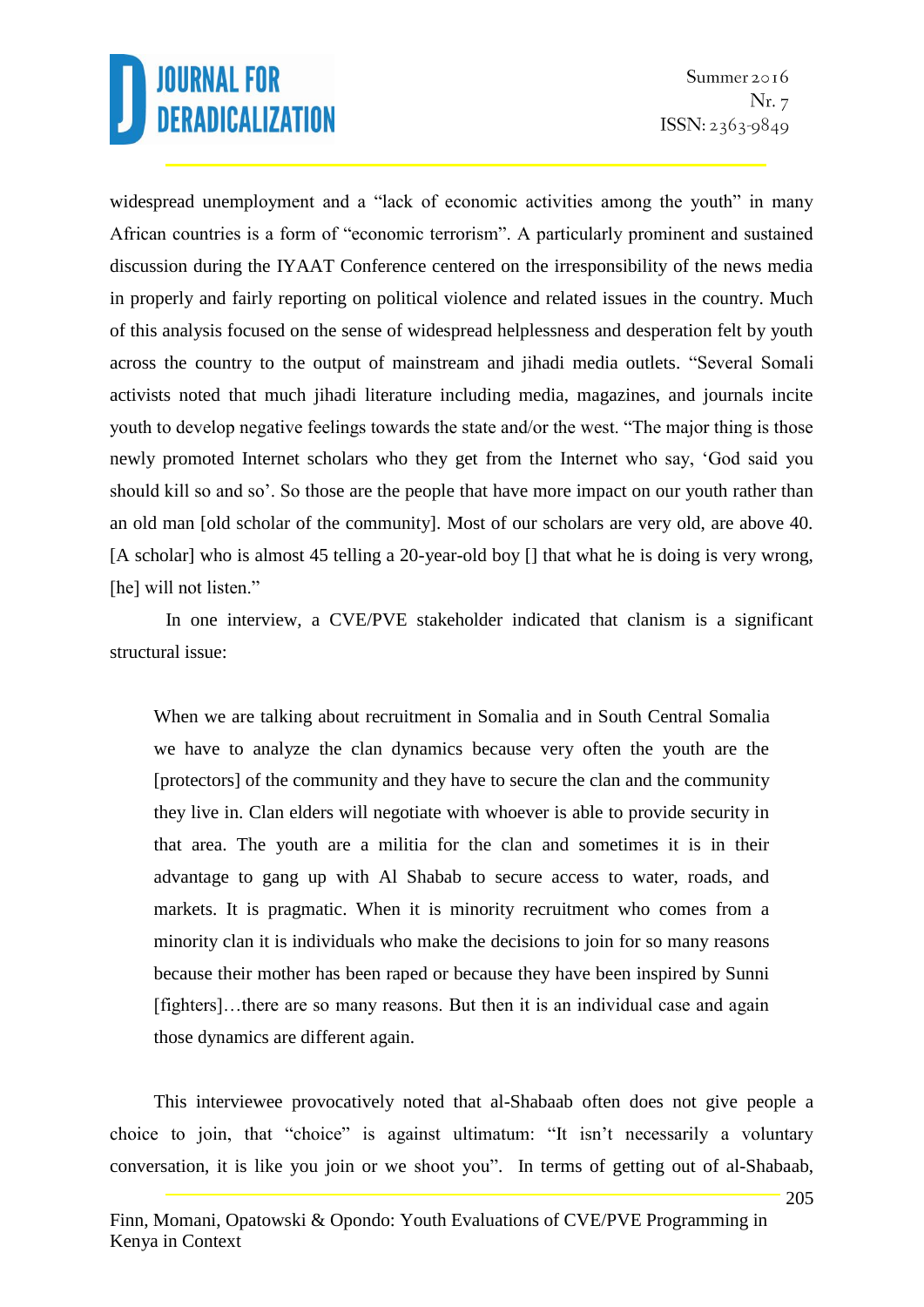widespread unemployment and a "lack of economic activities among the youth" in many African countries is a form of "economic terrorism". A particularly prominent and sustained discussion during the IYAAT Conference centered on the irresponsibility of the news media in properly and fairly reporting on political violence and related issues in the country. Much of this analysis focused on the sense of widespread helplessness and desperation felt by youth across the country to the output of mainstream and jihadi media outlets. "Several Somali activists noted that much jihadi literature including media, magazines, and journals incite youth to develop negative feelings towards the state and/or the west. "The major thing is those newly promoted Internet scholars who they get from the Internet who say, 'God said you should kill so and so'. So those are the people that have more impact on our youth rather than an old man [old scholar of the community]. Most of our scholars are very old, are above 40. [A scholar] who is almost 45 telling a 20-year-old boy [] that what he is doing is very wrong, [he] will not listen."

In one interview, a CVE/PVE stakeholder indicated that clanism is a significant structural issue:

> When we are talking about recruitment in Somalia and in South Central Somalia we have to analyze the clan dynamics because very often the youth are the [protectors] of the community and they have to secure the clan and the community they live in. Clan elders will negotiate with whoever is able to provide security in that area. The youth are a militia for the clan and sometimes it is in their advantage to gang up with Al Shabab to secure access to water, roads, and markets. It is pragmatic. When it is minority recruitment who comes from a minority clan it is individuals who make the decisions to join for so many reasons because their mother has been raped or because they have been inspired by Sunni [fighters]…there are so many reasons. But then it is an individual case and again those dynamics are different again.

This interviewee provocatively noted that al-Shabaab often does not give people a choice to join, that "choice" is against ultimatum: "It isn't necessarily a voluntary conversation, it is like you join or we shoot you". In terms of getting out of al-Shabaab,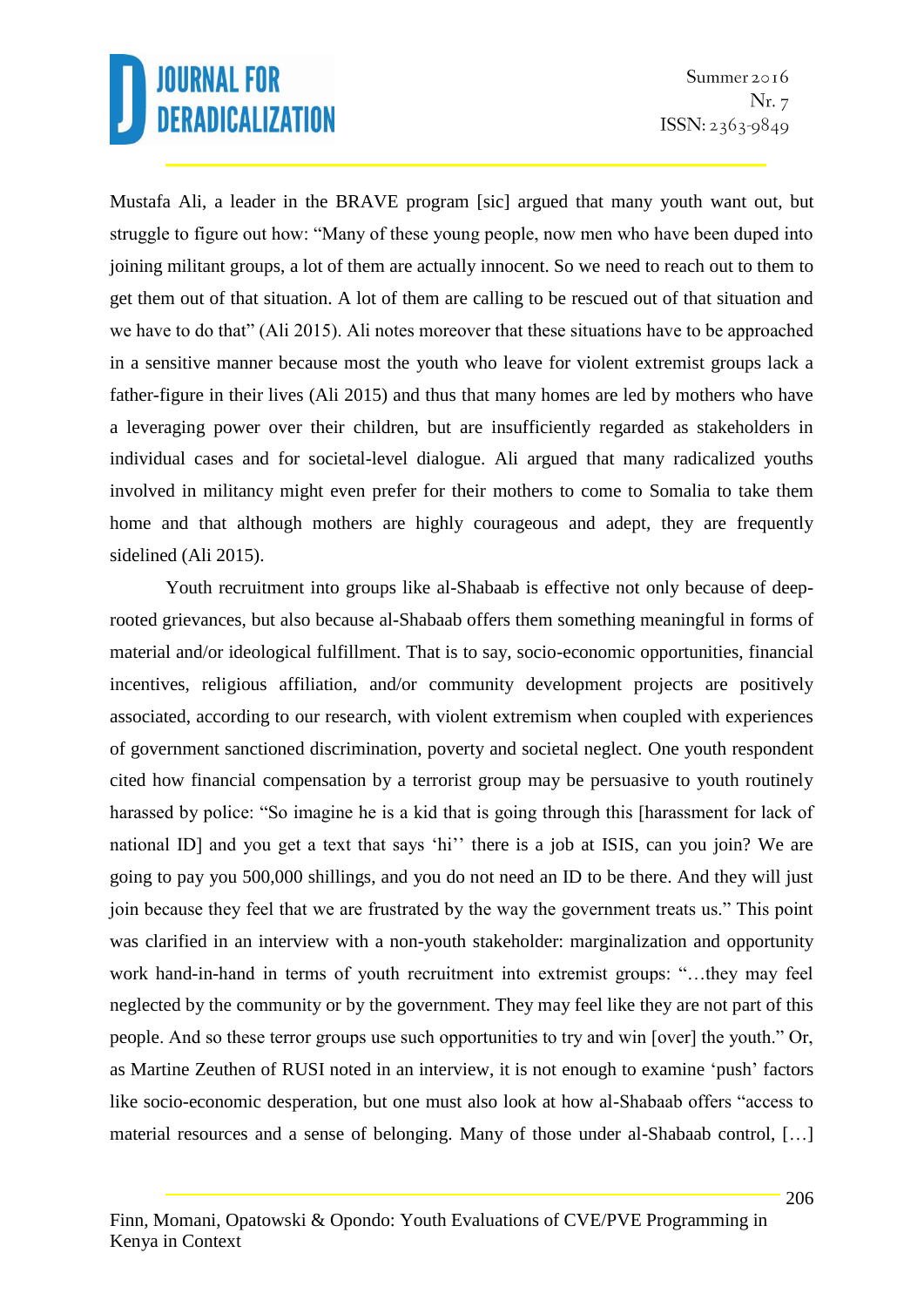Mustafa Ali, a leader in the BRAVE program [sic] argued that many youth want out, but struggle to figure out how: "Many of these young people, now men who have been duped into joining militant groups, a lot of them are actually innocent. So we need to reach out to them to get them out of that situation. A lot of them are calling to be rescued out of that situation and we have to do that" (Ali 2015). Ali notes moreover that these situations have to be approached in a sensitive manner because most the youth who leave for violent extremist groups lack a father-figure in their lives (Ali 2015) and thus that many homes are led by mothers who have a leveraging power over their children, but are insufficiently regarded as stakeholders in individual cases and for societal-level dialogue. Ali argued that many radicalized youths involved in militancy might even prefer for their mothers to come to Somalia to take them home and that although mothers are highly courageous and adept, they are frequently sidelined (Ali 2015).

Youth recruitment into groups like al-Shabaab is effective not only because of deep-rooted grievances, but also because al-Shabaab offers them something meaningful in forms of material and/or ideological fulfillment. That is to say, socio-economic opportunities, financial incentives, religious affiliation, and/or community development projects are positively associated, according to our research, with violent extremism when coupled with experiences of government sanctioned discrimination, poverty and societal neglect. One youth respondent cited how financial compensation by a terrorist group may be persuasive to youth routinely harassed by police: "So imagine he is a kid that is going through this [harassment for lack of national ID] and you get a text that says 'hi'' there is a job at ISIS, can you join? We are going to pay you 500,000 shillings, and you do not need an ID to be there. And they will just join because they feel that we are frustrated by the way the government treats us." This point was clarified in an interview with a non-youth stakeholder: marginalization and opportunity work hand-in-hand in terms of youth recruitment into extremist groups: "…they may feel neglected by the community or by the government. They may feel like they are not part of this people. And so these terror groups use such opportunities to try and win [over] the youth." Or, as Martine Zeuthen of RUSI noted in an interview, it is not enough to examine 'push' factors like socio-economic desperation, but one must also look at how al-Shabaab offers "access to material resources and a sense of belonging. Many of those under al-Shabaab control, […]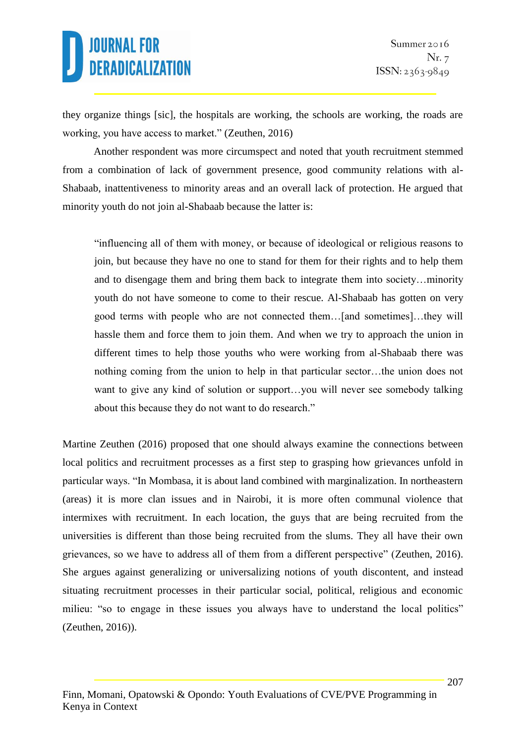they organize things [sic], the hospitals are working, the schools are working, the roads are working, you have access to market." (Zeuthen, 2016)

Another respondent was more circumspect and noted that youth recruitment stemmed from a combination of lack of government presence, good community relations with al-Shabaab, inattentiveness to minority areas and an overall lack of protection. He argued that minority youth do not join al-Shabaab because the latter is:

> "influencing all of them with money, or because of ideological or religious reasons to join, but because they have no one to stand for them for their rights and to help them and to disengage them and bring them back to integrate them into society…minority youth do not have someone to come to their rescue. Al-Shabaab has gotten on very good terms with people who are not connected them…[and sometimes]…they will hassle them and force them to join them. And when we try to approach the union in different times to help those youths who were working from al-Shabaab there was nothing coming from the union to help in that particular sector…the union does not want to give any kind of solution or support…you will never see somebody talking about this because they do not want to do research."

Martine Zeuthen (2016) proposed that one should always examine the connections between local politics and recruitment processes as a first step to grasping how grievances unfold in particular ways. "In Mombasa, it is about land combined with marginalization. In northeastern (areas) it is more clan issues and in Nairobi, it is more often communal violence that intermixes with recruitment. In each location, the guys that are being recruited from the universities is different than those being recruited from the slums. They all have their own grievances, so we have to address all of them from a different perspective" (Zeuthen, 2016). She argues against generalizing or universalizing notions of youth discontent, and instead situating recruitment processes in their particular social, political, religious and economic milieu: "so to engage in these issues you always have to understand the local politics" (Zeuthen, 2016)).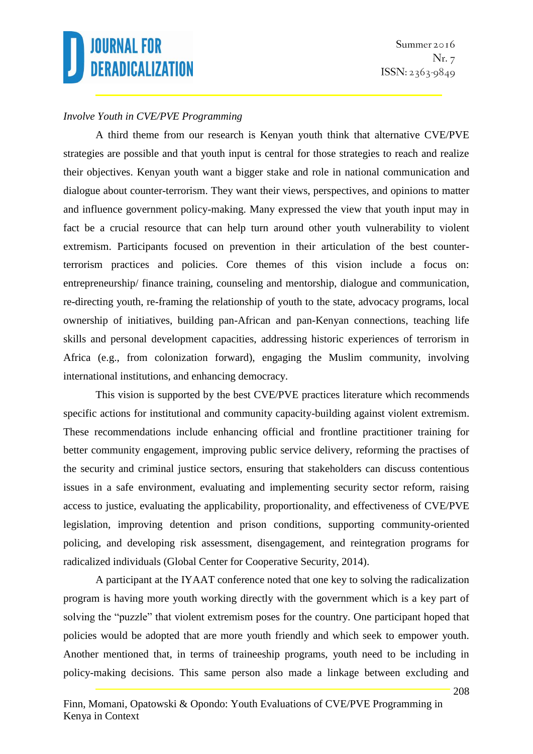*Involve Youth in CVE/PVE Programming*

A third theme from our research is Kenyan youth think that alternative CVE/PVE strategies are possible and that youth input is central for those strategies to reach and realize their objectives. Kenyan youth want a bigger stake and role in national communication and dialogue about counter-terrorism. They want their views, perspectives, and opinions to matter and influence government policy-making. Many expressed the view that youth input may in fact be a crucial resource that can help turn around other youth vulnerability to violent extremism. Participants focused on prevention in their articulation of the best counter-terrorism practices and policies. Core themes of this vision include a focus on: entrepreneurship/ finance training, counseling and mentorship, dialogue and communication, re-directing youth, re-framing the relationship of youth to the state, advocacy programs, local ownership of initiatives, building pan-African and pan-Kenyan connections, teaching life skills and personal development capacities, addressing historic experiences of terrorism in Africa (e.g., from colonization forward), engaging the Muslim community, involving international institutions, and enhancing democracy.

This vision is supported by the best CVE/PVE practices literature which recommends specific actions for institutional and community capacity-building against violent extremism. These recommendations include enhancing official and frontline practitioner training for better community engagement, improving public service delivery, reforming the practises of the security and criminal justice sectors, ensuring that stakeholders can discuss contentious issues in a safe environment, evaluating and implementing security sector reform, raising access to justice, evaluating the applicability, proportionality, and effectiveness of CVE/PVE legislation, improving detention and prison conditions, supporting community-oriented policing, and developing risk assessment, disengagement, and reintegration programs for radicalized individuals (Global Center for Cooperative Security, 2014).

A participant at the IYAAT conference noted that one key to solving the radicalization program is having more youth working directly with the government which is a key part of solving the "puzzle" that violent extremism poses for the country. One participant hoped that policies would be adopted that are more youth friendly and which seek to empower youth. Another mentioned that, in terms of traineeship programs, youth need to be including in policy-making decisions. This same person also made a linkage between excluding and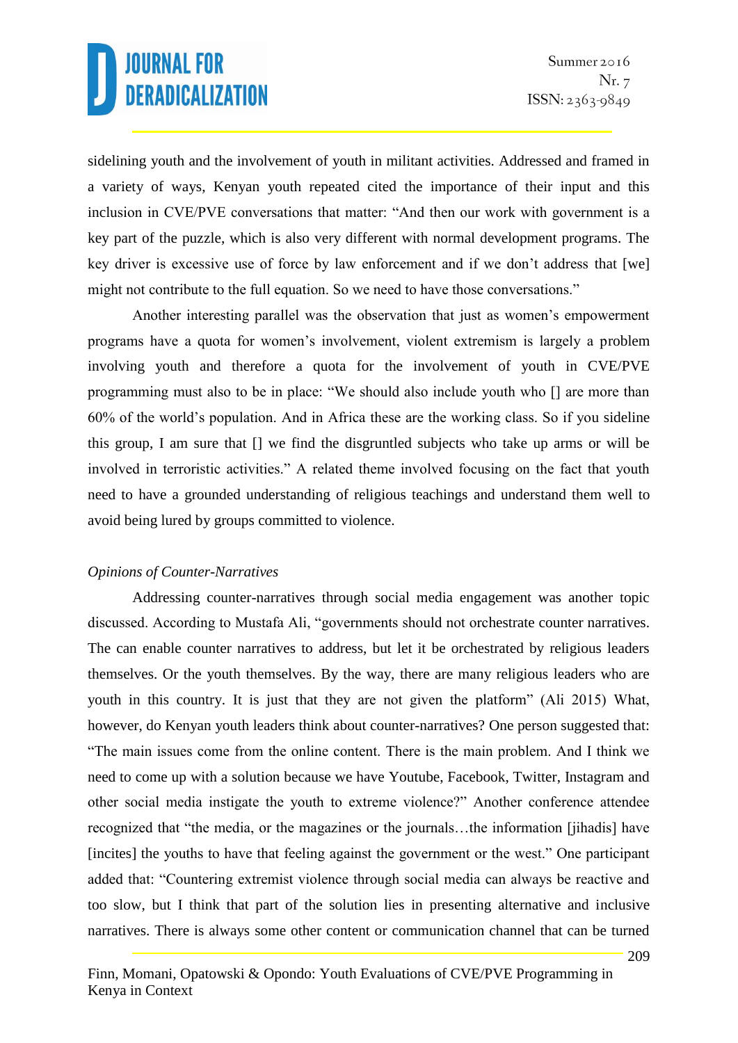sidelining youth and the involvement of youth in militant activities. Addressed and framed in a variety of ways, Kenyan youth repeated cited the importance of their input and this inclusion in CVE/PVE conversations that matter: “And then our work with government is a key part of the puzzle, which is also very different with normal development programs. The key driver is excessive use of force by law enforcement and if we don’t address that [we] might not contribute to the full equation. So we need to have those conversations.”

Another interesting parallel was the observation that just as women’s empowerment programs have a quota for women’s involvement, violent extremism is largely a problem involving youth and therefore a quota for the involvement of youth in CVE/PVE programming must also to be in place: “We should also include youth who [] are more than 60% of the world’s population. And in Africa these are the working class. So if you sideline this group, I am sure that [] we find the disgruntled subjects who take up arms or will be involved in terroristic activities.” A related theme involved focusing on the fact that youth need to have a grounded understanding of religious teachings and understand them well to avoid being lured by groups committed to violence.

*Opinions of Counter-Narratives*

Addressing counter-narratives through social media engagement was another topic discussed. According to Mustafa Ali, “governments should not orchestrate counter narratives. The can enable counter narratives to address, but let it be orchestrated by religious leaders themselves. Or the youth themselves. By the way, there are many religious leaders who are youth in this country. It is just that they are not given the platform” (Ali 2015) What, however, do Kenyan youth leaders think about counter-narratives? One person suggested that: “The main issues come from the online content. There is the main problem. And I think we need to come up with a solution because we have Youtube, Facebook, Twitter, Instagram and other social media instigate the youth to extreme violence?” Another conference attendee recognized that “the media, or the magazines or the journals…the information [jihadis] have [incites] the youths to have that feeling against the government or the west.” One participant added that: “Countering extremist violence through social media can always be reactive and too slow, but I think that part of the solution lies in presenting alternative and inclusive narratives. There is always some other content or communication channel that can be turned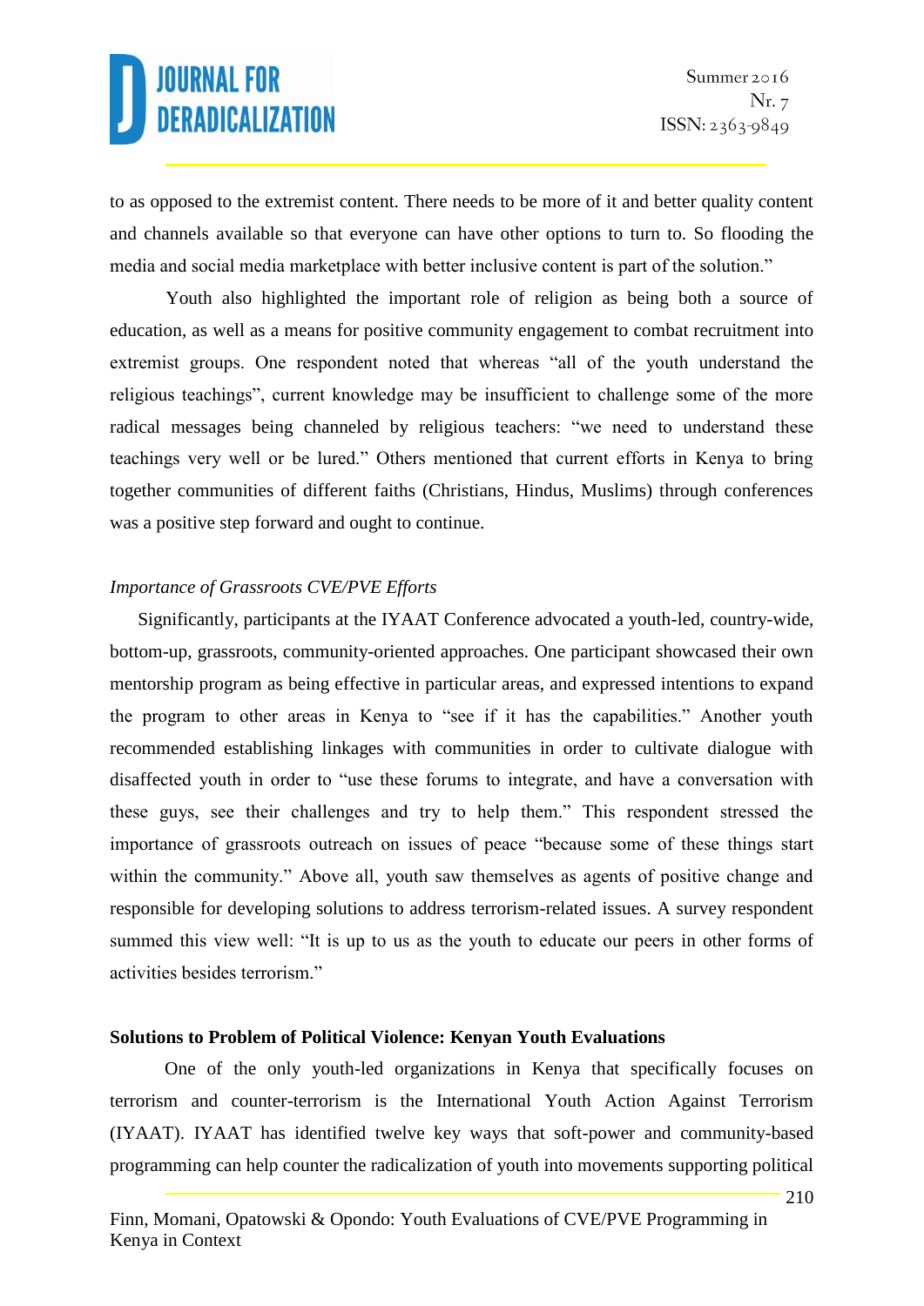to as opposed to the extremist content. There needs to be more of it and better quality content and channels available so that everyone can have other options to turn to. So flooding the media and social media marketplace with better inclusive content is part of the solution."

Youth also highlighted the important role of religion as being both a source of education, as well as a means for positive community engagement to combat recruitment into extremist groups. One respondent noted that whereas "all of the youth understand the religious teachings", current knowledge may be insufficient to challenge some of the more radical messages being channeled by religious teachers: "we need to understand these teachings very well or be lured." Others mentioned that current efforts in Kenya to bring together communities of different faiths (Christians, Hindus, Muslims) through conferences was a positive step forward and ought to continue.

*Importance of Grassroots CVE/PVE Efforts*

Significantly, participants at the IYAAT Conference advocated a youth-led, country-wide, bottom-up, grassroots, community-oriented approaches. One participant showcased their own mentorship program as being effective in particular areas, and expressed intentions to expand the program to other areas in Kenya to "see if it has the capabilities." Another youth recommended establishing linkages with communities in order to cultivate dialogue with disaffected youth in order to "use these forums to integrate, and have a conversation with these guys, see their challenges and try to help them." This respondent stressed the importance of grassroots outreach on issues of peace "because some of these things start within the community." Above all, youth saw themselves as agents of positive change and responsible for developing solutions to address terrorism-related issues. A survey respondent summed this view well: "It is up to us as the youth to educate our peers in other forms of activities besides terrorism."

**Solutions to Problem of Political Violence: Kenyan Youth Evaluations**

One of the only youth-led organizations in Kenya that specifically focuses on terrorism and counter-terrorism is the International Youth Action Against Terrorism (IYAAT). IYAAT has identified twelve key ways that soft-power and community-based programming can help counter the radicalization of youth into movements supporting political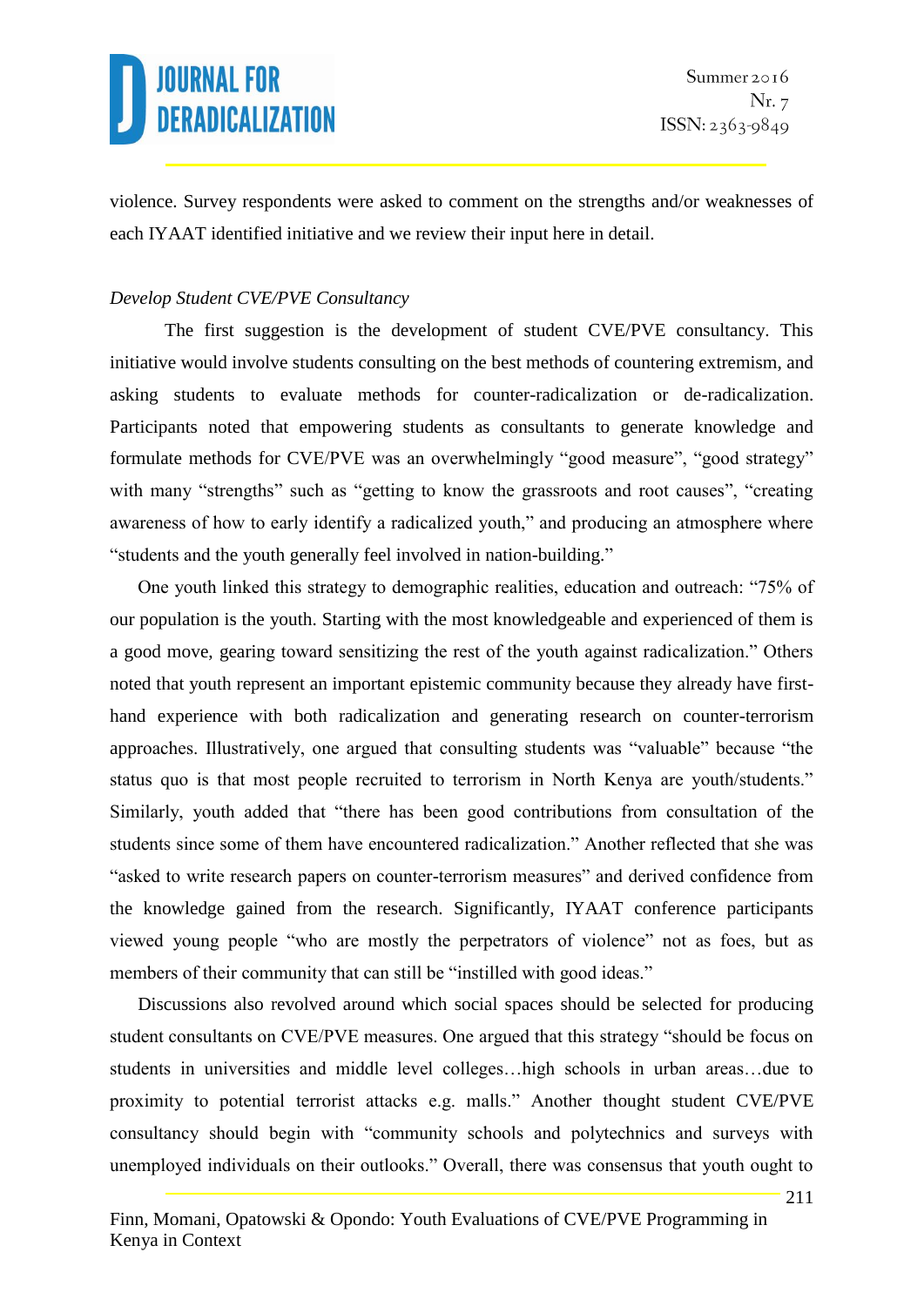violence. Survey respondents were asked to comment on the strengths and/or weaknesses of each IYAAT identified initiative and we review their input here in detail.

*Develop Student CVE/PVE Consultancy*

The first suggestion is the development of student CVE/PVE consultancy. This initiative would involve students consulting on the best methods of countering extremism, and asking students to evaluate methods for counter-radicalization or de-radicalization. Participants noted that empowering students as consultants to generate knowledge and formulate methods for CVE/PVE was an overwhelmingly "good measure", "good strategy" with many "strengths" such as "getting to know the grassroots and root causes", "creating awareness of how to early identify a radicalized youth," and producing an atmosphere where "students and the youth generally feel involved in nation-building."

One youth linked this strategy to demographic realities, education and outreach: "75% of our population is the youth. Starting with the most knowledgeable and experienced of them is a good move, gearing toward sensitizing the rest of the youth against radicalization." Others noted that youth represent an important epistemic community because they already have first-hand experience with both radicalization and generating research on counter-terrorism approaches. Illustratively, one argued that consulting students was "valuable" because "the status quo is that most people recruited to terrorism in North Kenya are youth/students." Similarly, youth added that "there has been good contributions from consultation of the students since some of them have encountered radicalization." Another reflected that she was "asked to write research papers on counter-terrorism measures" and derived confidence from the knowledge gained from the research. Significantly, IYAAT conference participants viewed young people "who are mostly the perpetrators of violence" not as foes, but as members of their community that can still be "instilled with good ideas."

Discussions also revolved around which social spaces should be selected for producing student consultants on CVE/PVE measures. One argued that this strategy "should be focus on students in universities and middle level colleges…high schools in urban areas…due to proximity to potential terrorist attacks e.g. malls." Another thought student CVE/PVE consultancy should begin with "community schools and polytechnics and surveys with unemployed individuals on their outlooks." Overall, there was consensus that youth ought to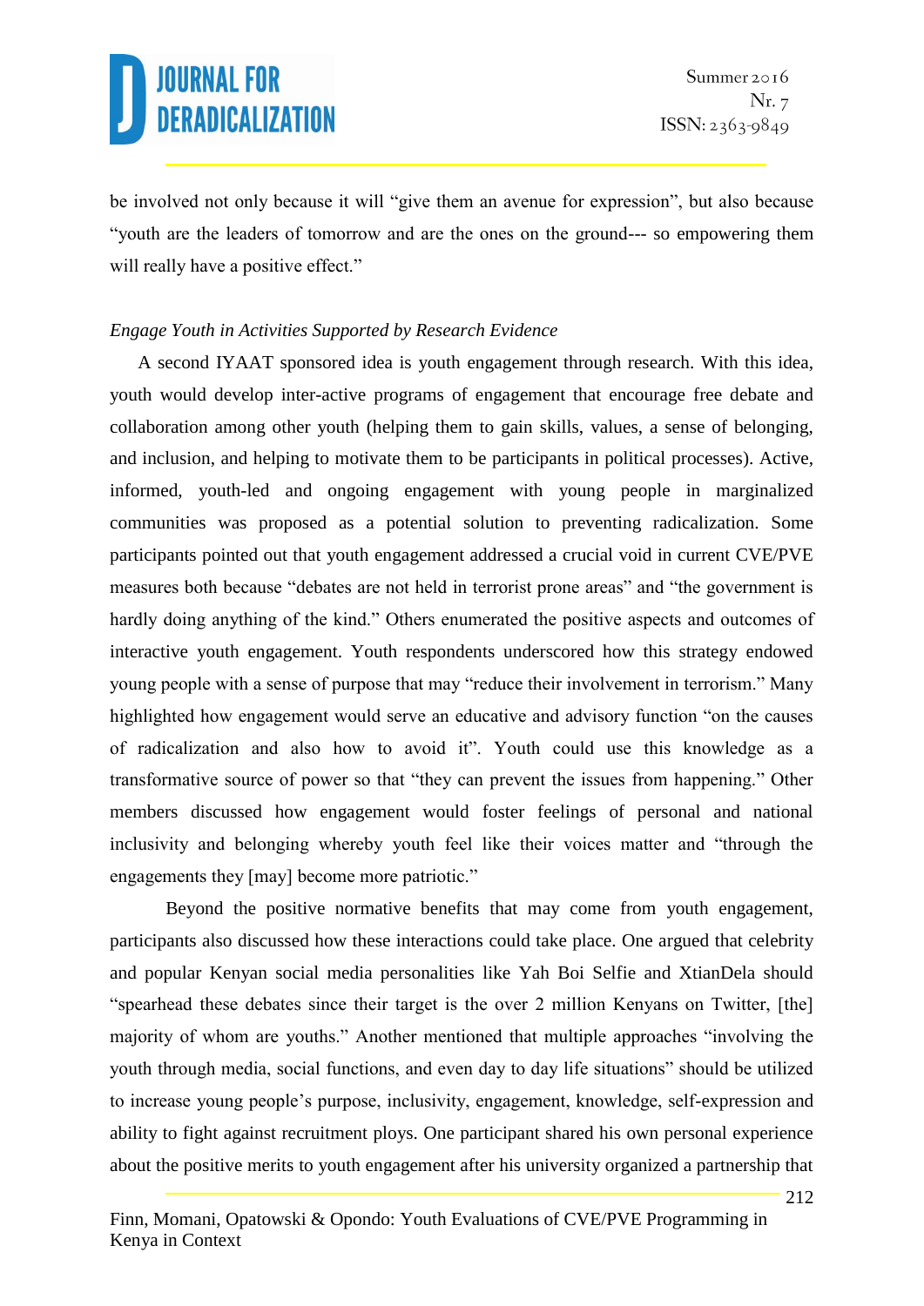be involved not only because it will "give them an avenue for expression", but also because "youth are the leaders of tomorrow and are the ones on the ground--- so empowering them will really have a positive effect."

*Engage Youth in Activities Supported by Research Evidence*

A second IYAAT sponsored idea is youth engagement through research. With this idea, youth would develop inter-active programs of engagement that encourage free debate and collaboration among other youth (helping them to gain skills, values, a sense of belonging, and inclusion, and helping to motivate them to be participants in political processes). Active, informed, youth-led and ongoing engagement with young people in marginalized communities was proposed as a potential solution to preventing radicalization. Some participants pointed out that youth engagement addressed a crucial void in current CVE/PVE measures both because "debates are not held in terrorist prone areas" and "the government is hardly doing anything of the kind." Others enumerated the positive aspects and outcomes of interactive youth engagement. Youth respondents underscored how this strategy endowed young people with a sense of purpose that may "reduce their involvement in terrorism." Many highlighted how engagement would serve an educative and advisory function "on the causes of radicalization and also how to avoid it". Youth could use this knowledge as a transformative source of power so that "they can prevent the issues from happening." Other members discussed how engagement would foster feelings of personal and national inclusivity and belonging whereby youth feel like their voices matter and "through the engagements they [may] become more patriotic."

Beyond the positive normative benefits that may come from youth engagement, participants also discussed how these interactions could take place. One argued that celebrity and popular Kenyan social media personalities like Yah Boi Selfie and XtianDela should "spearhead these debates since their target is the over 2 million Kenyans on Twitter, [the] majority of whom are youths." Another mentioned that multiple approaches "involving the youth through media, social functions, and even day to day life situations" should be utilized to increase young people's purpose, inclusivity, engagement, knowledge, self-expression and ability to fight against recruitment ploys. One participant shared his own personal experience about the positive merits to youth engagement after his university organized a partnership that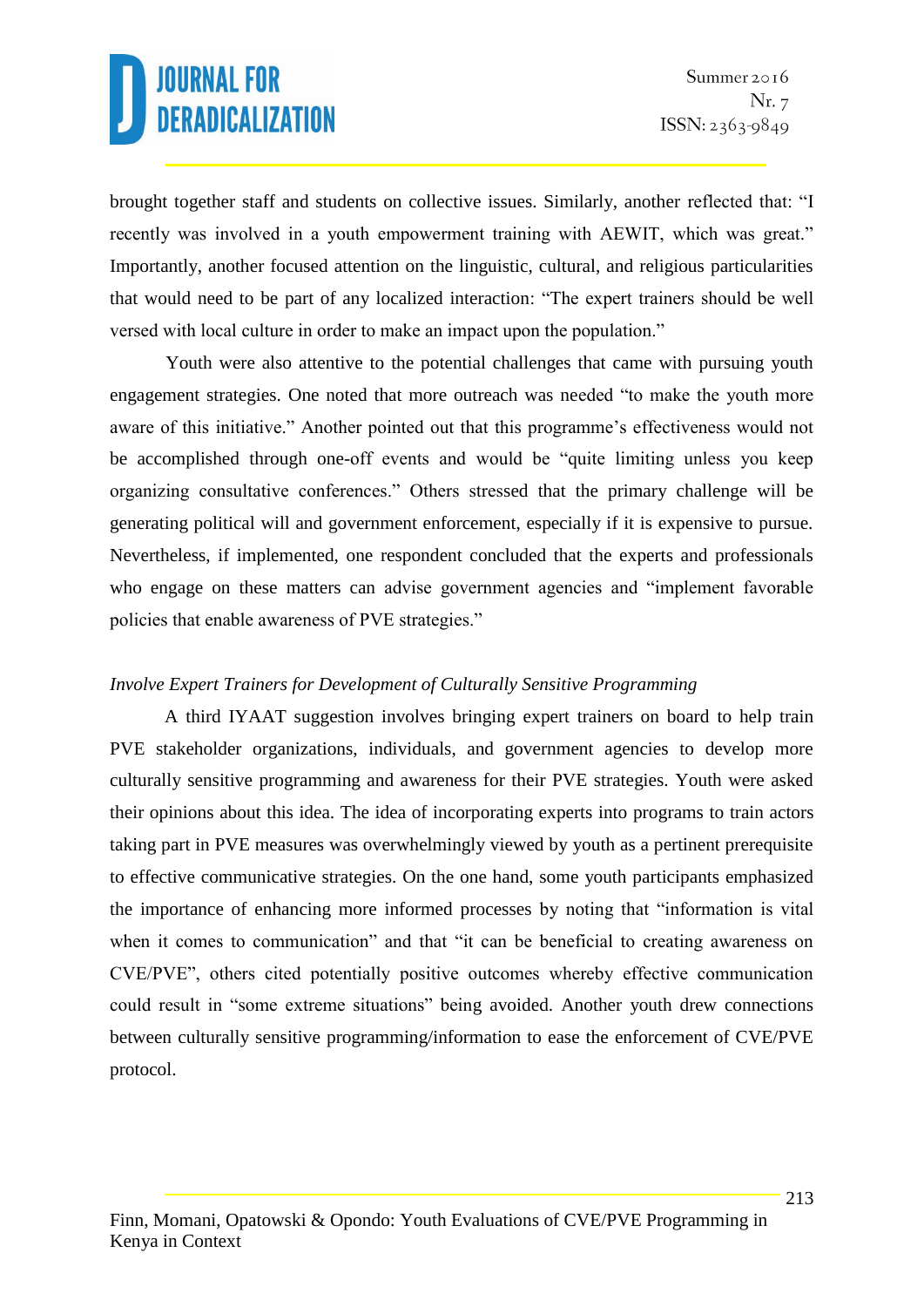brought together staff and students on collective issues. Similarly, another reflected that: "I recently was involved in a youth empowerment training with AEWIT, which was great." Importantly, another focused attention on the linguistic, cultural, and religious particularities that would need to be part of any localized interaction: "The expert trainers should be well versed with local culture in order to make an impact upon the population."

Youth were also attentive to the potential challenges that came with pursuing youth engagement strategies. One noted that more outreach was needed "to make the youth more aware of this initiative." Another pointed out that this programme's effectiveness would not be accomplished through one-off events and would be "quite limiting unless you keep organizing consultative conferences." Others stressed that the primary challenge will be generating political will and government enforcement, especially if it is expensive to pursue. Nevertheless, if implemented, one respondent concluded that the experts and professionals who engage on these matters can advise government agencies and "implement favorable policies that enable awareness of PVE strategies."

*Involve Expert Trainers for Development of Culturally Sensitive Programming*

A third IYAAT suggestion involves bringing expert trainers on board to help train PVE stakeholder organizations, individuals, and government agencies to develop more culturally sensitive programming and awareness for their PVE strategies. Youth were asked their opinions about this idea. The idea of incorporating experts into programs to train actors taking part in PVE measures was overwhelmingly viewed by youth as a pertinent prerequisite to effective communicative strategies. On the one hand, some youth participants emphasized the importance of enhancing more informed processes by noting that "information is vital when it comes to communication" and that "it can be beneficial to creating awareness on CVE/PVE", others cited potentially positive outcomes whereby effective communication could result in "some extreme situations" being avoided. Another youth drew connections between culturally sensitive programming/information to ease the enforcement of CVE/PVE protocol.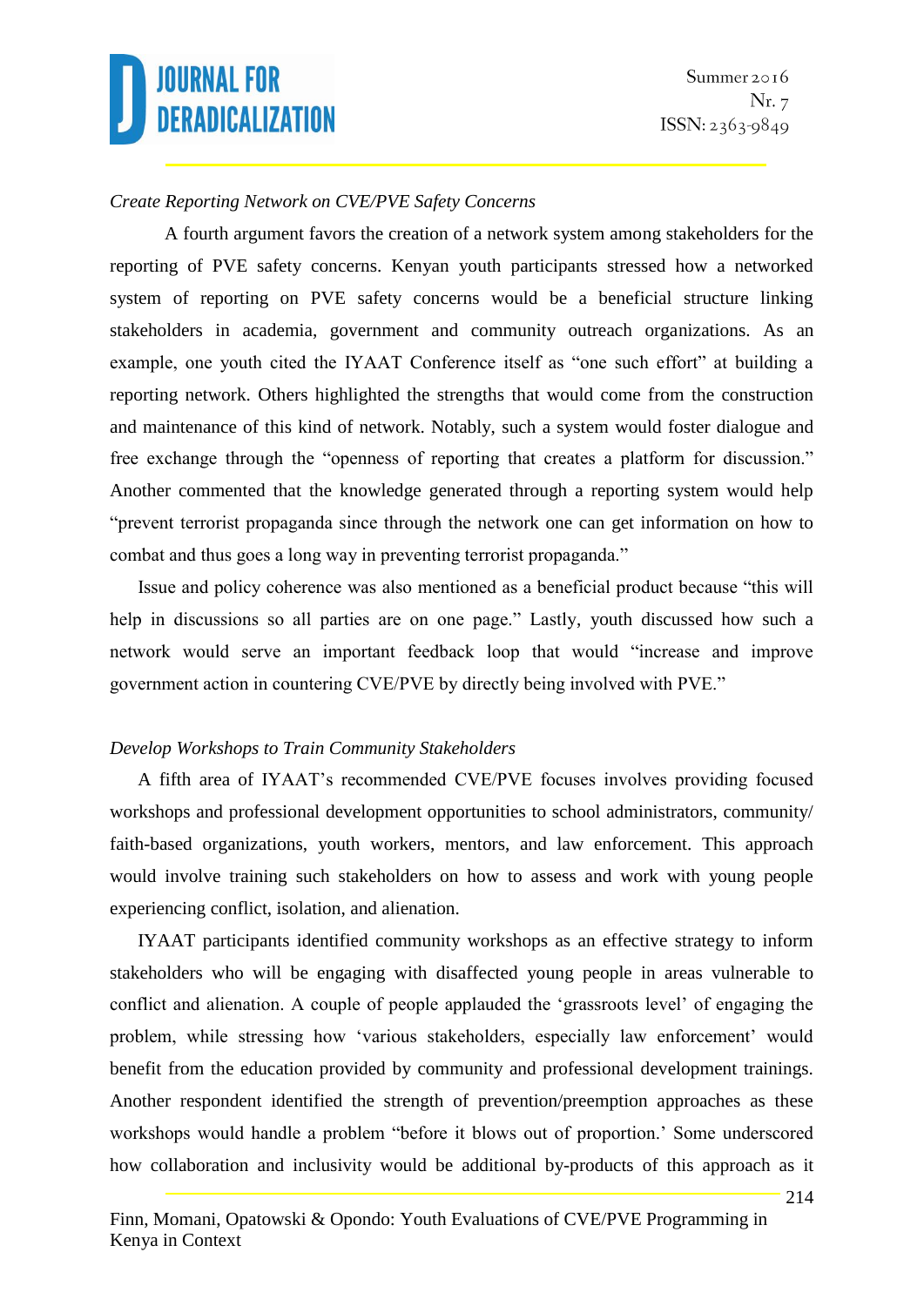*Create Reporting Network on CVE/PVE Safety Concerns*

A fourth argument favors the creation of a network system among stakeholders for the reporting of PVE safety concerns. Kenyan youth participants stressed how a networked system of reporting on PVE safety concerns would be a beneficial structure linking stakeholders in academia, government and community outreach organizations. As an example, one youth cited the IYAAT Conference itself as "one such effort" at building a reporting network. Others highlighted the strengths that would come from the construction and maintenance of this kind of network. Notably, such a system would foster dialogue and free exchange through the "openness of reporting that creates a platform for discussion." Another commented that the knowledge generated through a reporting system would help "prevent terrorist propaganda since through the network one can get information on how to combat and thus goes a long way in preventing terrorist propaganda."

Issue and policy coherence was also mentioned as a beneficial product because "this will help in discussions so all parties are on one page." Lastly, youth discussed how such a network would serve an important feedback loop that would "increase and improve government action in countering CVE/PVE by directly being involved with PVE."

*Develop Workshops to Train Community Stakeholders*

A fifth area of IYAAT's recommended CVE/PVE focuses involves providing focused workshops and professional development opportunities to school administrators, community/ faith-based organizations, youth workers, mentors, and law enforcement. This approach would involve training such stakeholders on how to assess and work with young people experiencing conflict, isolation, and alienation.

IYAAT participants identified community workshops as an effective strategy to inform stakeholders who will be engaging with disaffected young people in areas vulnerable to conflict and alienation. A couple of people applauded the 'grassroots level' of engaging the problem, while stressing how 'various stakeholders, especially law enforcement' would benefit from the education provided by community and professional development trainings. Another respondent identified the strength of prevention/preemption approaches as these workshops would handle a problem "before it blows out of proportion.' Some underscored how collaboration and inclusivity would be additional by-products of this approach as it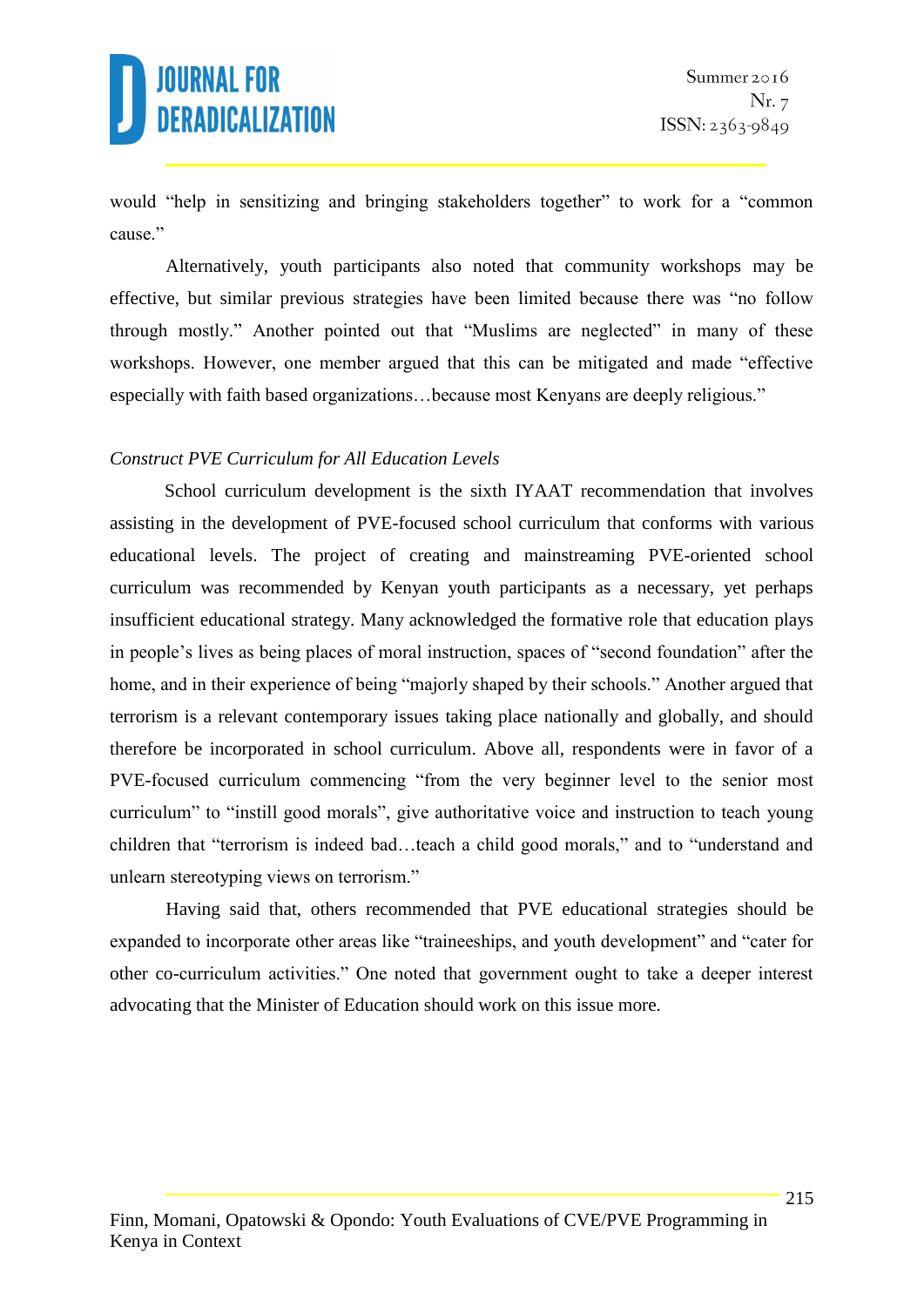would “help in sensitizing and bringing stakeholders together” to work for a “common cause.”

Alternatively, youth participants also noted that community workshops may be effective, but similar previous strategies have been limited because there was “no follow through mostly.” Another pointed out that “Muslims are neglected” in many of these workshops. However, one member argued that this can be mitigated and made “effective especially with faith based organizations…because most Kenyans are deeply religious.”

*Construct PVE Curriculum for All Education Levels*

School curriculum development is the sixth IYAAT recommendation that involves assisting in the development of PVE-focused school curriculum that conforms with various educational levels. The project of creating and mainstreaming PVE-oriented school curriculum was recommended by Kenyan youth participants as a necessary, yet perhaps insufficient educational strategy. Many acknowledged the formative role that education plays in people’s lives as being places of moral instruction, spaces of “second foundation” after the home, and in their experience of being “majorly shaped by their schools.” Another argued that terrorism is a relevant contemporary issues taking place nationally and globally, and should therefore be incorporated in school curriculum. Above all, respondents were in favor of a PVE-focused curriculum commencing “from the very beginner level to the senior most curriculum” to “instill good morals”, give authoritative voice and instruction to teach young children that “terrorism is indeed bad…teach a child good morals,” and to “understand and unlearn stereotyping views on terrorism.”

Having said that, others recommended that PVE educational strategies should be expanded to incorporate other areas like “traineeships, and youth development” and “cater for other co-curriculum activities.” One noted that government ought to take a deeper interest advocating that the Minister of Education should work on this issue more.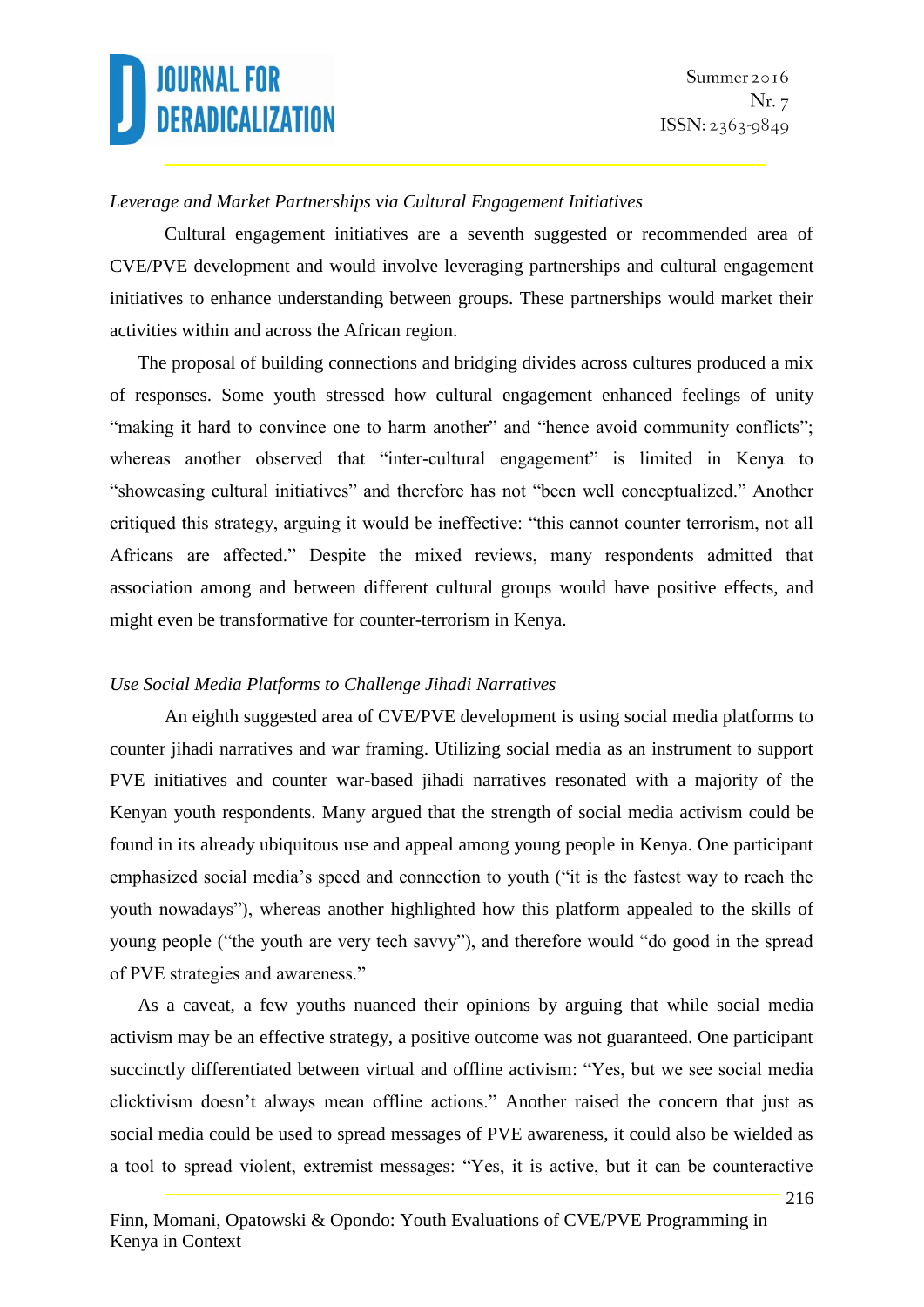*Leverage and Market Partnerships via Cultural Engagement Initiatives*

Cultural engagement initiatives are a seventh suggested or recommended area of CVE/PVE development and would involve leveraging partnerships and cultural engagement initiatives to enhance understanding between groups. These partnerships would market their activities within and across the African region.

The proposal of building connections and bridging divides across cultures produced a mix of responses. Some youth stressed how cultural engagement enhanced feelings of unity "making it hard to convince one to harm another" and "hence avoid community conflicts"; whereas another observed that "inter-cultural engagement" is limited in Kenya to "showcasing cultural initiatives" and therefore has not "been well conceptualized." Another critiqued this strategy, arguing it would be ineffective: "this cannot counter terrorism, not all Africans are affected." Despite the mixed reviews, many respondents admitted that association among and between different cultural groups would have positive effects, and might even be transformative for counter-terrorism in Kenya.

*Use Social Media Platforms to Challenge Jihadi Narratives*

An eighth suggested area of CVE/PVE development is using social media platforms to counter jihadi narratives and war framing. Utilizing social media as an instrument to support PVE initiatives and counter war-based jihadi narratives resonated with a majority of the Kenyan youth respondents. Many argued that the strength of social media activism could be found in its already ubiquitous use and appeal among young people in Kenya. One participant emphasized social media's speed and connection to youth ("it is the fastest way to reach the youth nowadays"), whereas another highlighted how this platform appealed to the skills of young people ("the youth are very tech savvy"), and therefore would "do good in the spread of PVE strategies and awareness."

As a caveat, a few youths nuanced their opinions by arguing that while social media activism may be an effective strategy, a positive outcome was not guaranteed. One participant succinctly differentiated between virtual and offline activism: "Yes, but we see social media clicktivism doesn't always mean offline actions." Another raised the concern that just as social media could be used to spread messages of PVE awareness, it could also be wielded as a tool to spread violent, extremist messages: "Yes, it is active, but it can be counteractive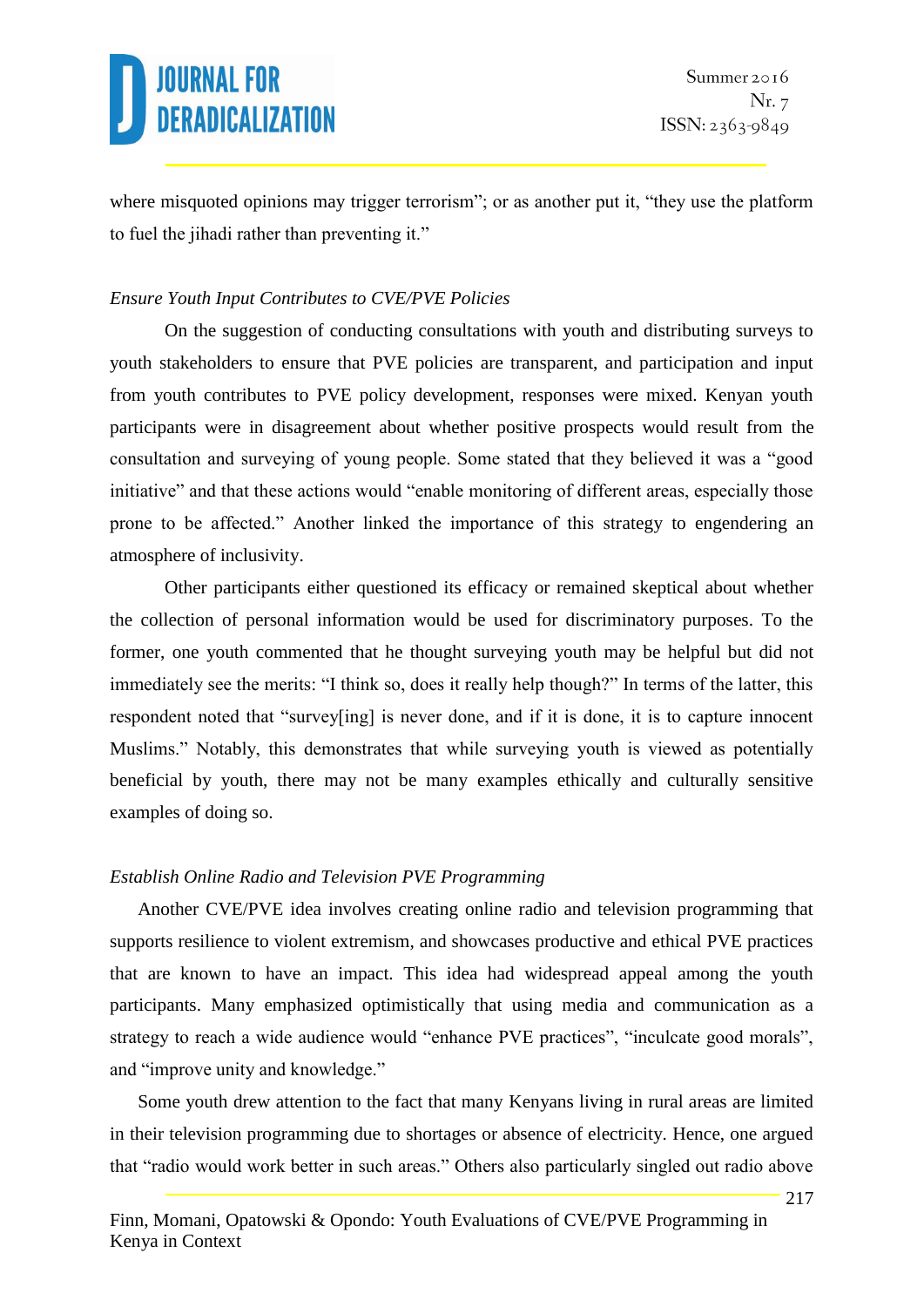where misquoted opinions may trigger terrorism"; or as another put it, "they use the platform to fuel the jihadi rather than preventing it."

*Ensure Youth Input Contributes to CVE/PVE Policies*

On the suggestion of conducting consultations with youth and distributing surveys to youth stakeholders to ensure that PVE policies are transparent, and participation and input from youth contributes to PVE policy development, responses were mixed. Kenyan youth participants were in disagreement about whether positive prospects would result from the consultation and surveying of young people. Some stated that they believed it was a "good initiative" and that these actions would "enable monitoring of different areas, especially those prone to be affected." Another linked the importance of this strategy to engendering an atmosphere of inclusivity.

Other participants either questioned its efficacy or remained skeptical about whether the collection of personal information would be used for discriminatory purposes. To the former, one youth commented that he thought surveying youth may be helpful but did not immediately see the merits: "I think so, does it really help though?" In terms of the latter, this respondent noted that "survey[ing] is never done, and if it is done, it is to capture innocent Muslims." Notably, this demonstrates that while surveying youth is viewed as potentially beneficial by youth, there may not be many examples ethically and culturally sensitive examples of doing so.

*Establish Online Radio and Television PVE Programming*

Another CVE/PVE idea involves creating online radio and television programming that supports resilience to violent extremism, and showcases productive and ethical PVE practices that are known to have an impact. This idea had widespread appeal among the youth participants. Many emphasized optimistically that using media and communication as a strategy to reach a wide audience would "enhance PVE practices", "inculcate good morals", and "improve unity and knowledge."

Some youth drew attention to the fact that many Kenyans living in rural areas are limited in their television programming due to shortages or absence of electricity. Hence, one argued that "radio would work better in such areas." Others also particularly singled out radio above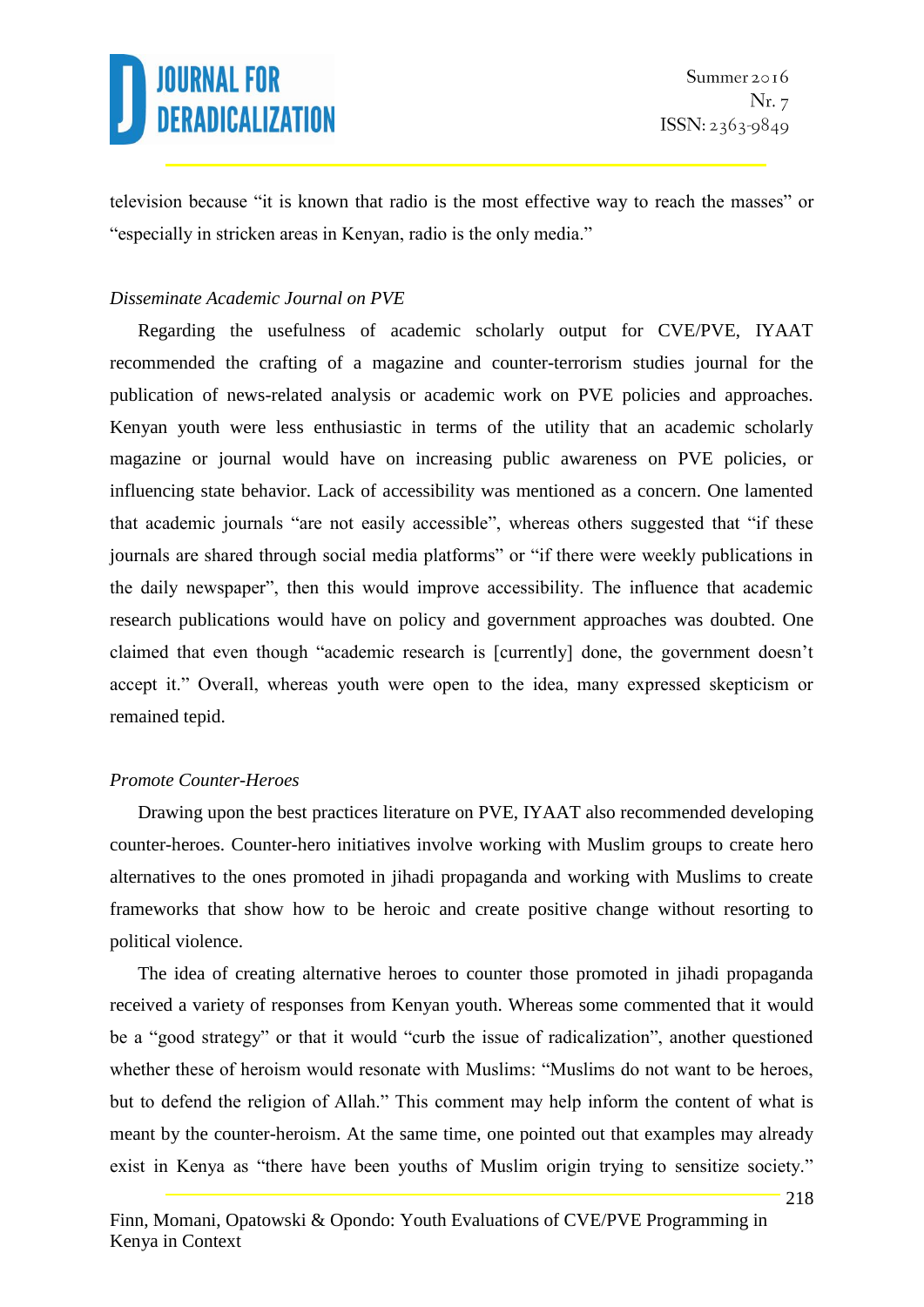television because "it is known that radio is the most effective way to reach the masses" or "especially in stricken areas in Kenyan, radio is the only media."

*Disseminate Academic Journal on PVE*

Regarding the usefulness of academic scholarly output for CVE/PVE, IYAAT recommended the crafting of a magazine and counter-terrorism studies journal for the publication of news-related analysis or academic work on PVE policies and approaches. Kenyan youth were less enthusiastic in terms of the utility that an academic scholarly magazine or journal would have on increasing public awareness on PVE policies, or influencing state behavior. Lack of accessibility was mentioned as a concern. One lamented that academic journals "are not easily accessible", whereas others suggested that "if these journals are shared through social media platforms" or "if there were weekly publications in the daily newspaper", then this would improve accessibility. The influence that academic research publications would have on policy and government approaches was doubted. One claimed that even though "academic research is [currently] done, the government doesn't accept it." Overall, whereas youth were open to the idea, many expressed skepticism or remained tepid.

*Promote Counter-Heroes*

Drawing upon the best practices literature on PVE, IYAAT also recommended developing counter-heroes. Counter-hero initiatives involve working with Muslim groups to create hero alternatives to the ones promoted in jihadi propaganda and working with Muslims to create frameworks that show how to be heroic and create positive change without resorting to political violence.

The idea of creating alternative heroes to counter those promoted in jihadi propaganda received a variety of responses from Kenyan youth. Whereas some commented that it would be a "good strategy" or that it would "curb the issue of radicalization", another questioned whether these of heroism would resonate with Muslims: "Muslims do not want to be heroes, but to defend the religion of Allah." This comment may help inform the content of what is meant by the counter-heroism. At the same time, one pointed out that examples may already exist in Kenya as "there have been youths of Muslim origin trying to sensitize society."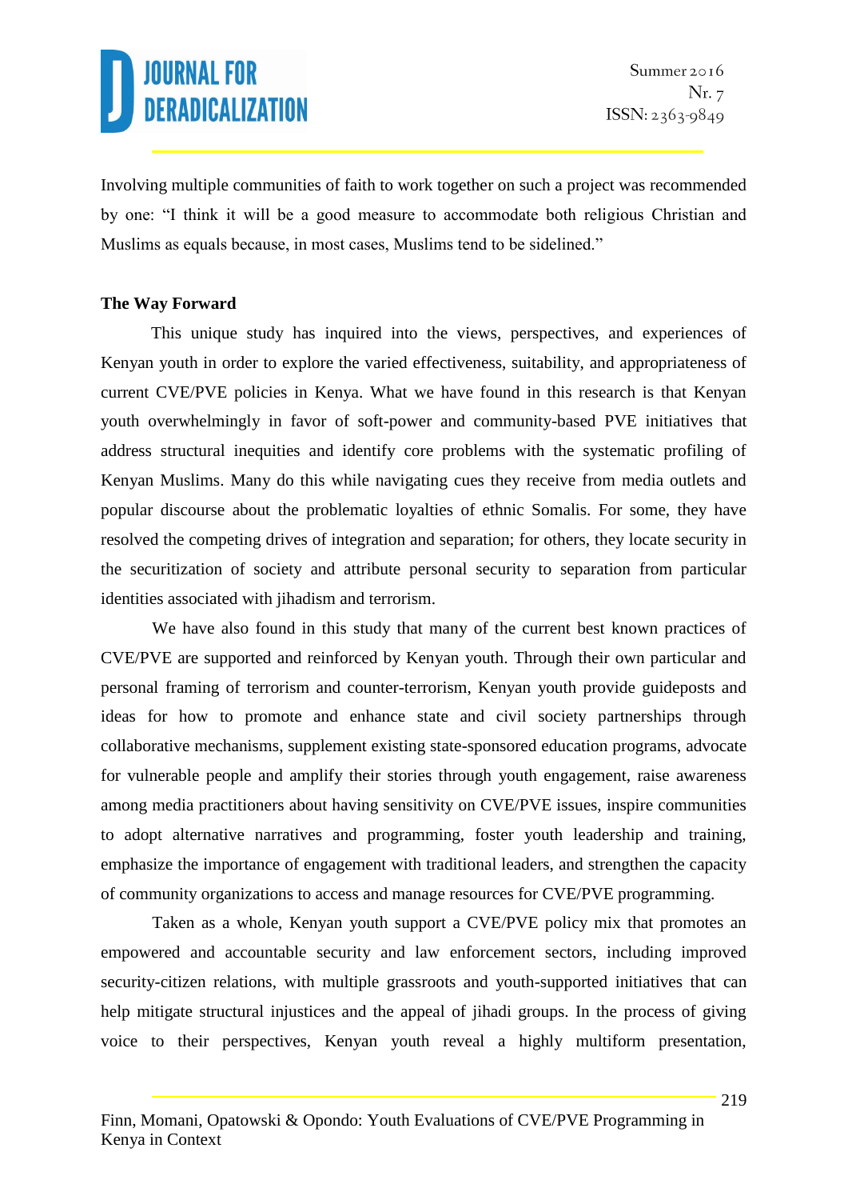Involving multiple communities of faith to work together on such a project was recommended by one: "I think it will be a good measure to accommodate both religious Christian and Muslims as equals because, in most cases, Muslims tend to be sidelined."

**The Way Forward**

This unique study has inquired into the views, perspectives, and experiences of Kenyan youth in order to explore the varied effectiveness, suitability, and appropriateness of current CVE/PVE policies in Kenya. What we have found in this research is that Kenyan youth overwhelmingly in favor of soft-power and community-based PVE initiatives that address structural inequities and identify core problems with the systematic profiling of Kenyan Muslims. Many do this while navigating cues they receive from media outlets and popular discourse about the problematic loyalties of ethnic Somalis. For some, they have resolved the competing drives of integration and separation; for others, they locate security in the securitization of society and attribute personal security to separation from particular identities associated with jihadism and terrorism.

We have also found in this study that many of the current best known practices of CVE/PVE are supported and reinforced by Kenyan youth. Through their own particular and personal framing of terrorism and counter-terrorism, Kenyan youth provide guideposts and ideas for how to promote and enhance state and civil society partnerships through collaborative mechanisms, supplement existing state-sponsored education programs, advocate for vulnerable people and amplify their stories through youth engagement, raise awareness among media practitioners about having sensitivity on CVE/PVE issues, inspire communities to adopt alternative narratives and programming, foster youth leadership and training, emphasize the importance of engagement with traditional leaders, and strengthen the capacity of community organizations to access and manage resources for CVE/PVE programming.

Taken as a whole, Kenyan youth support a CVE/PVE policy mix that promotes an empowered and accountable security and law enforcement sectors, including improved security-citizen relations, with multiple grassroots and youth-supported initiatives that can help mitigate structural injustices and the appeal of jihadi groups. In the process of giving voice to their perspectives, Kenyan youth reveal a highly multiform presentation,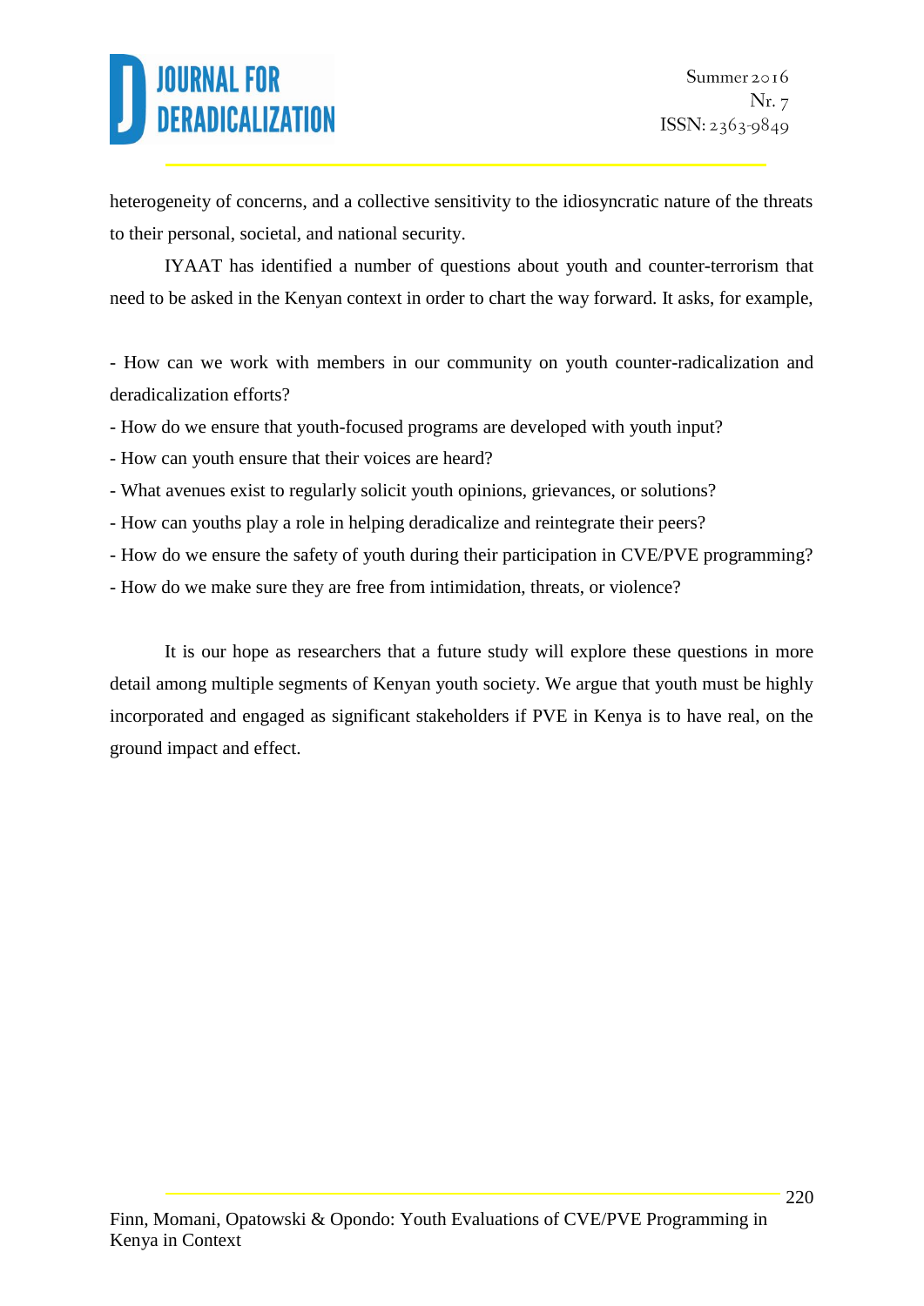heterogeneity of concerns, and a collective sensitivity to the idiosyncratic nature of the threats to their personal, societal, and national security.

IYAAT has identified a number of questions about youth and counter-terrorism that need to be asked in the Kenyan context in order to chart the way forward. It asks, for example,

- How can we work with members in our community on youth counter-radicalization and deradicalization efforts?
- How do we ensure that youth-focused programs are developed with youth input?
- How can youth ensure that their voices are heard?
- What avenues exist to regularly solicit youth opinions, grievances, or solutions?
- How can youths play a role in helping deradicalize and reintegrate their peers?
- How do we ensure the safety of youth during their participation in CVE/PVE programming?
- How do we make sure they are free from intimidation, threats, or violence?

It is our hope as researchers that a future study will explore these questions in more detail among multiple segments of Kenyan youth society. We argue that youth must be highly incorporated and engaged as significant stakeholders if PVE in Kenya is to have real, on the ground impact and effect.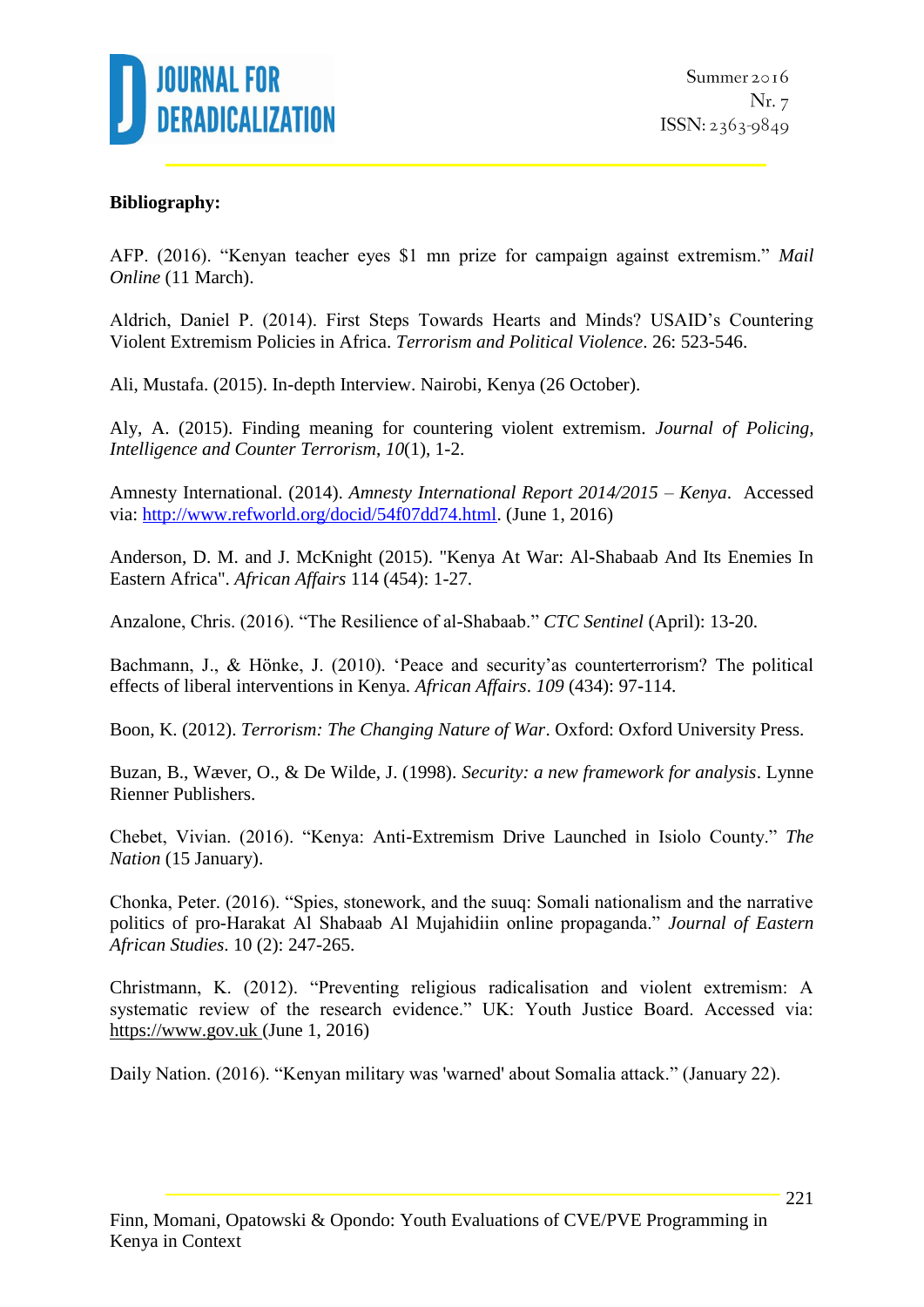**Bibliography:**

AFP. (2016). "Kenyan teacher eyes $1 mn prize for campaign against extremism." *Mail Online* (11 March).

Aldrich, Daniel P. (2014). First Steps Towards Hearts and Minds? USAID's Countering Violent Extremism Policies in Africa. *Terrorism and Political Violence*. 26: 523-546.

Ali, Mustafa. (2015). In-depth Interview. Nairobi, Kenya (26 October).

Aly, A. (2015). Finding meaning for countering violent extremism. *Journal of Policing, Intelligence and Counter Terrorism*, *10*(1), 1-2.

Amnesty International. (2014). *Amnesty International Report 2014/2015 – Kenya*. Accessed via: http://www.refworld.org/docid/54f07dd74.html. (June 1, 2016)

Anderson, D. M. and J. McKnight (2015). "Kenya At War: Al-Shabaab And Its Enemies In Eastern Africa". *African Affairs* 114 (454): 1-27.

Anzalone, Chris. (2016). "The Resilience of al-Shabaab." *CTC Sentinel* (April): 13-20.

Bachmann, J., & Hönke, J. (2010). 'Peace and security'as counterterrorism? The political effects of liberal interventions in Kenya. *African Affairs*. *109* (434): 97-114.

Boon, K. (2012). *Terrorism: The Changing Nature of War*. Oxford: Oxford University Press.

Buzan, B., Wæver, O., & De Wilde, J. (1998). *Security: a new framework for analysis*. Lynne Rienner Publishers.

Chebet, Vivian. (2016). "Kenya: Anti-Extremism Drive Launched in Isiolo County." *The Nation* (15 January).

Chonka, Peter. (2016). "Spies, stonework, and the suuq: Somali nationalism and the narrative politics of pro-Harakat Al Shabaab Al Mujahidiin online propaganda." *Journal of Eastern African Studies*. 10 (2): 247-265.

Christmann, K. (2012). "Preventing religious radicalisation and violent extremism: A systematic review of the research evidence." UK: Youth Justice Board. Accessed via: https://www.gov.uk (June 1, 2016)

Daily Nation. (2016). "Kenyan military was 'warned' about Somalia attack." (January 22).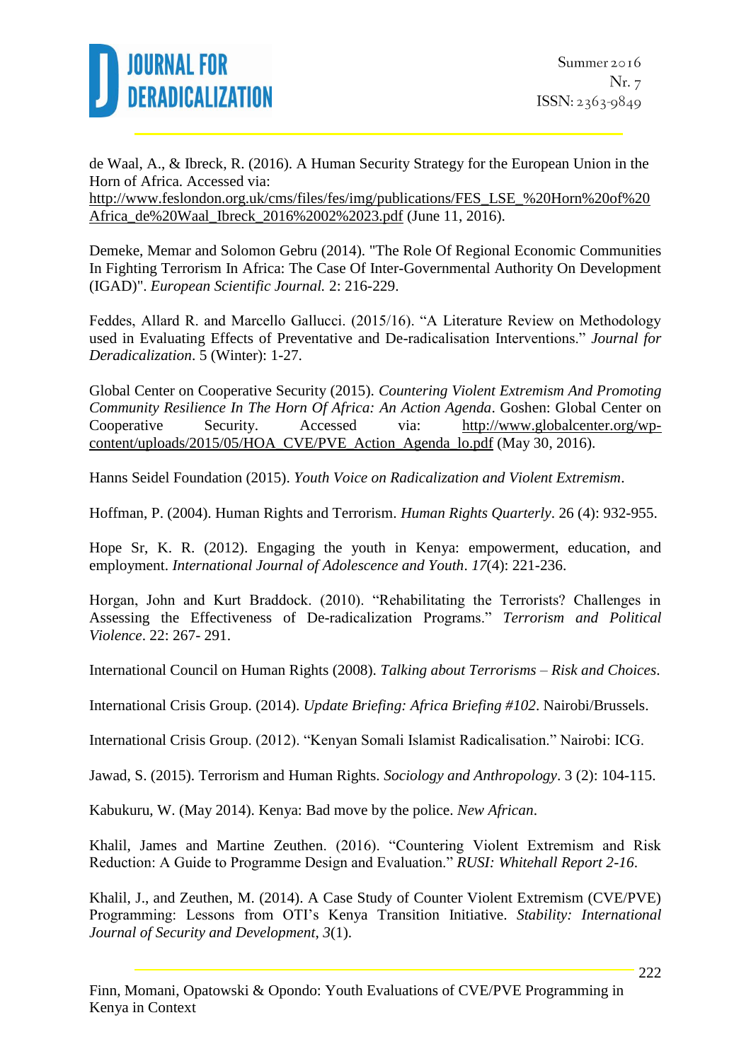de Waal, A., & Ibreck, R. (2016). A Human Security Strategy for the European Union in the Horn of Africa. Accessed via: http://www.feslondon.org.uk/cms/files/fes/img/publications/FES_LSE_%20Horn%20of%20Africa_de%20Waal_Ibreck_2016%2002%2023.pdf (June 11, 2016).

Demeke, Memar and Solomon Gebru (2014). "The Role Of Regional Economic Communities In Fighting Terrorism In Africa: The Case Of Inter-Governmental Authority On Development (IGAD)". *European Scientific Journal.* 2: 216-229.

Feddes, Allard R. and Marcello Gallucci. (2015/16). "A Literature Review on Methodology used in Evaluating Effects of Preventative and De-radicalisation Interventions." *Journal for Deradicalization*. 5 (Winter): 1-27.

Global Center on Cooperative Security (2015). *Countering Violent Extremism And Promoting Community Resilience In The Horn Of Africa: An Action Agenda*. Goshen: Global Center on Cooperative Security. Accessed via: http://www.globalcenter.org/wp-content/uploads/2015/05/HOA_CVE/PVE_Action_Agenda_lo.pdf (May 30, 2016).

Hanns Seidel Foundation (2015). *Youth Voice on Radicalization and Violent Extremism*.

Hoffman, P. (2004). Human Rights and Terrorism. *Human Rights Quarterly*. 26 (4): 932-955.

Hope Sr, K. R. (2012). Engaging the youth in Kenya: empowerment, education, and employment. *International Journal of Adolescence and Youth*. *17*(4): 221-236.

Horgan, John and Kurt Braddock. (2010). "Rehabilitating the Terrorists? Challenges in Assessing the Effectiveness of De-radicalization Programs." *Terrorism and Political Violence*. 22: 267- 291.

International Council on Human Rights (2008). *Talking about Terrorisms – Risk and Choices*.

International Crisis Group. (2014). *Update Briefing: Africa Briefing #102*. Nairobi/Brussels.

International Crisis Group. (2012). "Kenyan Somali Islamist Radicalisation." Nairobi: ICG.

Jawad, S. (2015). Terrorism and Human Rights. *Sociology and Anthropology*. 3 (2): 104-115.

Kabukuru, W. (May 2014). Kenya: Bad move by the police. *New African*.

Khalil, James and Martine Zeuthen. (2016). "Countering Violent Extremism and Risk Reduction: A Guide to Programme Design and Evaluation." *RUSI: Whitehall Report 2-16*.

Khalil, J., and Zeuthen, M. (2014). A Case Study of Counter Violent Extremism (CVE/PVE) Programming: Lessons from OTI's Kenya Transition Initiative. *Stability: International Journal of Security and Development*, *3*(1).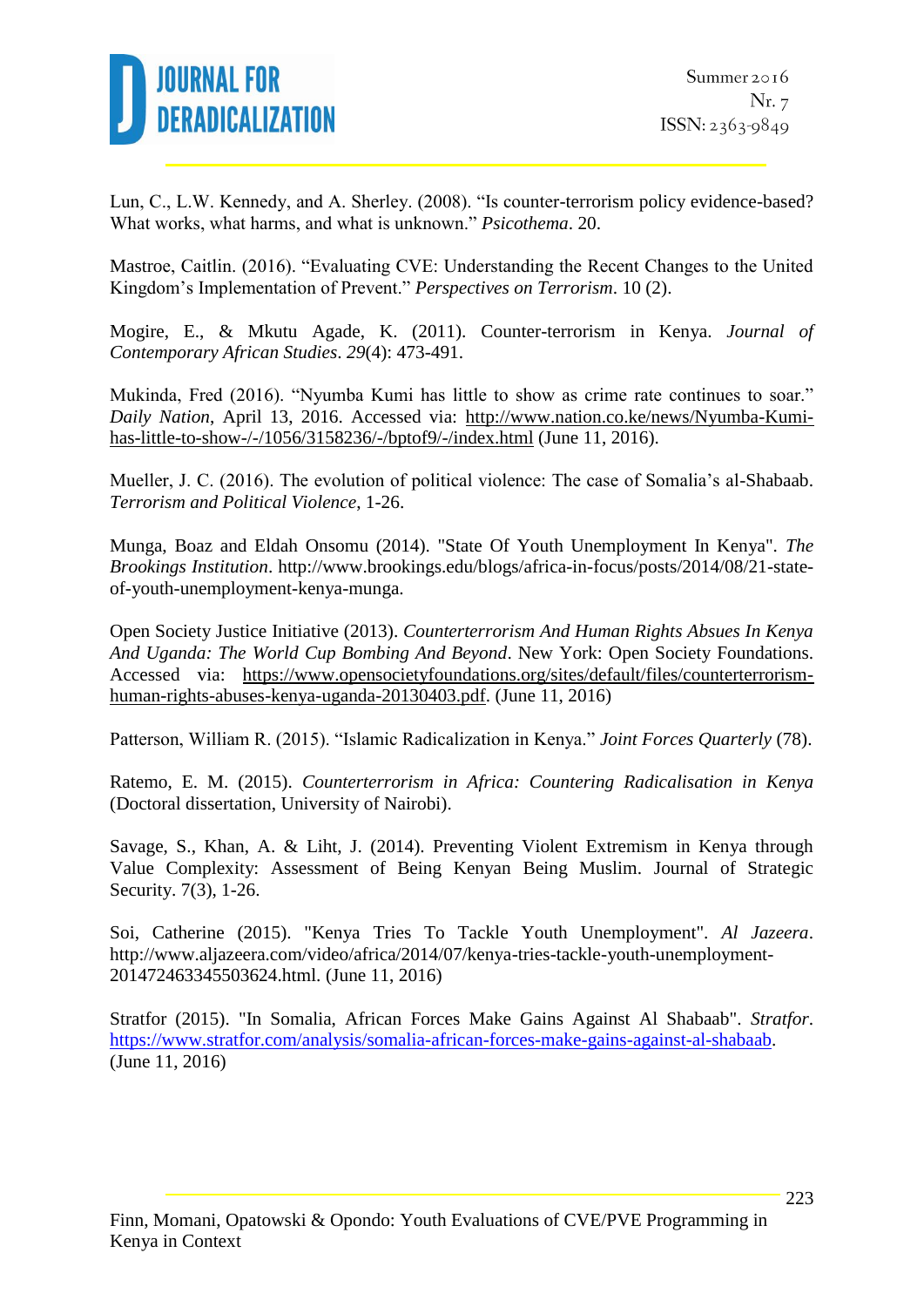Lun, C., L.W. Kennedy, and A. Sherley. (2008). “Is counter-terrorism policy evidence-based? What works, what harms, and what is unknown.” *Psicothema*. 20.

Mastroe, Caitlin. (2016). “Evaluating CVE: Understanding the Recent Changes to the United Kingdom’s Implementation of Prevent.” *Perspectives on Terrorism*. 10 (2).

Mogire, E., & Mkutu Agade, K. (2011). Counter-terrorism in Kenya. *Journal of Contemporary African Studies*. *29*(4): 473-491.

Mukinda, Fred (2016). “Nyumba Kumi has little to show as crime rate continues to soar.” *Daily Nation*, April 13, 2016. Accessed via: http://www.nation.co.ke/news/Nyumba-Kumi-has-little-to-show-/-/1056/3158236/-/bptof9/-/index.html (June 11, 2016).

Mueller, J. C. (2016). The evolution of political violence: The case of Somalia’s al-Shabaab. *Terrorism and Political Violence*, 1-26.

Munga, Boaz and Eldah Onsomu (2014). "State Of Youth Unemployment In Kenya". *The Brookings Institution*. http://www.brookings.edu/blogs/africa-in-focus/posts/2014/08/21-state-of-youth-unemployment-kenya-munga.

Open Society Justice Initiative (2013). *Counterterrorism And Human Rights Absues In Kenya And Uganda: The World Cup Bombing And Beyond*. New York: Open Society Foundations. Accessed via: https://www.opensocietyfoundations.org/sites/default/files/counterterrorism-human-rights-abuses-kenya-uganda-20130403.pdf. (June 11, 2016)

Patterson, William R. (2015). “Islamic Radicalization in Kenya.” *Joint Forces Quarterly* (78).

Ratemo, E. M. (2015). *Counterterrorism in Africa: Countering Radicalisation in Kenya* (Doctoral dissertation, University of Nairobi).

Savage, S., Khan, A. & Liht, J. (2014). Preventing Violent Extremism in Kenya through Value Complexity: Assessment of Being Kenyan Being Muslim. Journal of Strategic Security. 7(3), 1-26.

Soi, Catherine (2015). "Kenya Tries To Tackle Youth Unemployment". *Al Jazeera*. http://www.aljazeera.com/video/africa/2014/07/kenya-tries-tackle-youth-unemployment-201472463345503624.html. (June 11, 2016)

Stratfor (2015). "In Somalia, African Forces Make Gains Against Al Shabaab". *Stratfor*. https://www.stratfor.com/analysis/somalia-african-forces-make-gains-against-al-shabaab. (June 11, 2016)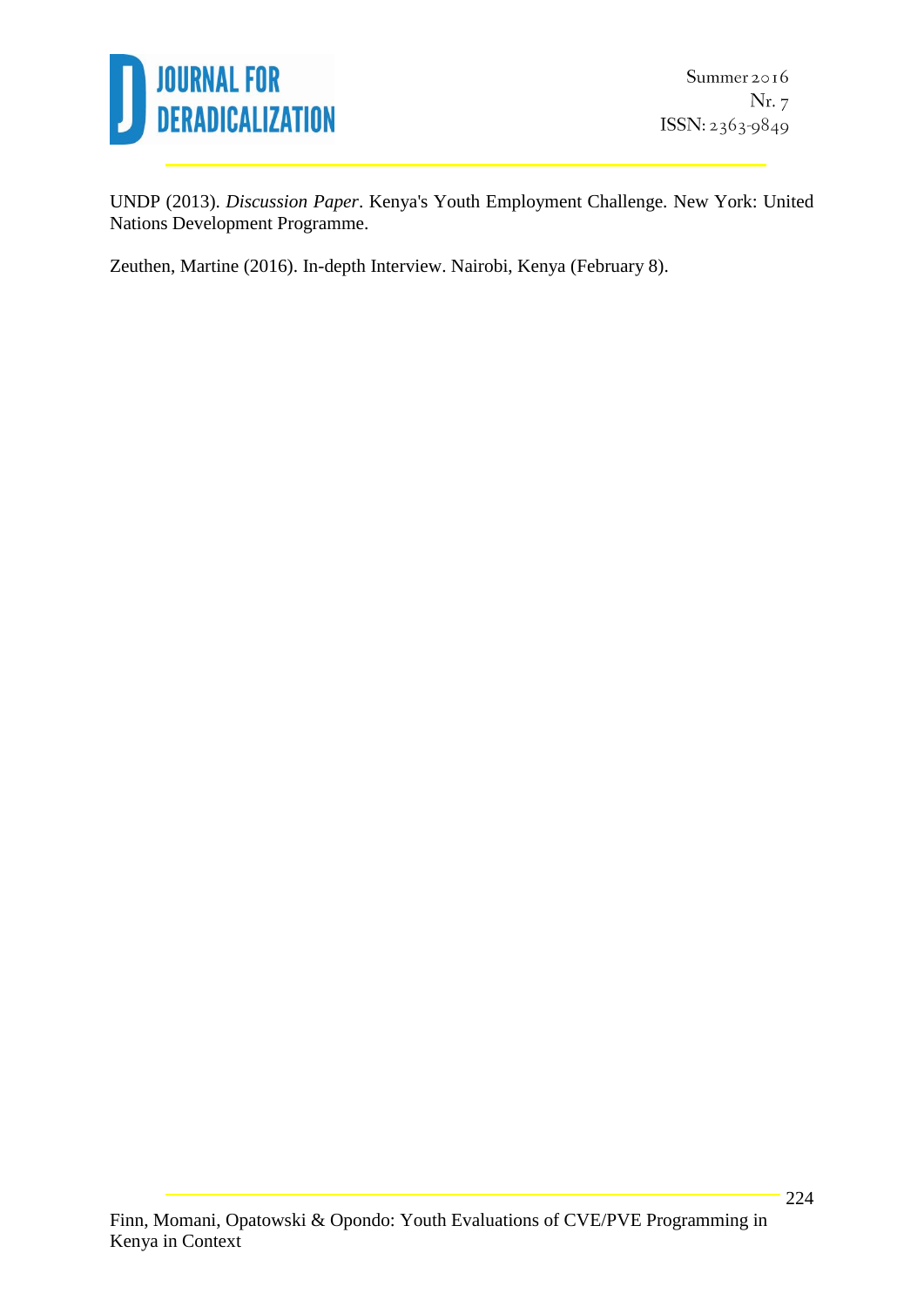UNDP (2013). *Discussion Paper*. Kenya's Youth Employment Challenge. New York: United Nations Development Programme.

Zeuthen, Martine (2016). In-depth Interview. Nairobi, Kenya (February 8).